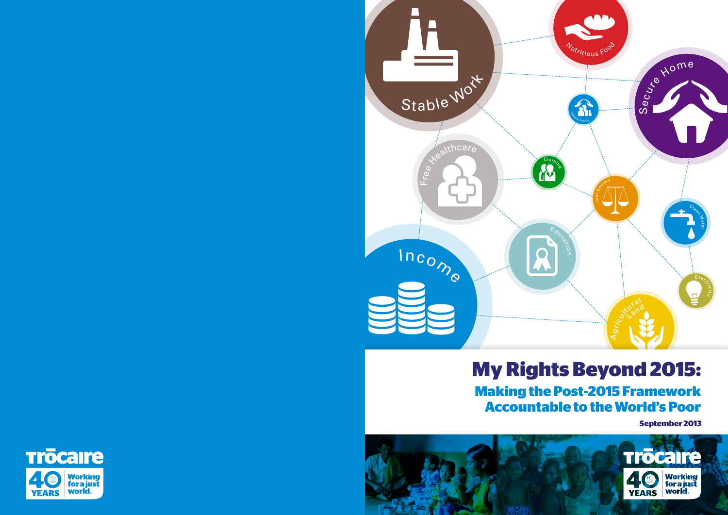# My Rights Beyond 2015:

## Making the Post-2015 Framework Accountable to the World's Poor

**September 2013**

Stable Work

Nutritious Food

Secure Home

Happy Family

Free Healthcare

Clothing

Just Society

Clean Water

Income

Education

Electricity

Agricultural Land

Trócaire

40 YEARS 1973 2013 Working for a just world.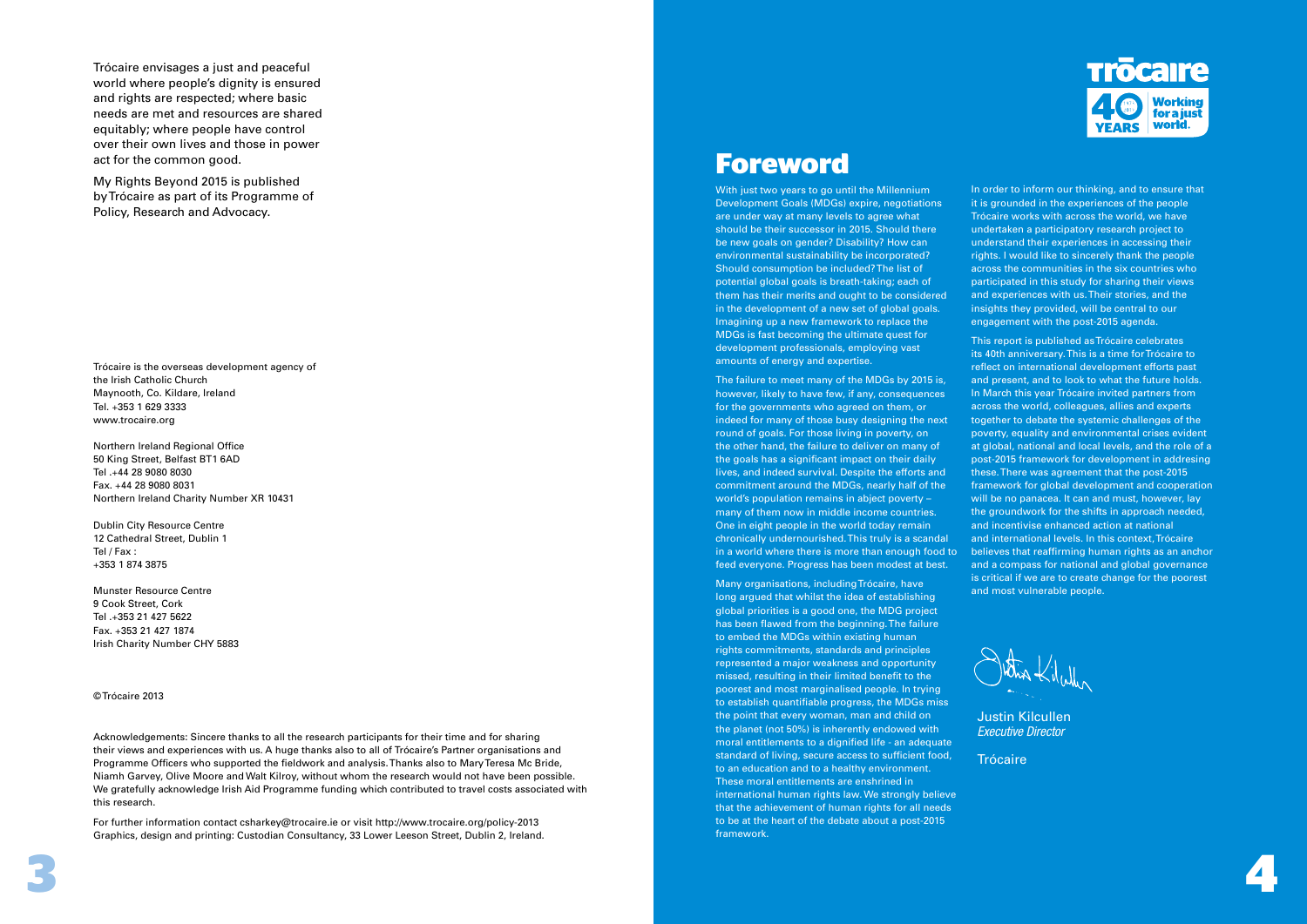Trócaire envisages a just and peaceful world where people's dignity is ensured and rights are respected; where basic needs are met and resources are shared equitably; where people have control over their own lives and those in power act for the common good.

My Rights Beyond 2015 is published by Trócaire as part of its Programme of Policy, Research and Advocacy.

Trócaire is the overseas development agency of the Irish Catholic Church
Maynooth, Co. Kildare, Ireland
Tel. +353 1 629 3333
www.trocaire.org

Northern Ireland Regional Office
50 King Street, Belfast BT1 6AD
Tel .+44 28 9080 8030
Fax. +44 28 9080 8031
Northern Ireland Charity Number XR 10431

Dublin City Resource Centre
12 Cathedral Street, Dublin 1
Tel / Fax :
+353 1 874 3875

Munster Resource Centre
9 Cook Street, Cork
Tel .+353 21 427 5622
Fax. +353 21 427 1874
Irish Charity Number CHY 5883

©Trócaire 2013

Acknowledgements: Sincere thanks to all the research participants for their time and for sharing their views and experiences with us. A huge thanks also to all of Trócaire's Partner organisations and Programme Officers who supported the fieldwork and analysis. Thanks also to Mary Teresa Mc Bride, Niamh Garvey, Olive Moore and Walt Kilroy, without whom the research would not have been possible. We gratefully acknowledge Irish Aid Programme funding which contributed to travel costs associated with this research.

For further information contact csharkey@trocaire.ie or visit http://www.trocaire.org/policy-2013
Graphics, design and printing: Custodian Consultancy, 33 Lower Leeson Street, Dublin 2, Ireland.

Trócaire 40 YEARS Working for a just world.

# Foreword

With just two years to go until the Millennium Development Goals (MDGs) expire, negotiations are under way at many levels to agree what should be their successor in 2015. Should there be new goals on gender? Disability? How can environmental sustainability be incorporated? Should consumption be included? The list of potential global goals is breath-taking; each of them has their merits and ought to be considered in the development of a new set of global goals. Imagining up a new framework to replace the MDGs is fast becoming the ultimate quest for development professionals, employing vast amounts of energy and expertise.

The failure to meet many of the MDGs by 2015 is, however, likely to have few, if any, consequences for the governments who agreed on them, or indeed for many of those busy designing the next round of goals. For those living in poverty, on the other hand, the failure to deliver on many of the goals has a significant impact on their daily lives, and indeed survival. Despite the efforts and commitment around the MDGs, nearly half of the world's population remains in abject poverty – many of them now in middle income countries. One in eight people in the world today remain chronically undernourished. This truly is a scandal in a world where there is more than enough food to feed everyone. Progress has been modest at best.

Many organisations, including Trócaire, have long argued that whilst the idea of establishing global priorities is a good one, the MDG project has been flawed from the beginning. The failure to embed the MDGs within existing human rights commitments, standards and principles represented a major weakness and opportunity missed, resulting in their limited benefit to the poorest and most marginalised people. In trying to establish quantifiable progress, the MDGs miss the point that every woman, man and child on the planet (not 50%) is inherently endowed with moral entitlements to a dignified life - an adequate standard of living, secure access to sufficient food, to an education and to a healthy environment. These moral entitlements are enshrined in international human rights law. We strongly believe that the achievement of human rights for all needs to be at the heart of the debate about a post-2015 framework.

In order to inform our thinking, and to ensure that it is grounded in the experiences of the people Trócaire works with across the world, we have undertaken a participatory research project to understand their experiences in accessing their rights. I would like to sincerely thank the people across the communities in the six countries who participated in this study for sharing their views and experiences with us. Their stories, and the insights they provided, will be central to our engagement with the post-2015 agenda.

This report is published as Trócaire celebrates its 40th anniversary. This is a time for Trócaire to reflect on international development efforts past and present, and to look to what the future holds. In March this year Trócaire invited partners from across the world, colleagues, allies and experts together to debate the systemic challenges of the poverty, equality and environmental crises evident at global, national and local levels, and the role of a post-2015 framework for development in addresing these. There was agreement that the post-2015 framework for global development and cooperation will be no panacea. It can and must, however, lay the groundwork for the shifts in approach needed, and incentivise enhanced action at national and international levels. In this context, Trócaire believes that reaffirming human rights as an anchor and a compass for national and global governance is critical if we are to create change for the poorest and most vulnerable people.

Justin Kilcullen
*Executive Director*

Trócaire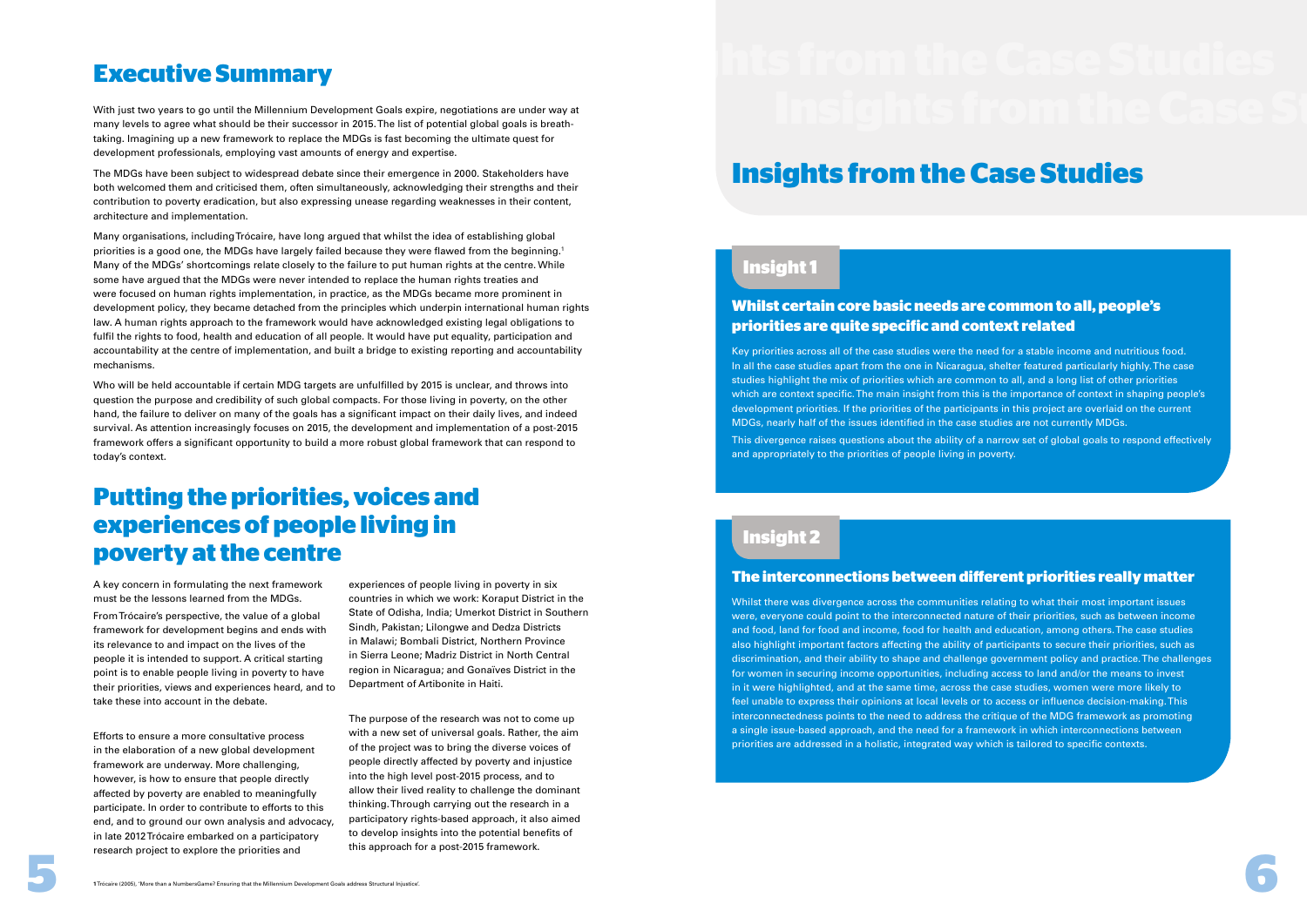## Executive Summary

With just two years to go until the Millennium Development Goals expire, negotiations are under way at many levels to agree what should be their successor in 2015. The list of potential global goals is breath-taking. Imagining up a new framework to replace the MDGs is fast becoming the ultimate quest for development professionals, employing vast amounts of energy and expertise.

The MDGs have been subject to widespread debate since their emergence in 2000. Stakeholders have both welcomed them and criticised them, often simultaneously, acknowledging their strengths and their contribution to poverty eradication, but also expressing unease regarding weaknesses in their content, architecture and implementation.

Many organisations, including Trócaire, have long argued that whilst the idea of establishing global priorities is a good one, the MDGs have largely failed because they were flawed from the beginning.[1] Many of the MDGs' shortcomings relate closely to the failure to put human rights at the centre. While some have argued that the MDGs were never intended to replace the human rights treaties and were focused on human rights implementation, in practice, as the MDGs became more prominent in development policy, they became detached from the principles which underpin international human rights law. A human rights approach to the framework would have acknowledged existing legal obligations to fulfil the rights to food, health and education of all people. It would have put equality, participation and accountability at the centre of implementation, and built a bridge to existing reporting and accountability mechanisms.

Who will be held accountable if certain MDG targets are unfulfilled by 2015 is unclear, and throws into question the purpose and credibility of such global compacts. For those living in poverty, on the other hand, the failure to deliver on many of the goals has a significant impact on their daily lives, and indeed survival. As attention increasingly focuses on 2015, the development and implementation of a post-2015 framework offers a significant opportunity to build a more robust global framework that can respond to today's context.

## Putting the priorities, voices and experiences of people living in poverty at the centre

A key concern in formulating the next framework must be the lessons learned from the MDGs.

From Trócaire's perspective, the value of a global framework for development begins and ends with its relevance to and impact on the lives of the people it is intended to support. A critical starting point is to enable people living in poverty to have their priorities, views and experiences heard, and to take these into account in the debate.

Efforts to ensure a more consultative process in the elaboration of a new global development framework are underway. More challenging, however, is how to ensure that people directly affected by poverty are enabled to meaningfully participate. In order to contribute to efforts to this end, and to ground our own analysis and advocacy, in late 2012 Trócaire embarked on a participatory research project to explore the priorities and experiences of people living in poverty in six countries in which we work: Koraput District in the State of Odisha, India; Umerkot District in Southern Sindh, Pakistan; Lilongwe and Dedza Districts in Malawi; Bombali District, Northern Province in Sierra Leone; Madriz District in North Central region in Nicaragua; and Gonaïves District in the Department of Artibonite in Haiti.

The purpose of the research was not to come up with a new set of universal goals. Rather, the aim of the project was to bring the diverse voices of people directly affected by poverty and injustice into the high level post-2015 process, and to allow their lived reality to challenge the dominant thinking. Through carrying out the research in a participatory rights-based approach, it also aimed to develop insights into the potential benefits of this approach for a post-2015 framework.

[1] Trocaire (2005), 'More than a Numbers Game? Ensuring that the Millennium Development Goals address Structural Injustice'.

# Insights from the Case Studies

## Insight 1

### Whilst certain core basic needs are common to all, people's priorities are quite specific and context related

Key priorities across all of the case studies were the need for a stable income and nutritious food. In all the case studies apart from the one in Nicaragua, shelter featured particularly highly. The case studies highlight the mix of priorities which are common to all, and a long list of other priorities which are context specific. The main insight from this is the importance of context in shaping people's development priorities. If the priorities of the participants in this project are overlaid on the current MDGs, nearly half of the issues identified in the case studies are not currently MDGs.

This divergence raises questions about the ability of a narrow set of global goals to respond effectively and appropriately to the priorities of people living in poverty.

## Insight 2

### The interconnections between different priorities really matter

Whilst there was divergence across the communities relating to what their most important issues were, everyone could point to the interconnected nature of their priorities, such as between income and food, land for food and income, food for health and education, among others. The case studies also highlight important factors affecting the ability of participants to secure their priorities, such as discrimination, and their ability to shape and challenge government policy and practice. The challenges for women in securing income opportunities, including access to land and/or the means to invest in it were highlighted, and at the same time, across the case studies, women were more likely to feel unable to express their opinions at local levels or to access or influence decision-making. This interconnectedness points to the need to address the critique of the MDG framework as promoting a single issue-based approach, and the need for a framework in which interconnections between priorities are addressed in a holistic, integrated way which is tailored to specific contexts.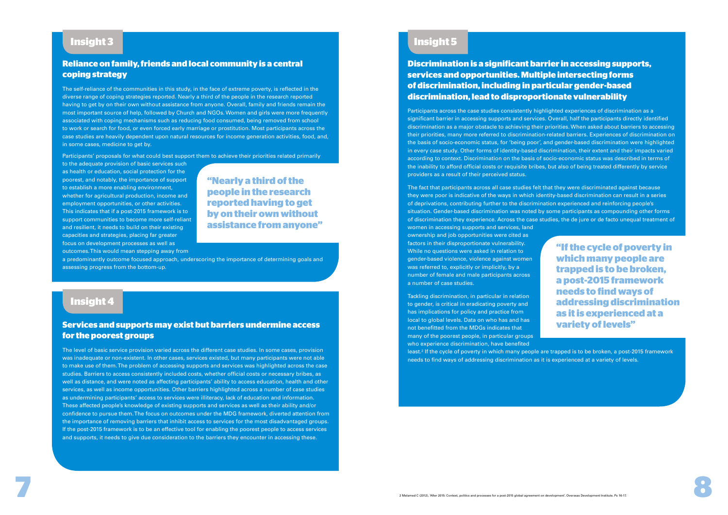## Insight 3

### Reliance on family, friends and local community is a central coping strategy

The self-reliance of the communities in this study, in the face of extreme poverty, is reflected in the diverse range of coping strategies reported. Nearly a third of the people in the research reported having to get by on their own without assistance from anyone. Overall, family and friends remain the most important source of help, followed by Church and NGOs. Women and girls were more frequently associated with coping mechanisms such as reducing food consumed, being removed from school to work or search for food, or even forced early marriage or prostitution. Most participants across the case studies are heavily dependent upon natural resources for income generation activities, food, and, in some cases, medicine to get by.

Participants' proposals for what could best support them to achieve their priorities related primarily to the adequate provision of basic services such as health or education, social protection for the poorest, and notably, the importance of support to establish a more enabling environment, whether for agricultural production, income and employment opportunities, or other activities. This indicates that if a post-2015 framework is to support communities to become more self-reliant and resilient, it needs to build on their existing capacities and strategies, placing far greater focus on development processes as well as outcomes. This would mean stepping away from a predominantly outcome focused approach, underscoring the importance of determining goals and assessing progress from the bottom-up.

> **"Nearly a third of the people in the research reported having to get by on their own without assistance from anyone"**

## Insight 4

### Services and supports may exist but barriers undermine access for the poorest groups

The level of basic service provision varied across the different case studies. In some cases, provision was inadequate or non-existent. In other cases, services existed, but many participants were not able to make use of them. The problem of accessing supports and services was highlighted across the case studies. Barriers to access consistently included costs, whether official costs or necessary bribes, as well as distance, and were noted as affecting participants' ability to access education, health and other services, as well as income opportunities. Other barriers highlighted across a number of case studies as undermining participants' access to services were illiteracy, lack of education and information. These affected people's knowledge of existing supports and services as well as their ability and/or confidence to pursue them. The focus on outcomes under the MDG framework, diverted attention from the importance of removing barriers that inhibit access to services for the most disadvantaged groups. If the post-2015 framework is to be an effective tool for enabling the poorest people to access services and supports, it needs to give due consideration to the barriers they encounter in accessing these.

## Insight 5

### Discrimination is a significant barrier in accessing supports, services and opportunities. Multiple intersecting forms of discrimination, including in particular gender-based discrimination, lead to disproportionate vulnerability

Participants across the case studies consistently highlighted experiences of discrimination as a significant barrier in accessing supports and services. Overall, half the participants directly identified discrimination as a major obstacle to achieving their priorities. When asked about barriers to accessing their priorities, many more referred to discrimination-related barriers. Experiences of discrimination on the basis of socio-economic status, for 'being poor', and gender-based discrimination were highlighted in every case study. Other forms of identity-based discrimination, their extent and their impacts varied according to context. Discrimination on the basis of socio-economic status was described in terms of the inability to afford official costs or requisite bribes, but also of being treated differently by service providers as a result of their perceived status.

The fact that participants across all case studies felt that they were discriminated against because they were poor is indicative of the ways in which identity-based discrimination can result in a series of deprivations, contributing further to the discrimination experienced and reinforcing people's situation. Gender-based discrimination was noted by some participants as compounding other forms of discrimination they experience. Across the case studies, the de jure or de facto unequal treatment of women in accessing supports and services, land ownership and job opportunities were cited as factors in their disproportionate vulnerability. While no questions were asked in relation to gender-based violence, violence against women was referred to, explicitly or implicitly, by a number of female and male participants across a number of case studies.

Tackling discrimination, in particular in relation to gender, is critical in eradicating poverty and has implications for policy and practice from local to global levels. Data on who has and has not benefitted from the MDGs indicates that many of the poorest people, in particular groups who experience discrimination, have benefited least.[2] If the cycle of poverty in which many people are trapped is to be broken, a post-2015 framework needs to find ways of addressing discrimination as it is experienced at a variety of levels.

> **"If the cycle of poverty in which many people are trapped is to be broken, a post-2015 framework needs to find ways of addressing discrimination as it is experienced at a variety of levels"**

2 Melamed C (2012), 'After 2015: Context, politics and processes for a post-2015 global agreement on development'. Overseas Development Institute. Ps 16-17.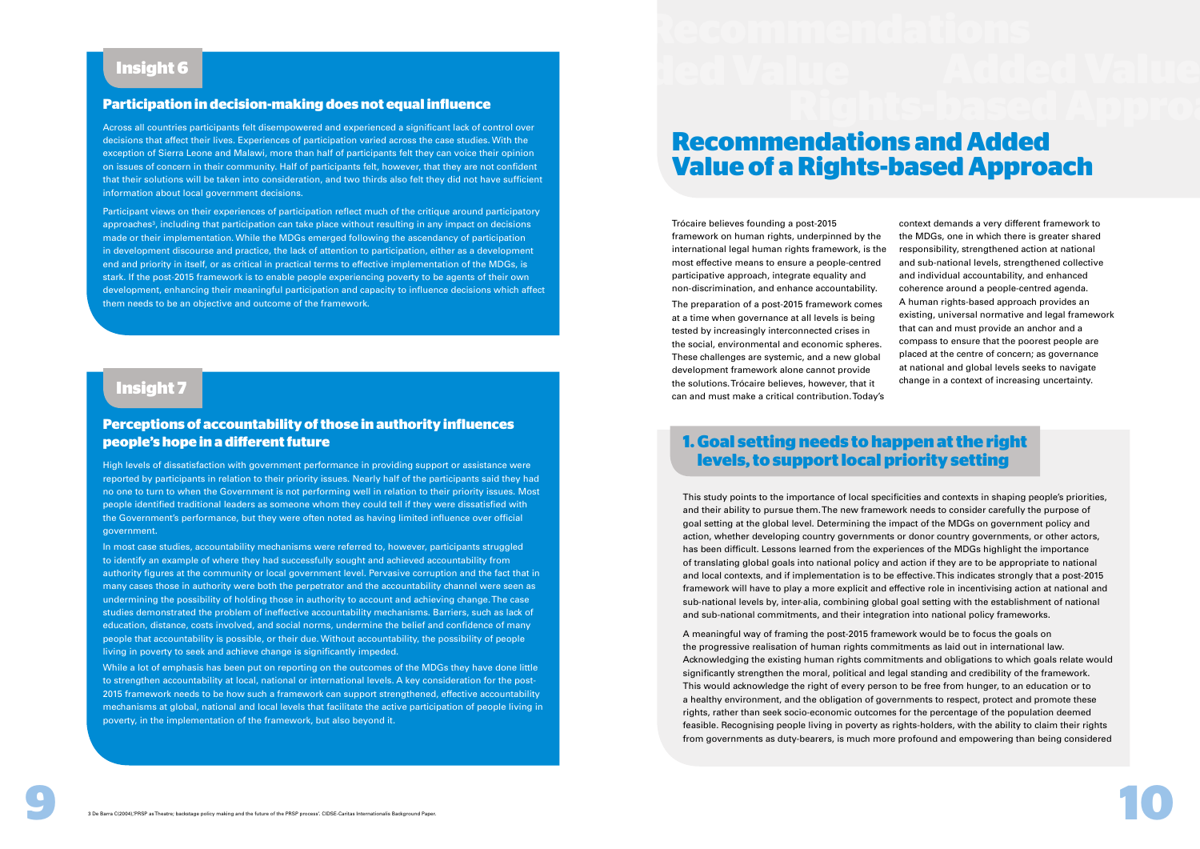## Insight 6

### Participation in decision-making does not equal influence

Across all countries participants felt disempowered and experienced a significant lack of control over decisions that affect their lives. Experiences of participation varied across the case studies. With the exception of Sierra Leone and Malawi, more than half of participants felt they can voice their opinion on issues of concern in their community. Half of participants felt, however, that they are not confident that their solutions will be taken into consideration, and two thirds also felt they did not have sufficient information about local government decisions.

Participant views on their experiences of participation reflect much of the critique around participatory approaches[3], including that participation can take place without resulting in any impact on decisions made or their implementation. While the MDGs emerged following the ascendancy of participation in development discourse and practice, the lack of attention to participation, either as a development end and priority in itself, or as critical in practical terms to effective implementation of the MDGs, is stark. If the post-2015 framework is to enable people experiencing poverty to be agents of their own development, enhancing their meaningful participation and capacity to influence decisions which affect them needs to be an objective and outcome of the framework.

## Insight 7

### Perceptions of accountability of those in authority influences people's hope in a different future

High levels of dissatisfaction with government performance in providing support or assistance were reported by participants in relation to their priority issues. Nearly half of the participants said they had no one to turn to when the Government is not performing well in relation to their priority issues. Most people identified traditional leaders as someone whom they could tell if they were dissatisfied with the Government's performance, but they were often noted as having limited influence over official government.

In most case studies, accountability mechanisms were referred to, however, participants struggled to identify an example of where they had successfully sought and achieved accountability from authority figures at the community or local government level. Pervasive corruption and the fact that in many cases those in authority were both the perpetrator and the accountability channel were seen as undermining the possibility of holding those in authority to account and achieving change. The case studies demonstrated the problem of ineffective accountability mechanisms. Barriers, such as lack of education, distance, costs involved, and social norms, undermine the belief and confidence of many people that accountability is possible, or their due. Without accountability, the possibility of people living in poverty to seek and achieve change is significantly impeded.

While a lot of emphasis has been put on reporting on the outcomes of the MDGs they have done little to strengthen accountability at local, national or international levels. A key consideration for the post-2015 framework needs to be how such a framework can support strengthened, effective accountability mechanisms at global, national and local levels that facilitate the active participation of people living in poverty, in the implementation of the framework, but also beyond it.

3 De Barra C(2004),'PRSP as Theatre; backstage policy making and the future of the PRSP process'. CIDSE-Caritas Internationalis Background Paper.

# Recommendations and Added Value of a Rights-based Approach

Trócaire believes founding a post-2015 framework on human rights, underpinned by the international legal human rights framework, is the most effective means to ensure a people-centred participative approach, integrate equality and non-discrimination, and enhance accountability.

The preparation of a post-2015 framework comes at a time when governance at all levels is being tested by increasingly interconnected crises in the social, environmental and economic spheres. These challenges are systemic, and a new global development framework alone cannot provide the solutions. Trócaire believes, however, that it can and must make a critical contribution. Today's context demands a very different framework to the MDGs, one in which there is greater shared responsibility, strengthened action at national and sub-national levels, strengthened collective and individual accountability, and enhanced coherence around a people-centred agenda. A human rights-based approach provides an existing, universal normative and legal framework that can and must provide an anchor and a compass to ensure that the poorest people are placed at the centre of concern; as governance at national and global levels seeks to navigate change in a context of increasing uncertainty.

## 1. Goal setting needs to happen at the right levels, to support local priority setting

This study points to the importance of local specificities and contexts in shaping people's priorities, and their ability to pursue them. The new framework needs to consider carefully the purpose of goal setting at the global level. Determining the impact of the MDGs on government policy and action, whether developing country governments or donor country governments, or other actors, has been difficult. Lessons learned from the experiences of the MDGs highlight the importance of translating global goals into national policy and action if they are to be appropriate to national and local contexts, and if implementation is to be effective. This indicates strongly that a post-2015 framework will have to play a more explicit and effective role in incentivising action at national and sub-national levels by, inter-alia, combining global goal setting with the establishment of national and sub-national commitments, and their integration into national policy frameworks.

A meaningful way of framing the post-2015 framework would be to focus the goals on the progressive realisation of human rights commitments as laid out in international law. Acknowledging the existing human rights commitments and obligations to which goals relate would significantly strengthen the moral, political and legal standing and credibility of the framework. This would acknowledge the right of every person to be free from hunger, to an education or to a healthy environment, and the obligation of governments to respect, protect and promote these rights, rather than seek socio-economic outcomes for the percentage of the population deemed feasible. Recognising people living in poverty as rights-holders, with the ability to claim their rights from governments as duty-bearers, is much more profound and empowering than being considered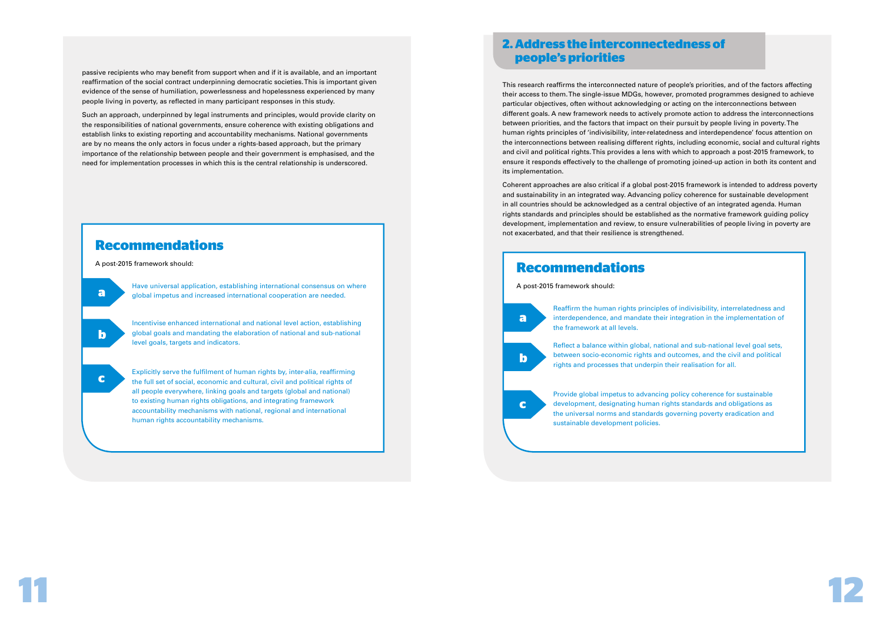passive recipients who may benefit from support when and if it is available, and an important reaffirmation of the social contract underpinning democratic societies. This is important given evidence of the sense of humiliation, powerlessness and hopelessness experienced by many people living in poverty, as reflected in many participant responses in this study.

Such an approach, underpinned by legal instruments and principles, would provide clarity on the responsibilities of national governments, ensure coherence with existing obligations and establish links to existing reporting and accountability mechanisms. National governments are by no means the only actors in focus under a rights-based approach, but the primary importance of the relationship between people and their government is emphasised, and the need for implementation processes in which this is the central relationship is underscored.

### Recommendations

A post-2015 framework should:

**a** Have universal application, establishing international consensus on where global impetus and increased international cooperation are needed.

**b** Incentivise enhanced international and national level action, establishing global goals and mandating the elaboration of national and sub-national level goals, targets and indicators.

**c** Explicitly serve the fulfilment of human rights by, inter-alia, reaffirming the full set of social, economic and cultural, civil and political rights of all people everywhere, linking goals and targets (global and national) to existing human rights obligations, and integrating framework accountability mechanisms with national, regional and international human rights accountability mechanisms.

## 2. Address the interconnectedness of people's priorities

This research reaffirms the interconnected nature of people's priorities, and of the factors affecting their access to them. The single-issue MDGs, however, promoted programmes designed to achieve particular objectives, often without acknowledging or acting on the interconnections between different goals. A new framework needs to actively promote action to address the interconnections between priorities, and the factors that impact on their pursuit by people living in poverty. The human rights principles of 'indivisibility, inter-relatedness and interdependence' focus attention on the interconnections between realising different rights, including economic, social and cultural rights and civil and political rights. This provides a lens with which to approach a post-2015 framework, to ensure it responds effectively to the challenge of promoting joined-up action in both its content and its implementation.

Coherent approaches are also critical if a global post-2015 framework is intended to address poverty and sustainability in an integrated way. Advancing policy coherence for sustainable development in all countries should be acknowledged as a central objective of an integrated agenda. Human rights standards and principles should be established as the normative framework guiding policy development, implementation and review, to ensure vulnerabilities of people living in poverty are not exacerbated, and that their resilience is strengthened.

### Recommendations

A post-2015 framework should:

**a** Reaffirm the human rights principles of indivisibility, interrelatedness and interdependence, and mandate their integration in the implementation of the framework at all levels.

**b** Reflect a balance within global, national and sub-national level goal sets, between socio-economic rights and outcomes, and the civil and political rights and processes that underpin their realisation for all.

**c** Provide global impetus to advancing policy coherence for sustainable development, designating human rights standards and obligations as the universal norms and standards governing poverty eradication and sustainable development policies.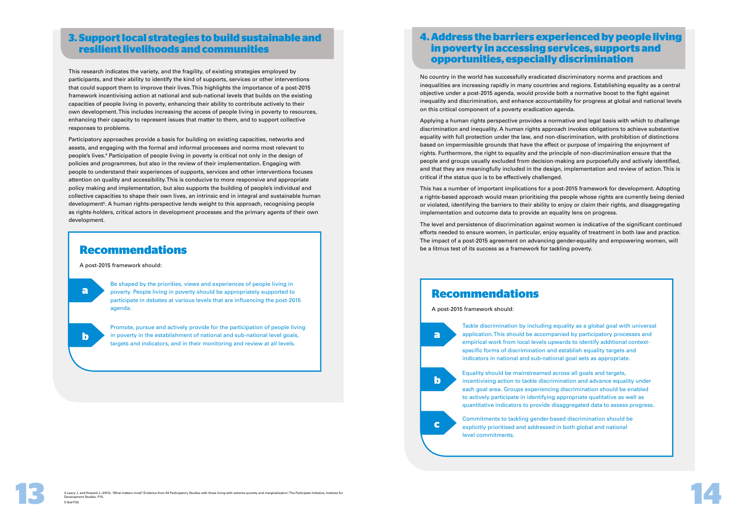## 3. Support local strategies to build sustainable and resilient livelihoods and communities

This research indicates the variety, and the fragility, of existing strategies employed by participants, and their ability to identify the kind of supports, services or other interventions that could support them to improve their lives. This highlights the importance of a post-2015 framework incentivising action at national and sub-national levels that builds on the existing capacities of people living in poverty, enhancing their ability to contribute actively to their own development. This includes increasing the access of people living in poverty to resources, enhancing their capacity to represent issues that matter to them, and to support collective responses to problems.

Participatory approaches provide a basis for building on existing capacities, networks and assets, and engaging with the formal and informal processes and norms most relevant to people's lives.[4] Participation of people living in poverty is critical not only in the design of policies and programmes, but also in the review of their implementation. Engaging with people to understand their experiences of supports, services and other interventions focuses attention on quality and accessibility. This is conducive to more responsive and appropriate policy making and implementation, but also supports the building of people's individual and collective capacities to shape their own lives, an intrinsic end in integral and sustainable human development[5]. A human rights-perspective lends weight to this approach, recognising people as rights-holders, critical actors in development processes and the primary agents of their own development.

### Recommendations

A post-2015 framework should:

**a** Be shaped by the priorities, views and experiences of people living in poverty. People living in poverty should be appropriately supported to participate in debates at various levels that are influencing the post-2015 agenda.

**b** Promote, pursue and actively provide for the participation of people living in poverty in the establishment of national and sub-national level goals, targets and indicators, and in their monitoring and review at all levels.

## 4. Address the barriers experienced by people living in poverty in accessing services, supports and opportunities, especially discrimination

No country in the world has successfully eradicated discriminatory norms and practices and inequalities are increasing rapidly in many countries and regions. Establishing equality as a central objective under a post-2015 agenda, would provide both a normative boost to the fight against inequality and discrimination, and enhance accountability for progress at global and national levels on this critical component of a poverty eradication agenda.

Applying a human rights perspective provides a normative and legal basis with which to challenge discrimination and inequality. A human rights approach invokes obligations to achieve substantive equality with full protection under the law, and non-discrimination, with prohibition of distinctions based on impermissible grounds that have the effect or purpose of impairing the enjoyment of rights. Furthermore, the right to equality and the principle of non-discrimination ensure that the people and groups usually excluded from decision-making are purposefully and actively identified, and that they are meaningfully included in the design, implementation and review of action. This is critical if the status quo is to be effectively challenged.

This has a number of important implications for a post-2015 framework for development. Adopting a rights-based approach would mean prioritising the people whose rights are currently being denied or violated, identifying the barriers to their ability to enjoy or claim their rights, and disaggregating implementation and outcome data to provide an equality lens on progress.

The level and persistence of discrimination against women is indicative of the significant continued efforts needed to ensure women, in particular, enjoy equality of treatment in both law and practice. The impact of a post-2015 agreement on advancing gender-equality and empowering women, will be a litmus test of its success as a framework for tackling poverty.

### Recommendations

A post-2015 framework should:

**a** Tackle discrimination by including equality as a global goal with universal application. This should be accompanied by participatory processes and empirical work from local levels upwards to identify additional context-specific forms of discrimination and establish equality targets and indicators in national and sub-national goal sets as appropriate.

**b** Equality should be mainstreamed across all goals and targets, incentivising action to tackle discrimination and advance equality under each goal area. Groups experiencing discrimination should be enabled to actively participate in identifying appropriate qualitative as well as quantitative indicators to provide disaggregated data to assess progress.

**c** Commitments to tackling gender-based discrimination should be explicitly prioritised and addressed in both global and national level commitments.

---

4 Leavy J, and Howard J. (2013), 'What matters most? Evidence from 84 Participatory Studies with those living with extreme poverty and marginalisation'. The Participate Initiative, Institute for Development Studies. P15.

5 Ibid P20.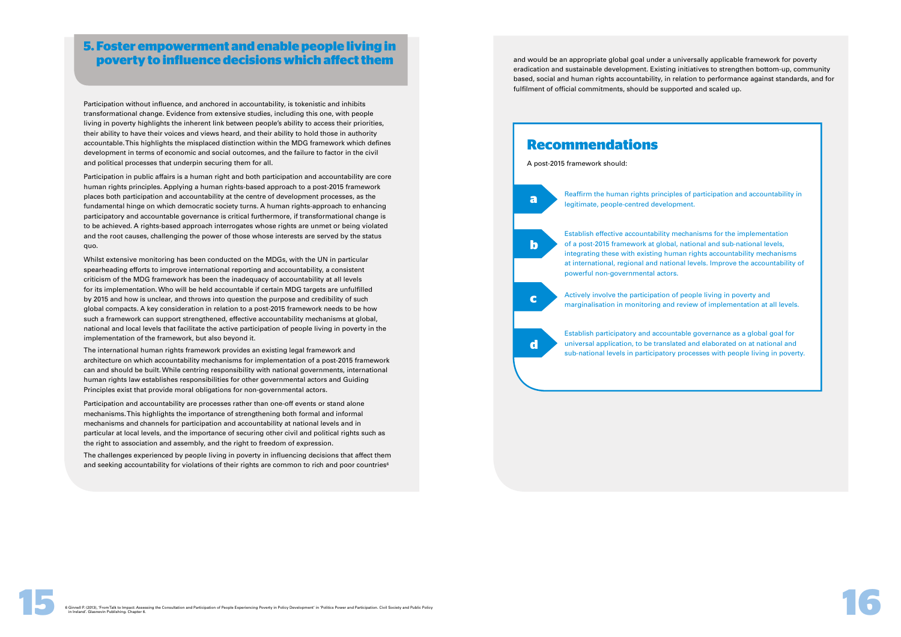## 5. Foster empowerment and enable people living in poverty to influence decisions which affect them

Participation without influence, and anchored in accountability, is tokenistic and inhibits transformational change. Evidence from extensive studies, including this one, with people living in poverty highlights the inherent link between people's ability to access their priorities, their ability to have their voices and views heard, and their ability to hold those in authority accountable. This highlights the misplaced distinction within the MDG framework which defines development in terms of economic and social outcomes, and the failure to factor in the civil and political processes that underpin securing them for all.

Participation in public affairs is a human right and both participation and accountability are core human rights principles. Applying a human rights-based approach to a post-2015 framework places both participation and accountability at the centre of development processes, as the fundamental hinge on which democratic society turns. A human rights-approach to enhancing participatory and accountable governance is critical furthermore, if transformational change is to be achieved. A rights-based approach interrogates whose rights are unmet or being violated and the root causes, challenging the power of those whose interests are served by the status quo.

Whilst extensive monitoring has been conducted on the MDGs, with the UN in particular spearheading efforts to improve international reporting and accountability, a consistent criticism of the MDG framework has been the inadequacy of accountability at all levels for its implementation. Who will be held accountable if certain MDG targets are unfulfilled by 2015 and how is unclear, and throws into question the purpose and credibility of such global compacts. A key consideration in relation to a post-2015 framework needs to be how such a framework can support strengthened, effective accountability mechanisms at global, national and local levels that facilitate the active participation of people living in poverty in the implementation of the framework, but also beyond it.

The international human rights framework provides an existing legal framework and architecture on which accountability mechanisms for implementation of a post-2015 framework can and should be built. While centring responsibility with national governments, international human rights law establishes responsibilities for other governmental actors and Guiding Principles exist that provide moral obligations for non-governmental actors.

Participation and accountability are processes rather than one-off events or stand alone mechanisms. This highlights the importance of strengthening both formal and informal mechanisms and channels for participation and accountability at national levels and in particular at local levels, and the importance of securing other civil and political rights such as the right to association and assembly, and the right to freedom of expression.

The challenges experienced by people living in poverty in influencing decisions that affect them and seeking accountability for violations of their rights are common to rich and poor countries[6] and would be an appropriate global goal under a universally applicable framework for poverty eradication and sustainable development. Existing initiatives to strengthen bottom-up, community based, social and human rights accountability, in relation to performance against standards, and for fulfilment of official commitments, should be supported and scaled up.

## Recommendations

A post-2015 framework should:

**a** Reaffirm the human rights principles of participation and accountability in legitimate, people-centred development.

**b** Establish effective accountability mechanisms for the implementation of a post-2015 framework at global, national and sub-national levels, integrating these with existing human rights accountability mechanisms at international, regional and national levels. Improve the accountability of powerful non-governmental actors.

**c** Actively involve the participation of people living in poverty and marginalisation in monitoring and review of implementation at all levels.

**d** Establish participatory and accountable governance as a global goal for universal application, to be translated and elaborated on at national and sub-national levels in participatory processes with people living in poverty.

---

6 Ginnell P. (2013), 'From Talk to Impact: Assessing the Consultation and Participation of People Experiencing Poverty in Policy Development' in 'Politics Power and Participation. Civil Society and Public Policy in Ireland'. Glasnevin Publishing. Chapter 6.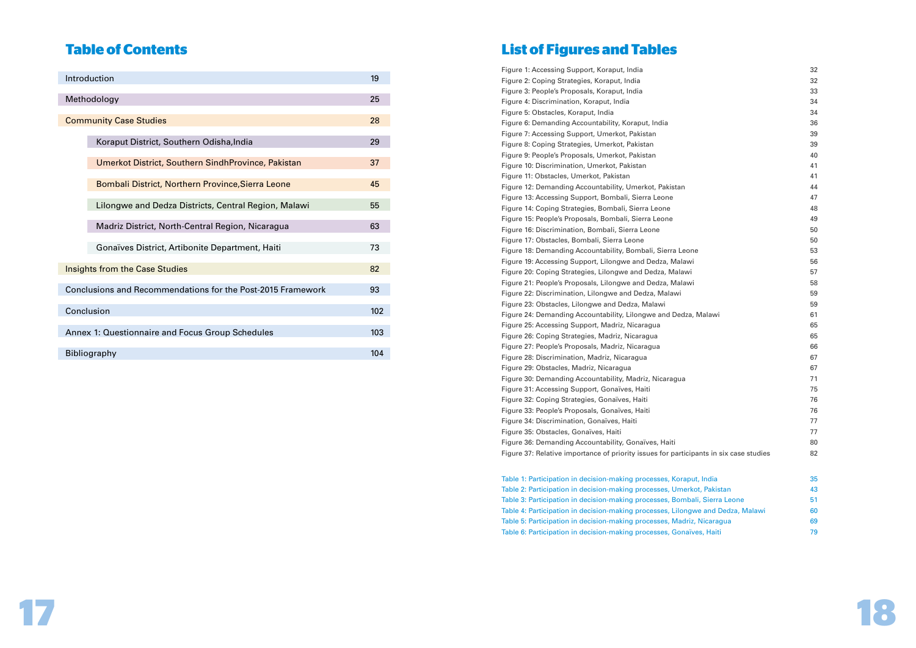# Table of Contents

| Section | Page |
|---|---|
| Introduction | 19 |
| Methodology | 25 |
| Community Case Studies | 28 |
| Koraput District, Southern Odisha,India | 29 |
| Umerkot District, Southern SindhProvince, Pakistan | 37 |
| Bombali District, Northern Province,Sierra Leone | 45 |
| Lilongwe and Dedza Districts, Central Region, Malawi | 55 |
| Madriz District, North-Central Region, Nicaragua | 63 |
| Gonaïves District, Artibonite Department, Haiti | 73 |
| Insights from the Case Studies | 82 |
| Conclusions and Recommendations for the Post-2015 Framework | 93 |
| Conclusion | 102 |
| Annex 1: Questionnaire and Focus Group Schedules | 103 |
| Bibliography | 104 |

# List of Figures and Tables

| Figure | Page |
|---|---|
| Figure 1: Accessing Support, Koraput, India | 32 |
| Figure 2: Coping Strategies, Koraput, India | 32 |
| Figure 3: People's Proposals, Koraput, India | 33 |
| Figure 4: Discrimination, Koraput, India | 34 |
| Figure 5: Obstacles, Koraput, India | 34 |
| Figure 6: Demanding Accountability, Koraput, India | 36 |
| Figure 7: Accessing Support, Umerkot, Pakistan | 39 |
| Figure 8: Coping Strategies, Umerkot, Pakistan | 39 |
| Figure 9: People's Proposals, Umerkot, Pakistan | 40 |
| Figure 10: Discrimination, Umerkot, Pakistan | 41 |
| Figure 11: Obstacles, Umerkot, Pakistan | 41 |
| Figure 12: Demanding Accountability, Umerkot, Pakistan | 44 |
| Figure 13: Accessing Support, Bombali, Sierra Leone | 47 |
| Figure 14: Coping Strategies, Bombali, Sierra Leone | 48 |
| Figure 15: People's Proposals, Bombali, Sierra Leone | 49 |
| Figure 16: Discrimination, Bombali, Sierra Leone | 50 |
| Figure 17: Obstacles, Bombali, Sierra Leone | 50 |
| Figure 18: Demanding Accountability, Bombali, Sierra Leone | 53 |
| Figure 19: Accessing Support, Lilongwe and Dedza, Malawi | 56 |
| Figure 20: Coping Strategies, Lilongwe and Dedza, Malawi | 57 |
| Figure 21: People's Proposals, Lilongwe and Dedza, Malawi | 58 |
| Figure 22: Discrimination, Lilongwe and Dedza, Malawi | 59 |
| Figure 23: Obstacles, Lilongwe and Dedza, Malawi | 59 |
| Figure 24: Demanding Accountability, Lilongwe and Dedza, Malawi | 61 |
| Figure 25: Accessing Support, Madriz, Nicaragua | 65 |
| Figure 26: Coping Strategies, Madriz, Nicaragua | 65 |
| Figure 27: People's Proposals, Madriz, Nicaragua | 66 |
| Figure 28: Discrimination, Madriz, Nicaragua | 67 |
| Figure 29: Obstacles, Madriz, Nicaragua | 67 |
| Figure 30: Demanding Accountability, Madriz, Nicaragua | 71 |
| Figure 31: Accessing Support, Gonaïves, Haiti | 75 |
| Figure 32: Coping Strategies, Gonaïves, Haiti | 76 |
| Figure 33: People's Proposals, Gonaïves, Haiti | 76 |
| Figure 34: Discrimination, Gonaïves, Haiti | 77 |
| Figure 35: Obstacles, Gonaïves, Haiti | 77 |
| Figure 36: Demanding Accountability, Gonaïves, Haiti | 80 |
| Figure 37: Relative importance of priority issues for participants in six case studies | 82 |

| Table | Page |
|---|---|
| Table 1: Participation in decision-making processes, Koraput, India | 35 |
| Table 2: Participation in decision-making processes, Umerkot, Pakistan | 43 |
| Table 3: Participation in decision-making processes, Bombali, Sierra Leone | 51 |
| Table 4: Participation in decision-making processes, Lilongwe and Dedza, Malawi | 60 |
| Table 5: Participation in decision-making processes, Madriz, Nicaragua | 69 |
| Table 6: Participation in decision-making processes, Gonaïves, Haiti | 79 |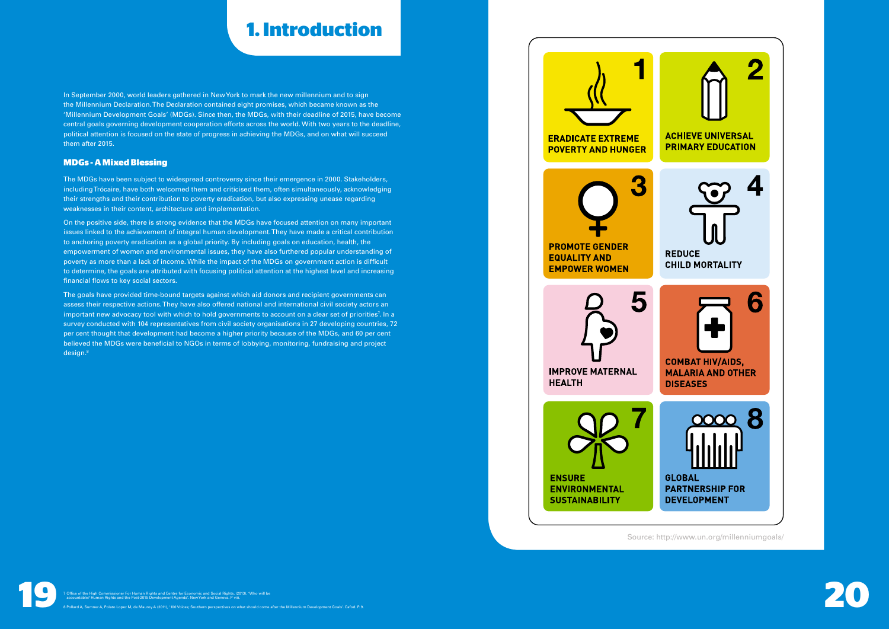# 1. Introduction

In September 2000, world leaders gathered in New York to mark the new millennium and to sign the Millennium Declaration. The Declaration contained eight promises, which became known as the 'Millennium Development Goals' (MDGs). Since then, the MDGs, with their deadline of 2015, have become central goals governing development cooperation efforts across the world. With two years to the deadline, political attention is focused on the state of progress in achieving the MDGs, and on what will succeed them after 2015.

## MDGs - A Mixed Blessing

The MDGs have been subject to widespread controversy since their emergence in 2000. Stakeholders, including Trócaire, have both welcomed them and criticised them, often simultaneously, acknowledging their strengths and their contribution to poverty eradication, but also expressing unease regarding weaknesses in their content, architecture and implementation.

On the positive side, there is strong evidence that the MDGs have focused attention on many important issues linked to the achievement of integral human development. They have made a critical contribution to anchoring poverty eradication as a global priority. By including goals on education, health, the empowerment of women and environmental issues, they have also furthered popular understanding of poverty as more than a lack of income. While the impact of the MDGs on government action is difficult to determine, the goals are attributed with focusing political attention at the highest level and increasing financial flows to key social sectors.

The goals have provided time-bound targets against which aid donors and recipient governments can assess their respective actions. They have also offered national and international civil society actors an important new advocacy tool with which to hold governments to account on a clear set of priorities[7]. In a survey conducted with 104 representatives from civil society organisations in 27 developing countries, 72 per cent thought that development had become a higher priority because of the MDGs, and 60 per cent believed the MDGs were beneficial to NGOs in terms of lobbying, monitoring, fundraising and project design.[8]

1 ERADICATE EXTREME POVERTY AND HUNGER

2 ACHIEVE UNIVERSAL PRIMARY EDUCATION

3 PROMOTE GENDER EQUALITY AND EMPOWER WOMEN

4 REDUCE CHILD MORTALITY

5 IMPROVE MATERNAL HEALTH

6 COMBAT HIV/AIDS, MALARIA AND OTHER DISEASES

7 ENSURE ENVIRONMENTAL SUSTAINABILITY

8 GLOBAL PARTNERSHIP FOR DEVELOPMENT

Source: http://www.un.org/millenniumgoals/

7 Office of the High Commissioner For Human Rights and Centre for Economic and Social Rights, (2013), 'Who will be accountable? Human Rights and the Post-2015 Development Agenda'. New York and Geneva. P viii.

8 Pollard A, Sumner A, Polato Lopez M, de Mauroy A (2011), '100 Voices; Southern perspectives on what should come after the Millennium Development Goals'. Cafod. P. 9.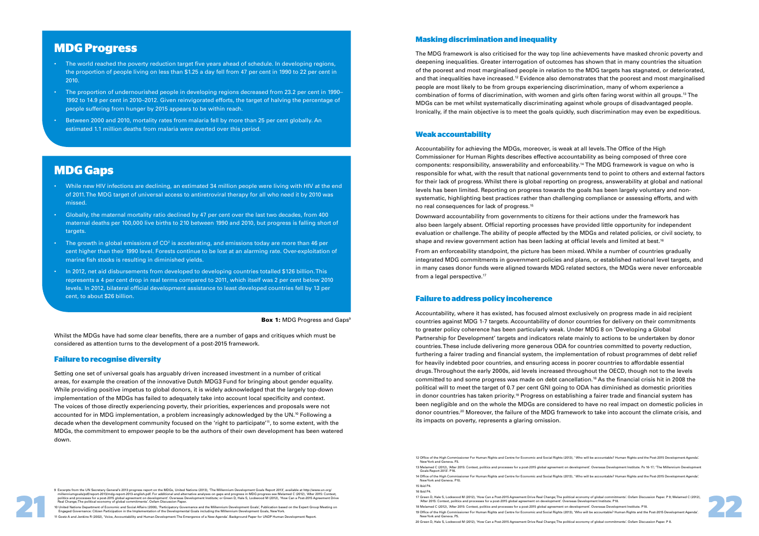## MDG Progress

- The world reached the poverty reduction target five years ahead of schedule. In developing regions, the proportion of people living on less than $1.25 a day fell from 47 per cent in 1990 to 22 per cent in 2010.
- The proportion of undernourished people in developing regions decreased from 23.2 per cent in 1990–1992 to 14.9 per cent in 2010–2012. Given reinvigorated efforts, the target of halving the percentage of people suffering from hunger by 2015 appears to be within reach.
- Between 2000 and 2010, mortality rates from malaria fell by more than 25 per cent globally. An estimated 1.1 million deaths from malaria were averted over this period.

## MDG Gaps

- While new HIV infections are declining, an estimated 34 million people were living with HIV at the end of 2011. The MDG target of universal access to antiretroviral therapy for all who need it by 2010 was missed.
- Globally, the maternal mortality ratio declined by 47 per cent over the last two decades, from 400 maternal deaths per 100,000 live births to 210 between 1990 and 2010, but progress is falling short of targets.
- The growth in global emissions of $CO^2$ is accelerating, and emissions today are more than 46 per cent higher than their 1990 level. Forests continue to be lost at an alarming rate. Over-exploitation of marine fish stocks is resulting in diminished yields.
- In 2012, net aid disbursements from developed to developing countries totalled $126 billion. This represents a 4 per cent drop in real terms compared to 2011, which itself was 2 per cent below 2010 levels. In 2012, bilateral official development assistance to least developed countries fell by 13 per cent, to about $26 billion.

**Box 1:** MDG Progress and Gaps[9]

Whilst the MDGs have had some clear benefits, there are a number of gaps and critiques which must be considered as attention turns to the development of a post-2015 framework.

### Failure to recognise diversity

Setting one set of universal goals has arguably driven increased investment in a number of critical areas, for example the creation of the innovative Dutch MDG3 Fund for bringing about gender equality. While providing positive impetus to global donors, it is widely acknowledged that the largely top-down implementation of the MDGs has failed to adequately take into account local specificity and context. The voices of those directly experiencing poverty, their priorities, experiences and proposals were not accounted for in MDG implementation, a problem increasingly acknowledged by the UN.[10] Following a decade when the development community focused on the 'right to participate'[11], to some extent, with the MDGs, the commitment to empower people to be the authors of their own development has been watered down.

### Masking discrimination and inequality

The MDG framework is also criticised for the way top line achievements have masked chronic poverty and deepening inequalities. Greater interrogation of outcomes has shown that in many countries the situation of the poorest and most marginalised people in relation to the MDG targets has stagnated, or deteriorated, and that inequalities have increased.[12] Evidence also demonstrates that the poorest and most marginalised people are most likely to be from groups experiencing discrimination, many of whom experience a combination of forms of discrimination, with women and girls often faring worst within all groups.[13] The MDGs can be met whilst systematically discriminating against whole groups of disadvantaged people. Ironically, if the main objective is to meet the goals quickly, such discrimination may even be expeditious.

### Weak accountability

Accountability for achieving the MDGs, moreover, is weak at all levels. The Office of the High Commissioner for Human Rights describes effective accountability as being composed of three core components: responsibility, answerability and enforceability.[14] The MDG framework is vague on who is responsible for what, with the result that national governments tend to point to others and external factors for their lack of progress. Whilst there is global reporting on progress, answerability at global and national levels has been limited. Reporting on progress towards the goals has been largely voluntary and non-systematic, highlighting best practices rather than challenging compliance or assessing efforts, and with no real consequences for lack of progress.[15]

Downward accountability from governments to citizens for their actions under the framework has also been largely absent. Official reporting processes have provided little opportunity for independent evaluation or challenge. The ability of people affected by the MDGs and related policies, or civil society, to shape and review government action has been lacking at official levels and limited at best.[16]

From an enforceability standpoint, the picture has been mixed. While a number of countries gradually integrated MDG commitments in government policies and plans, or established national level targets, and in many cases donor funds were aligned towards MDG related sectors, the MDGs were never enforceable from a legal perspective.[17]

### Failure to address policy incoherence

Accountability, where it has existed, has focused almost exclusively on progress made in aid recipient countries against MDG 1-7 targets. Accountability of donor countries for delivery on their commitments to greater policy coherence has been particularly weak. Under MDG 8 on 'Developing a Global Partnership for Development' targets and indicators relate mainly to actions to be undertaken by donor countries. These include delivering more generous ODA for countries committed to poverty reduction, furthering a fairer trading and financial system, the implementation of robust programmes of debt relief for heavily indebted poor countries, and ensuring access in poorer countries to affordable essential drugs. Throughout the early 2000s, aid levels increased throughout the OECD, though not to the levels committed to and some progress was made on debt cancellation.[18] As the financial crisis hit in 2008 the political will to meet the target of 0.7 per cent GNI going to ODA has diminished as domestic priorities in donor countries has taken priority.[19] Progress on establishing a fairer trade and financial system has been negligible and on the whole the MDGs are considered to have no real impact on domestic policies in donor countries.[20] Moreover, the failure of the MDG framework to take into account the climate crisis, and its impacts on poverty, represents a glaring omission.

9 Excerpts from the UN Secretary General's 2013 progress report on the MDGs, United Nations (2013), 'The Millennium Development Goals Report 2013', available at http://www.un.org/millenniumgoals/pdf/report-2013/mdg-report-2013-english.pdf. For additional and alternative analyses on gaps and progress in MDG progress see Melamed C (2012), 'After 2015: Context, politics and processes for a post-2015 global agreement on development'. Overseas Development Institute; or Green D, Hale S, Lockwood M (2012), 'How Can a Post-2015 Agreement Drive Real Change; The political economy of global commitments'. Oxfam Discussion Paper.

10 United Nations Department of Economic and Social Affairs (2006), 'Participatory Governance and the Millennium Development Goals', Publication based on the Expert Group Meeting on Engaged Governance: Citizen Participation in the Implementation of the Developmental Goals including the Millennium Development Goals, New York.

11 Goetz A and Jenkins R (2002), 'Voice, Accountability and Human Development: The Emergence of a New Agenda'. Background Paper for UNDP Human Development Report.

12 Office of the High Commissioner For Human Rights and Centre for Economic and Social Rights (2013), ' Who will be accountable? Human Rights and the Post-2015 Development Agenda'. New York and Geneva. P3.

13 Melamed C (2012), 'After 2015: Context, politics and processes for a post-2015 global agreement on development'. Overseas Development Institute. Ps 16-17; 'The Millennium Development Goals Report 2013'. P18.

14 Office of the High Commissioner For Human Rights and Centre for Economic and Social Rights (2013), ' Who will be accountable? Human Rights and the Post-2015 Development Agenda'. New York and Geneva. P10.

15 Ibid P4.

16 Ibid P4.

17 Green D, Hale S, Lockwood M (2012), 'How Can a Post-2015 Agreement Drive Real Change; The political economy of global commitments'. Oxfam Discussion Paper. P 9; Melamed C (2012), 'After 2015: Context, politics and processes for a post-2015 global agreement on development'. Overseas Development Institute. P18.

18 Melamed C (2012), 'After 2015: Context, politics and processes for a post-2015 global agreement on development'. Overseas Development Institute. P18.

19 Office of the High Commissioner For Human Rights and Centre for Economic and Social Rights (2013), 'Who will be accountable? Human Rights and the Post-2015 Development Agenda'. New York and Geneva. P5.

20 Green D, Hale S, Lockwood M (2012), 'How Can a Post-2015 Agreement Drive Real Change; The political economy of global commitments'. Oxfam Discussion Paper. P 8.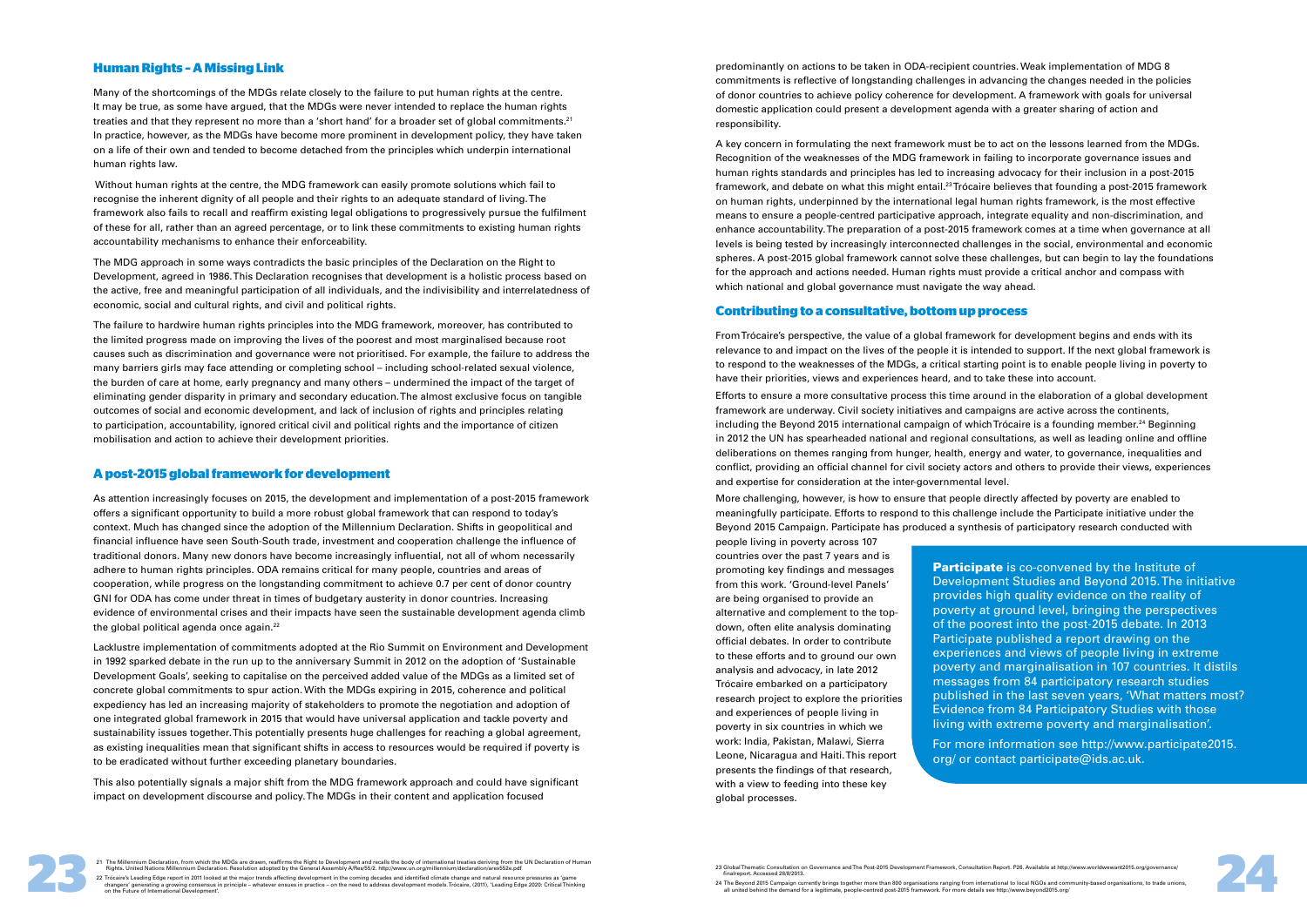## Human Rights – A Missing Link

Many of the shortcomings of the MDGs relate closely to the failure to put human rights at the centre. It may be true, as some have argued, that the MDGs were never intended to replace the human rights treaties and that they represent no more than a 'short hand' for a broader set of global commitments.[21] In practice, however, as the MDGs have become more prominent in development policy, they have taken on a life of their own and tended to become detached from the principles which underpin international human rights law.

Without human rights at the centre, the MDG framework can easily promote solutions which fail to recognise the inherent dignity of all people and their rights to an adequate standard of living. The framework also fails to recall and reaffirm existing legal obligations to progressively pursue the fulfilment of these for all, rather than an agreed percentage, or to link these commitments to existing human rights accountability mechanisms to enhance their enforceability.

The MDG approach in some ways contradicts the basic principles of the Declaration on the Right to Development, agreed in 1986. This Declaration recognises that development is a holistic process based on the active, free and meaningful participation of all individuals, and the indivisibility and interrelatedness of economic, social and cultural rights, and civil and political rights.

The failure to hardwire human rights principles into the MDG framework, moreover, has contributed to the limited progress made on improving the lives of the poorest and most marginalised because root causes such as discrimination and governance were not prioritised. For example, the failure to address the many barriers girls may face attending or completing school – including school-related sexual violence, the burden of care at home, early pregnancy and many others – undermined the impact of the target of eliminating gender disparity in primary and secondary education. The almost exclusive focus on tangible outcomes of social and economic development, and lack of inclusion of rights and principles relating to participation, accountability, ignored critical civil and political rights and the importance of citizen mobilisation and action to achieve their development priorities.

## A post-2015 global framework for development

As attention increasingly focuses on 2015, the development and implementation of a post-2015 framework offers a significant opportunity to build a more robust global framework that can respond to today's context. Much has changed since the adoption of the Millennium Declaration. Shifts in geopolitical and financial influence have seen South-South trade, investment and cooperation challenge the influence of traditional donors. Many new donors have become increasingly influential, not all of whom necessarily adhere to human rights principles. ODA remains critical for many people, countries and areas of cooperation, while progress on the longstanding commitment to achieve 0.7 per cent of donor country GNI for ODA has come under threat in times of budgetary austerity in donor countries. Increasing evidence of environmental crises and their impacts have seen the sustainable development agenda climb the global political agenda once again.[22]

Lacklustre implementation of commitments adopted at the Rio Summit on Environment and Development in 1992 sparked debate in the run up to the anniversary Summit in 2012 on the adoption of 'Sustainable Development Goals', seeking to capitalise on the perceived added value of the MDGs as a limited set of concrete global commitments to spur action. With the MDGs expiring in 2015, coherence and political expediency has led an increasing majority of stakeholders to promote the negotiation and adoption of one integrated global framework in 2015 that would have universal application and tackle poverty and sustainability issues together. This potentially presents huge challenges for reaching a global agreement, as existing inequalities mean that significant shifts in access to resources would be required if poverty is to be eradicated without further exceeding planetary boundaries.

This also potentially signals a major shift from the MDG framework approach and could have significant impact on development discourse and policy. The MDGs in their content and application focused predominantly on actions to be taken in ODA-recipient countries. Weak implementation of MDG 8 commitments is reflective of longstanding challenges in advancing the changes needed in the policies of donor countries to achieve policy coherence for development. A framework with goals for universal domestic application could present a development agenda with a greater sharing of action and responsibility.

A key concern in formulating the next framework must be to act on the lessons learned from the MDGs. Recognition of the weaknesses of the MDG framework in failing to incorporate governance issues and human rights standards and principles has led to increasing advocacy for their inclusion in a post-2015 framework, and debate on what this might entail.[23] Trócaire believes that founding a post-2015 framework on human rights, underpinned by the international legal human rights framework, is the most effective means to ensure a people-centred participative approach, integrate equality and non-discrimination, and enhance accountability. The preparation of a post-2015 framework comes at a time when governance at all levels is being tested by increasingly interconnected challenges in the social, environmental and economic spheres. A post-2015 global framework cannot solve these challenges, but can begin to lay the foundations for the approach and actions needed. Human rights must provide a critical anchor and compass with which national and global governance must navigate the way ahead.

## Contributing to a consultative, bottom up process

From Trócaire's perspective, the value of a global framework for development begins and ends with its relevance to and impact on the lives of the people it is intended to support. If the next global framework is to respond to the weaknesses of the MDGs, a critical starting point is to enable people living in poverty to have their priorities, views and experiences heard, and to take these into account.

Efforts to ensure a more consultative process this time around in the elaboration of a global development framework are underway. Civil society initiatives and campaigns are active across the continents, including the Beyond 2015 international campaign of which Trócaire is a founding member.[24] Beginning in 2012 the UN has spearheaded national and regional consultations, as well as leading online and offline deliberations on themes ranging from hunger, health, energy and water, to governance, inequalities and conflict, providing an official channel for civil society actors and others to provide their views, experiences and expertise for consideration at the inter-governmental level.

More challenging, however, is how to ensure that people directly affected by poverty are enabled to meaningfully participate. Efforts to respond to this challenge include the Participate initiative under the Beyond 2015 Campaign. Participate has produced a synthesis of participatory research conducted with people living in poverty across 107 countries over the past 7 years and is promoting key findings and messages from this work. 'Ground-level Panels' are being organised to provide an alternative and complement to the top-down, often elite analysis dominating official debates. In order to contribute to these efforts and to ground our own analysis and advocacy, in late 2012 Trócaire embarked on a participatory research project to explore the priorities and experiences of people living in poverty in six countries in which we work: India, Pakistan, Malawi, Sierra Leone, Nicaragua and Haiti. This report presents the findings of that research, with a view to feeding into these key global processes.

**Participate** is co-convened by the Institute of Development Studies and Beyond 2015. The initiative provides high quality evidence on the reality of poverty at ground level, bringing the perspectives of the poorest into the post-2015 debate. In 2013 Participate published a report drawing on the experiences and views of people living in extreme poverty and marginalisation in 107 countries. It distils messages from 84 participatory research studies published in the last seven years, 'What matters most? Evidence from 84 Participatory Studies with those living with extreme poverty and marginalisation'.

For more information see http://www.participate2015.org/ or contact participate@ids.ac.uk.

---

21 The Millennium Declaration, from which the MDGs are drawn, reaffirms the Right to Development and recalls the body of international treaties deriving from the UN Declaration of Human Rights. United Nations Millennium Declaration. Resolution adopted by the General Assembly A/Res/55/2. http://www.un.org/millennium/declaration/ares552e.pdf

22 Trócaire's Leading Edge report in 2011 looked at the major trends affecting development in the coming decades and identified climate change and natural resource pressures as 'game changers' generating a growing consensus in principle – whatever ensues in practice – on the need to address development models. Trócaire, (2011), 'Leading Edge 2020: Critical Thinking on the Future of International Development'.

23 Global Thematic Consultation on Governance and The Post-2015 Development Framework, Consultation Report. P26. Available at http://www.worldwewant2015.org/governance/finalreport. Accessed 28/8/2013.

24 The Beyond 2015 Campaign currently brings together more than 800 organisations ranging from international to local NGOs and community-based organisations, to trade unions, all united behind the demand for a legitimate, people-centred post-2015 framework. For more details see http://www.beyond2015.org/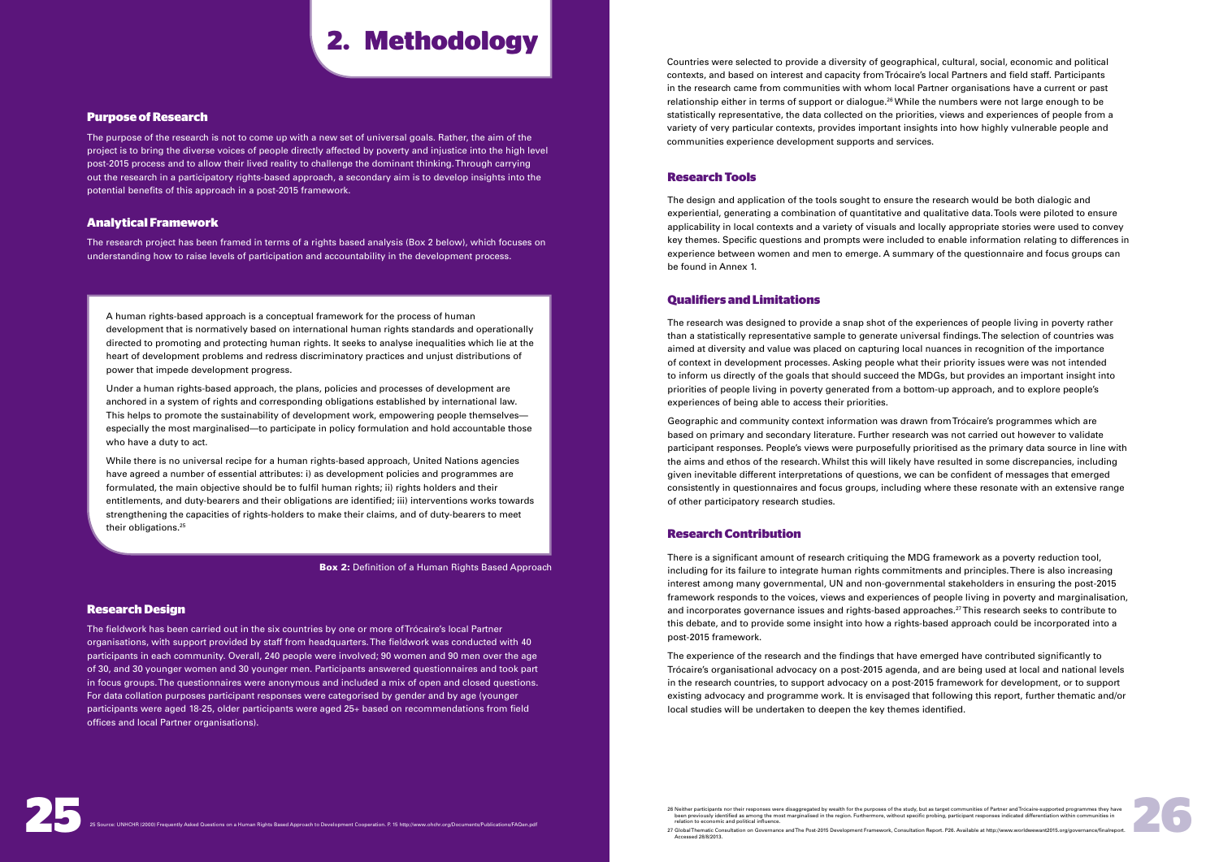# 2. Methodology

## Purpose of Research

The purpose of the research is not to come up with a new set of universal goals. Rather, the aim of the project is to bring the diverse voices of people directly affected by poverty and injustice into the high level post-2015 process and to allow their lived reality to challenge the dominant thinking. Through carrying out the research in a participatory rights-based approach, a secondary aim is to develop insights into the potential benefits of this approach in a post-2015 framework.

## Analytical Framework

The research project has been framed in terms of a rights based analysis (Box 2 below), which focuses on understanding how to raise levels of participation and accountability in the development process.

> A human rights-based approach is a conceptual framework for the process of human development that is normatively based on international human rights standards and operationally directed to promoting and protecting human rights. It seeks to analyse inequalities which lie at the heart of development problems and redress discriminatory practices and unjust distributions of power that impede development progress.
>
> Under a human rights-based approach, the plans, policies and processes of development are anchored in a system of rights and corresponding obligations established by international law. This helps to promote the sustainability of development work, empowering people themselves—especially the most marginalised—to participate in policy formulation and hold accountable those who have a duty to act.
>
> While there is no universal recipe for a human rights-based approach, United Nations agencies have agreed a number of essential attributes: i) as development policies and programmes are formulated, the main objective should be to fulfil human rights; ii) rights holders and their entitlements, and duty-bearers and their obligations are identified; iii) interventions works towards strengthening the capacities of rights-holders to make their claims, and of duty-bearers to meet their obligations.[25]

**Box 2:** Definition of a Human Rights Based Approach

## Research Design

The fieldwork has been carried out in the six countries by one or more of Trócaire's local Partner organisations, with support provided by staff from headquarters. The fieldwork was conducted with 40 participants in each community. Overall, 240 people were involved; 90 women and 90 men over the age of 30, and 30 younger women and 30 younger men. Participants answered questionnaires and took part in focus groups. The questionnaires were anonymous and included a mix of open and closed questions. For data collation purposes participant responses were categorised by gender and by age (younger participants were aged 18-25, older participants were aged 25+ based on recommendations from field offices and local Partner organisations).

Countries were selected to provide a diversity of geographical, cultural, social, economic and political contexts, and based on interest and capacity from Trócaire's local Partners and field staff. Participants in the research came from communities with whom local Partner organisations have a current or past relationship either in terms of support or dialogue.[26] While the numbers were not large enough to be statistically representative, the data collected on the priorities, views and experiences of people from a variety of very particular contexts, provides important insights into how highly vulnerable people and communities experience development supports and services.

## Research Tools

The design and application of the tools sought to ensure the research would be both dialogic and experiential, generating a combination of quantitative and qualitative data. Tools were piloted to ensure applicability in local contexts and a variety of visuals and locally appropriate stories were used to convey key themes. Specific questions and prompts were included to enable information relating to differences in experience between women and men to emerge. A summary of the questionnaire and focus groups can be found in Annex 1.

## Qualifiers and Limitations

The research was designed to provide a snap shot of the experiences of people living in poverty rather than a statistically representative sample to generate universal findings. The selection of countries was aimed at diversity and value was placed on capturing local nuances in recognition of the importance of context in development processes. Asking people what their priority issues were was not intended to inform us directly of the goals that should succeed the MDGs, but provides an important insight into priorities of people living in poverty generated from a bottom-up approach, and to explore people's experiences of being able to access their priorities.

Geographic and community context information was drawn from Trócaire's programmes which are based on primary and secondary literature. Further research was not carried out however to validate participant responses. People's views were purposefully prioritised as the primary data source in line with the aims and ethos of the research. Whilst this will likely have resulted in some discrepancies, including given inevitable different interpretations of questions, we can be confident of messages that emerged consistently in questionnaires and focus groups, including where these resonate with an extensive range of other participatory research studies.

## Research Contribution

There is a significant amount of research critiquing the MDG framework as a poverty reduction tool, including for its failure to integrate human rights commitments and principles. There is also increasing interest among many governmental, UN and non-governmental stakeholders in ensuring the post-2015 framework responds to the voices, views and experiences of people living in poverty and marginalisation, and incorporates governance issues and rights-based approaches.[27] This research seeks to contribute to this debate, and to provide some insight into how a rights-based approach could be incorporated into a post-2015 framework.

The experience of the research and the findings that have emerged have contributed significantly to Trócaire's organisational advocacy on a post-2015 agenda, and are being used at local and national levels in the research countries, to support advocacy on a post-2015 framework for development, or to support existing advocacy and programme work. It is envisaged that following this report, further thematic and/or local studies will be undertaken to deepen the key themes identified.

25 Source: UNHCHR (2006) Frequently Asked Questions on a Human Rights Based Approach to Development Cooperation. P. 15 http://www.ohchr.org/Documents/Publications/FAQen.pdf

26 Neither participants nor their responses were disaggregated by wealth for the purposes of the study, but as target communities of Partner and Trócaire-supported programmes they have been previously identified as among the most marginalised in the region. Furthermore, without specific probing, participant responses indicated differentiation within communities in relation to economic and political influence.

27 Global Thematic Consultation on Governance and The Post-2015 Development Framework, Consultation Report. P26. Available at http://www.worldwewant2015.org/governance/finalreport. Accessed 28/8/2013.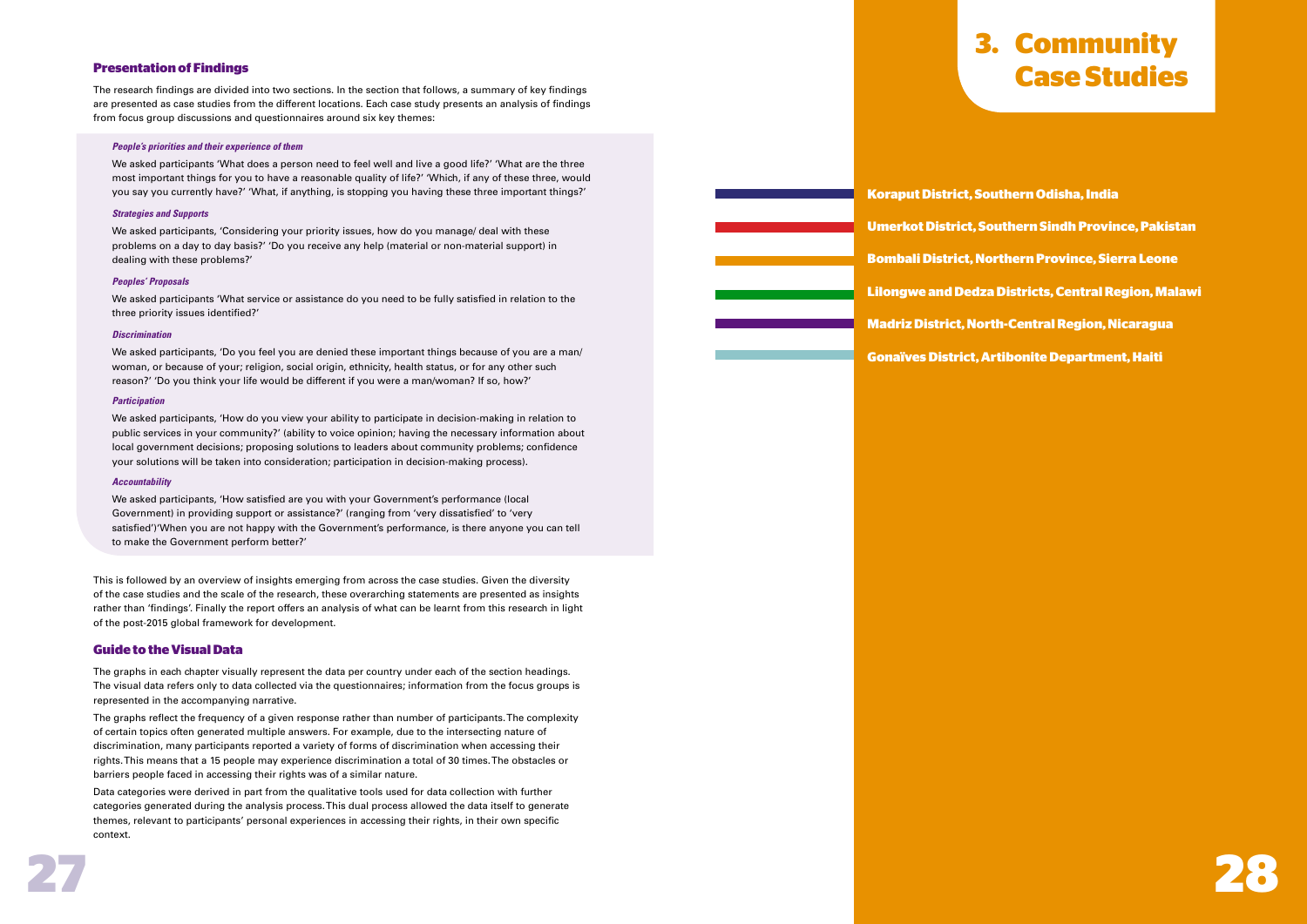### Presentation of Findings

The research findings are divided into two sections. In the section that follows, a summary of key findings are presented as case studies from the different locations. Each case study presents an analysis of findings from focus group discussions and questionnaires around six key themes:

***People's priorities and their experience of them***

We asked participants 'What does a person need to feel well and live a good life?' 'What are the three most important things for you to have a reasonable quality of life?' 'Which, if any of these three, would you say you currently have?' 'What, if anything, is stopping you having these three important things?'

***Strategies and Supports***

We asked participants, 'Considering your priority issues, how do you manage/ deal with these problems on a day to day basis?' 'Do you receive any help (material or non-material support) in dealing with these problems?'

***Peoples' Proposals***

We asked participants 'What service or assistance do you need to be fully satisfied in relation to the three priority issues identified?'

***Discrimination***

We asked participants, 'Do you feel you are denied these important things because of you are a man/ woman, or because of your; religion, social origin, ethnicity, health status, or for any other such reason?' 'Do you think your life would be different if you were a man/woman? If so, how?'

***Participation***

We asked participants, 'How do you view your ability to participate in decision-making in relation to public services in your community?' (ability to voice opinion; having the necessary information about local government decisions; proposing solutions to leaders about community problems; confidence your solutions will be taken into consideration; participation in decision-making process).

***Accountability***

We asked participants, 'How satisfied are you with your Government's performance (local Government) in providing support or assistance?' (ranging from 'very dissatisfied' to 'very satisfied')'When you are not happy with the Government's performance, is there anyone you can tell to make the Government perform better?'

This is followed by an overview of insights emerging from across the case studies. Given the diversity of the case studies and the scale of the research, these overarching statements are presented as insights rather than 'findings'. Finally the report offers an analysis of what can be learnt from this research in light of the post-2015 global framework for development.

### Guide to the Visual Data

The graphs in each chapter visually represent the data per country under each of the section headings. The visual data refers only to data collected via the questionnaires; information from the focus groups is represented in the accompanying narrative.

The graphs reflect the frequency of a given response rather than number of participants. The complexity of certain topics often generated multiple answers. For example, due to the intersecting nature of discrimination, many participants reported a variety of forms of discrimination when accessing their rights. This means that a 15 people may experience discrimination a total of 30 times. The obstacles or barriers people faced in accessing their rights was of a similar nature.

Data categories were derived in part from the qualitative tools used for data collection with further categories generated during the analysis process. This dual process allowed the data itself to generate themes, relevant to participants' personal experiences in accessing their rights, in their own specific context.

# 3. Community Case Studies

- Koraput District, Southern Odisha, India
- Umerkot District, Southern Sindh Province, Pakistan
- Bombali District, Northern Province, Sierra Leone
- Lilongwe and Dedza Districts, Central Region, Malawi
- Madriz District, North-Central Region, Nicaragua
- Gonaïves District, Artibonite Department, Haiti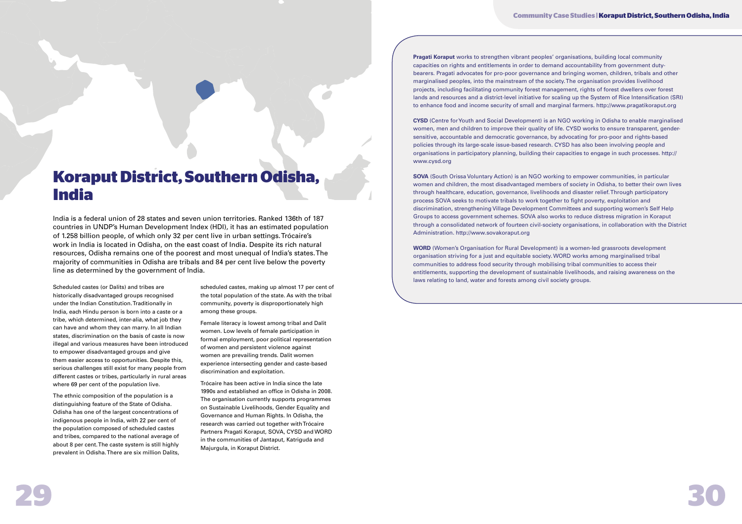# Koraput District, Southern Odisha, India

India is a federal union of 28 states and seven union territories. Ranked 136th of 187 countries in UNDP's Human Development Index (HDI), it has an estimated population of 1.258 billion people, of which only 32 per cent live in urban settings. Trócaire's work in India is located in Odisha, on the east coast of India. Despite its rich natural resources, Odisha remains one of the poorest and most unequal of India's states. The majority of communities in Odisha are tribals and 84 per cent live below the poverty line as determined by the government of India.

Scheduled castes (or Dalits) and tribes are historically disadvantaged groups recognised under the Indian Constitution. Traditionally in India, each Hindu person is born into a caste or a tribe, which determined, inter-alia, what job they can have and whom they can marry. In all Indian states, discrimination on the basis of caste is now illegal and various measures have been introduced to empower disadvantaged groups and give them easier access to opportunities. Despite this, serious challenges still exist for many people from different castes or tribes, particularly in rural areas where 69 per cent of the population live.

The ethnic composition of the population is a distinguishing feature of the State of Odisha. Odisha has one of the largest concentrations of indigenous people in India, with 22 per cent of the population composed of scheduled castes and tribes, compared to the national average of about 8 per cent. The caste system is still highly prevalent in Odisha. There are six million Dalits, scheduled castes, making up almost 17 per cent of the total population of the state. As with the tribal community, poverty is disproportionately high among these groups.

Female literacy is lowest among tribal and Dalit women. Low levels of female participation in formal employment, poor political representation of women and persistent violence against women are prevailing trends. Dalit women experience intersecting gender and caste-based discrimination and exploitation.

Trócaire has been active in India since the late 1990s and established an office in Odisha in 2008. The organisation currently supports programmes on Sustainable Livelihoods, Gender Equality and Governance and Human Rights. In Odisha, the research was carried out together with Trócaire Partners Pragati Koraput, SOVA, CYSD and WORD in the communities of Jantaput, Katriguda and Majurgula, in Koraput District.

**Pragati Koraput** works to strengthen vibrant peoples' organisations, building local community capacities on rights and entitlements in order to demand accountability from government duty-bearers. Pragati advocates for pro-poor governance and bringing women, children, tribals and other marginalised peoples, into the mainstream of the society. The organisation provides livelihood projects, including facilitating community forest management, rights of forest dwellers over forest lands and resources and a district-level initiative for scaling up the System of Rice Intensification (SRI) to enhance food and income security of small and marginal farmers. http://www.pragatikoraput.org

**CYSD** (Centre for Youth and Social Development) is an NGO working in Odisha to enable marginalised women, men and children to improve their quality of life. CYSD works to ensure transparent, gender-sensitive, accountable and democratic governance, by advocating for pro-poor and rights-based policies through its large-scale issue-based research. CYSD has also been involving people and organisations in participatory planning, building their capacities to engage in such processes. http://www.cysd.org

**SOVA** (South Orissa Voluntary Action) is an NGO working to empower communities, in particular women and children, the most disadvantaged members of society in Odisha, to better their own lives through healthcare, education, governance, livelihoods and disaster relief. Through participatory process SOVA seeks to motivate tribals to work together to fight poverty, exploitation and discrimination, strengthening Village Development Committees and supporting women's Self Help Groups to access government schemes. SOVA also works to reduce distress migration in Koraput through a consolidated network of fourteen civil-society organisations, in collaboration with the District Administration. http://www.sovakoraput.org

**WORD** (Women's Organisation for Rural Development) is a women-led grassroots development organisation striving for a just and equitable society. WORD works among marginalised tribal communities to address food security through mobilising tribal communities to access their entitlements, supporting the development of sustainable livelihoods, and raising awareness on the laws relating to land, water and forests among civil society groups.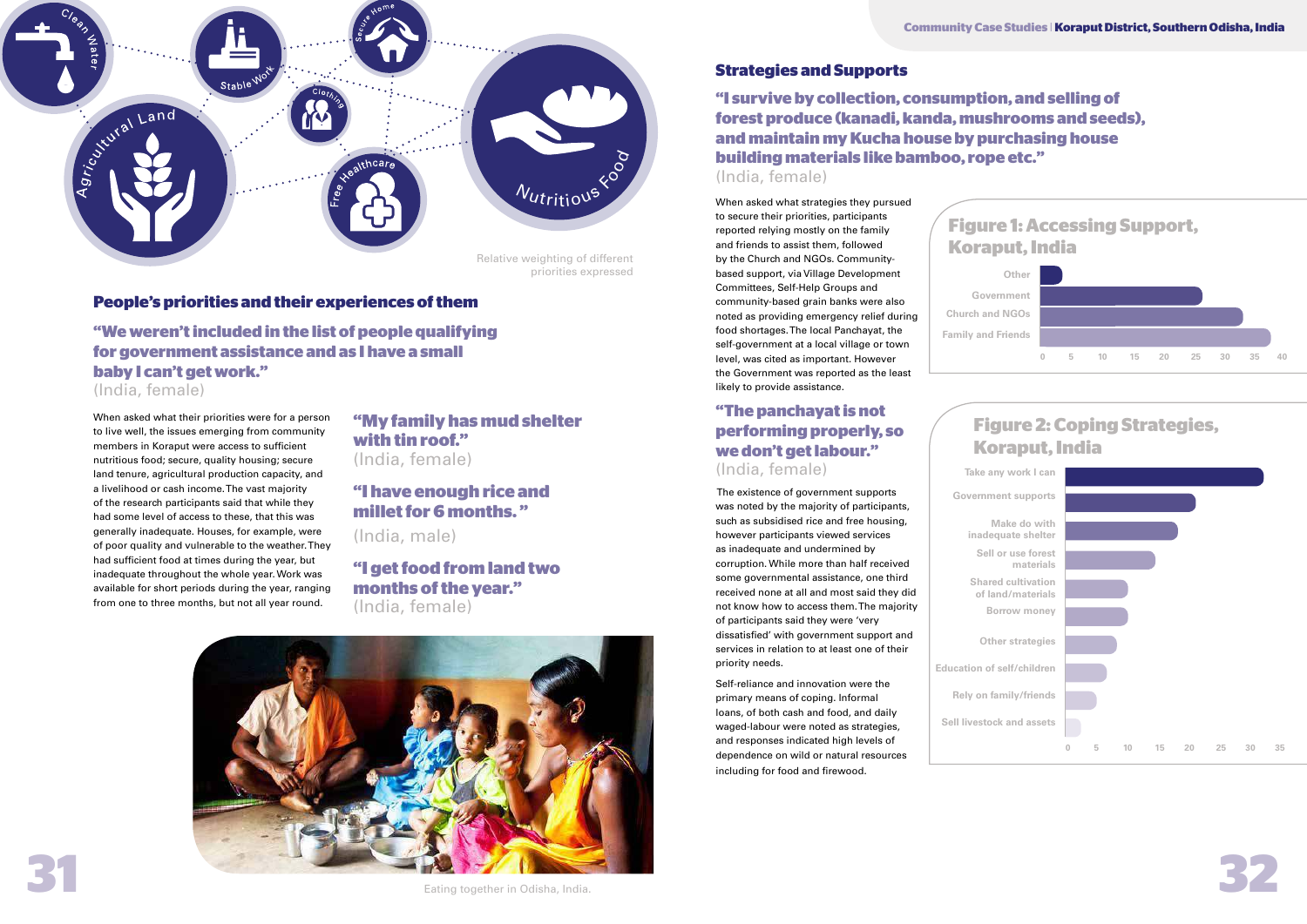Clean Water · Stable Work · Secure Home · Clothing · Agricultural Land · Free Healthcare · Nutritious Food

Relative weighting of different priorities expressed

## People's priorities and their experiences of them

**"We weren't included in the list of people qualifying for government assistance and as I have a small baby I can't get work."**
(India, female)

When asked what their priorities were for a person to live well, the issues emerging from community members in Koraput were access to sufficient nutritious food; secure, quality housing; secure land tenure, agricultural production capacity, and a livelihood or cash income. The vast majority of the research participants said that while they had some level of access to these, that this was generally inadequate. Houses, for example, were of poor quality and vulnerable to the weather. They had sufficient food at times during the year, but inadequate throughout the whole year. Work was available for short periods during the year, ranging from one to three months, but not all year round.

**"My family has mud shelter with tin roof."**
(India, female)

**"I have enough rice and millet for 6 months."**
(India, male)

**"I get food from land two months of the year."**
(India, female)

Eating together in Odisha, India.

## Strategies and Supports

**"I survive by collection, consumption, and selling of forest produce (kanadi, kanda, mushrooms and seeds), and maintain my Kucha house by purchasing house building materials like bamboo, rope etc."**
(India, female)

When asked what strategies they pursued to secure their priorities, participants reported relying mostly on the family and friends to assist them, followed by the Church and NGOs. Community-based support, via Village Development Committees, Self-Help Groups and community-based grain banks were also noted as providing emergency relief during food shortages. The local Panchayat, the self-government at a local village or town level, was cited as important. However the Government was reported as the least likely to provide assistance.

**"The panchayat is not performing properly, so we don't get labour."**
(India, female)

The existence of government supports was noted by the majority of participants, such as subsidised rice and free housing, however participants viewed services as inadequate and undermined by corruption. While more than half received some governmental assistance, one third received none at all and most said they did not know how to access them. The majority of participants said they were 'very dissatisfied' with government support and services in relation to at least one of their priority needs.

Self-reliance and innovation were the primary means of coping. Informal loans, of both cash and food, and daily waged-labour were noted as strategies, and responses indicated high levels of dependence on wild or natural resources including for food and firewood.

### Figure 1: Accessing Support, Koraput, India

| Support | Approx. value |
|---|---|
| Other | 3 |
| Government | 22 |
| Church and NGOs | 27 |
| Family and Friends | 31 |

### Figure 2: Coping Strategies, Koraput, India

| Strategy | Approx. value |
|---|---|
| Take any work I can | 33 |
| Government supports | 22 |
| Make do with inadequate shelter | 19 |
| Sell or use forest materials | 15 |
| Shared cultivation of land/materials | 10 |
| Borrow money | 10 |
| Other strategies | 8 |
| Education of self/children | 7 |
| Rely on family/friends | 5 |
| Sell livestock and assets | 2 |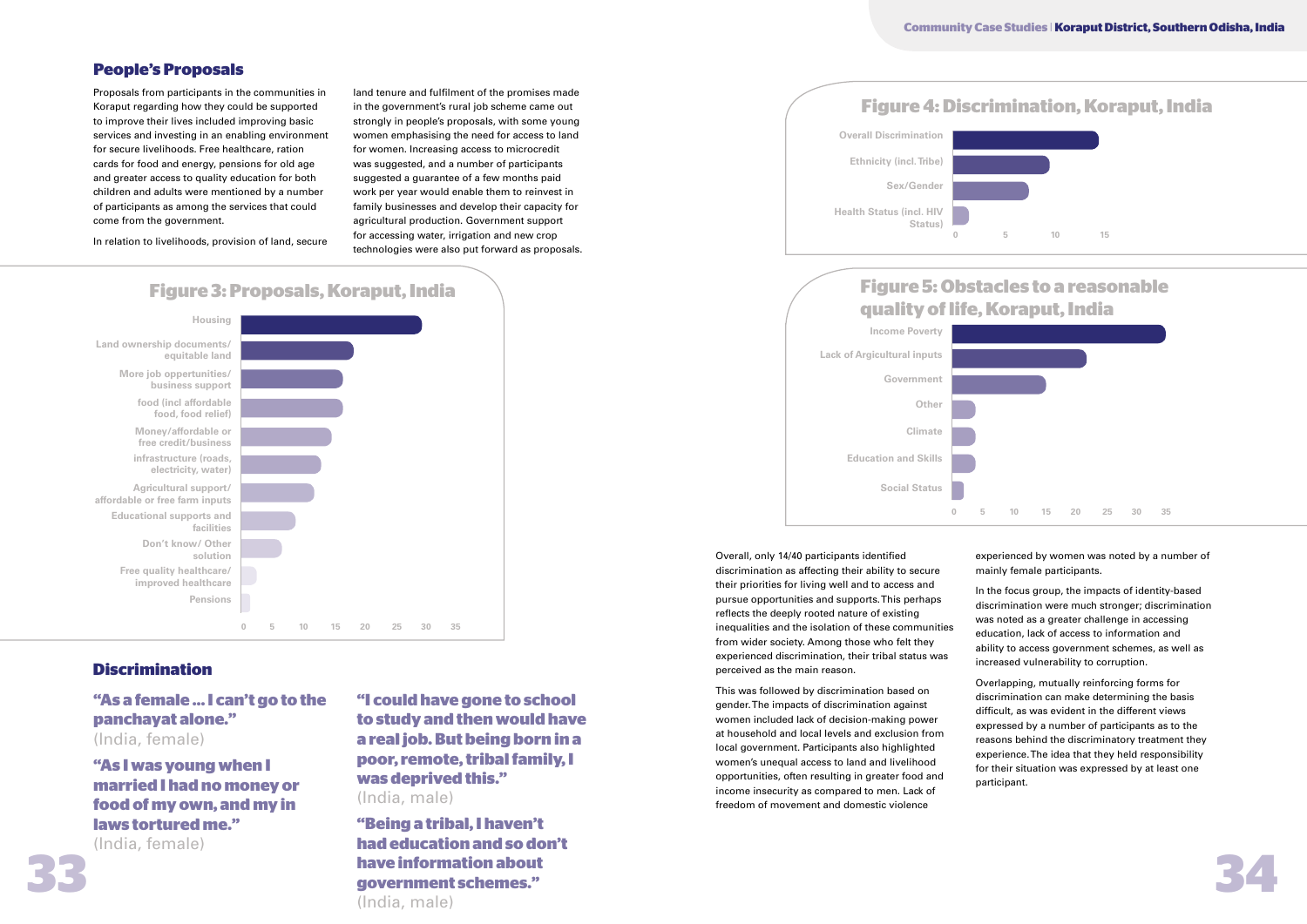## People's Proposals

Proposals from participants in the communities in Koraput regarding how they could be supported to improve their lives included improving basic services and investing in an enabling environment for secure livelihoods. Free healthcare, ration cards for food and energy, pensions for old age and greater access to quality education for both children and adults were mentioned by a number of participants as among the services that could come from the government.

In relation to livelihoods, provision of land, secure land tenure and fulfilment of the promises made in the government's rural job scheme came out strongly in people's proposals, with some young women emphasising the need for access to land for women. Increasing access to microcredit was suggested, and a number of participants suggested a guarantee of a few months paid work per year would enable them to reinvest in family businesses and develop their capacity for agricultural production. Government support for accessing water, irrigation and new crop technologies were also put forward as proposals.

### Figure 3: Proposals, Koraput, India

| Proposal | Approx. count |
|---|---|
| Housing | 30 |
| Land ownership documents/ equitable land | 18.5 |
| More job oppertunities/ business support | 17 |
| food (incl affordable food, food relief) | 17 |
| Money/affordable or free credit/business | 15 |
| infrastructure (roads, electricity, water) | 13 |
| Agricultural support/ affordable or free farm inputs | 12 |
| Educational supports and facilities | 9 |
| Don't know/ Other solution | 7 |
| Free quality healthcare/ improved healthcare | 2.5 |
| Pensions | 1.5 |

## Discrimination

**"As a female ... I can't go to the panchayat alone."**
(India, female)

**"As I was young when I married I had no money or food of my own, and my in laws tortured me."**
(India, female)

**"I could have gone to school to study and then would have a real job. But being born in a poor, remote, tribal family, I was deprived this."**
(India, male)

**"Being a tribal, I haven't had education and so don't have information about government schemes."**
(India, male)

### Figure 4: Discrimination, Koraput, India

| Category | Approx. count |
|---|---|
| Overall Discrimination | 14.5 |
| Ethnicity (incl. Tribe) | 10 |
| Sex/Gender | 8 |
| Health Status (incl. HIV Status) | 1.5 |

### Figure 5: Obstacles to a reasonable quality of life, Koraput, India

| Obstacle | Approx. count |
|---|---|
| Income Poverty | 35 |
| Lack of Argicultural inputs | 22 |
| Government | 15 |
| Other | 4 |
| Climate | 4 |
| Education and Skills | 4 |
| Social Status | 2 |

Overall, only 14/40 participants identified discrimination as affecting their ability to secure their priorities for living well and to access and pursue opportunities and supports. This perhaps reflects the deeply rooted nature of existing inequalities and the isolation of these communities from wider society. Among those who felt they experienced discrimination, their tribal status was perceived as the main reason.

This was followed by discrimination based on gender. The impacts of discrimination against women included lack of decision-making power at household and local levels and exclusion from local government. Participants also highlighted women's unequal access to land and livelihood opportunities, often resulting in greater food and income insecurity as compared to men. Lack of freedom of movement and domestic violence experienced by women was noted by a number of mainly female participants.

In the focus group, the impacts of identity-based discrimination were much stronger; discrimination was noted as a greater challenge in accessing education, lack of access to information and ability to access government schemes, as well as increased vulnerability to corruption.

Overlapping, mutually reinforcing forms for discrimination can make determining the basis difficult, as was evident in the different views expressed by a number of participants as to the reasons behind the discriminatory treatment they experience. The idea that they held responsibility for their situation was expressed by at least one participant.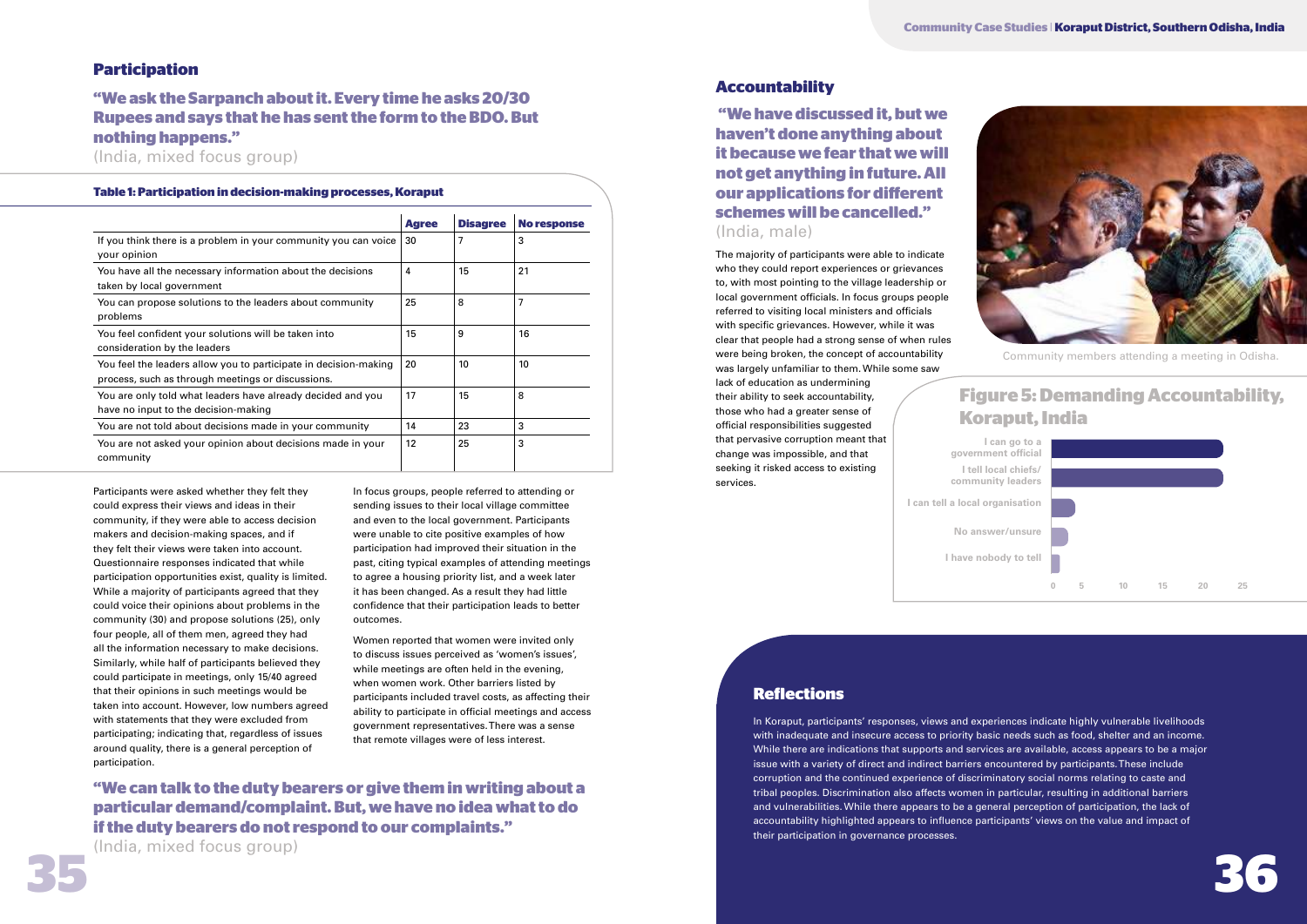## Participation

### "We ask the Sarpanch about it. Every time he asks 20/30 Rupees and says that he has sent the form to the BDO. But nothing happens."

(India, mixed focus group)

**Table 1: Participation in decision-making processes, Koraput**

| | Agree | Disagree | No response |
|---|---|---|---|
| If you think there is a problem in your community you can voice your opinion | 30 | 7 | 3 |
| You have all the necessary information about the decisions taken by local government | 4 | 15 | 21 |
| You can propose solutions to the leaders about community problems | 25 | 8 | 7 |
| You feel confident your solutions will be taken into consideration by the leaders | 15 | 9 | 16 |
| You feel the leaders allow you to participate in decision-making process, such as through meetings or discussions. | 20 | 10 | 10 |
| You are only told what leaders have already decided and you have no input to the decision-making | 17 | 15 | 8 |
| You are not told about decisions made in your community | 14 | 23 | 3 |
| You are not asked your opinion about decisions made in your community | 12 | 25 | 3 |

Participants were asked whether they felt they could express their views and ideas in their community, if they were able to access decision makers and decision-making spaces, and if they felt their views were taken into account. Questionnaire responses indicated that while participation opportunities exist, quality is limited. While a majority of participants agreed that they could voice their opinions about problems in the community (30) and propose solutions (25), only four people, all of them men, agreed they had all the information necessary to make decisions. Similarly, while half of participants believed they could participate in meetings, only 15/40 agreed that their opinions in such meetings would be taken into account. However, low numbers agreed with statements that they were excluded from participating; indicating that, regardless of issues around quality, there is a general perception of participation.

In focus groups, people referred to attending or sending issues to their local village committee and even to the local government. Participants were unable to cite positive examples of how participation had improved their situation in the past, citing typical examples of attending meetings to agree a housing priority list, and a week later it has been changed. As a result they had little confidence that their participation leads to better outcomes.

Women reported that women were invited only to discuss issues perceived as 'women's issues', while meetings are often held in the evening, when women work. Other barriers listed by participants included travel costs, as affecting their ability to participate in official meetings and access government representatives. There was a sense that remote villages were of less interest.

### "We can talk to the duty bearers or give them in writing about a particular demand/complaint. But, we have no idea what to do if the duty bearers do not respond to our complaints."

(India, mixed focus group)

## Accountability

### "We have discussed it, but we haven't done anything about it because we fear that we will not get anything in future. All our applications for different schemes will be cancelled."

(India, male)

The majority of participants were able to indicate who they could report experiences or grievances to, with most pointing to the village leadership or local government officials. In focus groups people referred to visiting local ministers and officials with specific grievances. However, while it was clear that people had a strong sense of when rules were being broken, the concept of accountability was largely unfamiliar to them. While some saw lack of education as undermining their ability to seek accountability, those who had a greater sense of official responsibilities suggested that pervasive corruption meant that change was impossible, and that seeking it risked access to existing services.

Community members attending a meeting in Odisha.

### Figure 5: Demanding Accountability, Koraput, India

| Response | Approx. count |
|---|---|
| I can go to a government official | ~21 |
| I tell local chiefs/ community leaders | ~21 |
| I can tell a local organisation | ~3 |
| No answer/unsure | ~2 |
| I have nobody to tell | ~1 |

## Reflections

In Koraput, participants' responses, views and experiences indicate highly vulnerable livelihoods with inadequate and insecure access to priority basic needs such as food, shelter and an income. While there are indications that supports and services are available, access appears to be a major issue with a variety of direct and indirect barriers encountered by participants. These include corruption and the continued experience of discriminatory social norms relating to caste and tribal peoples. Discrimination also affects women in particular, resulting in additional barriers and vulnerabilities. While there appears to be a general perception of participation, the lack of accountability highlighted appears to influence participants' views on the value and impact of their participation in governance processes.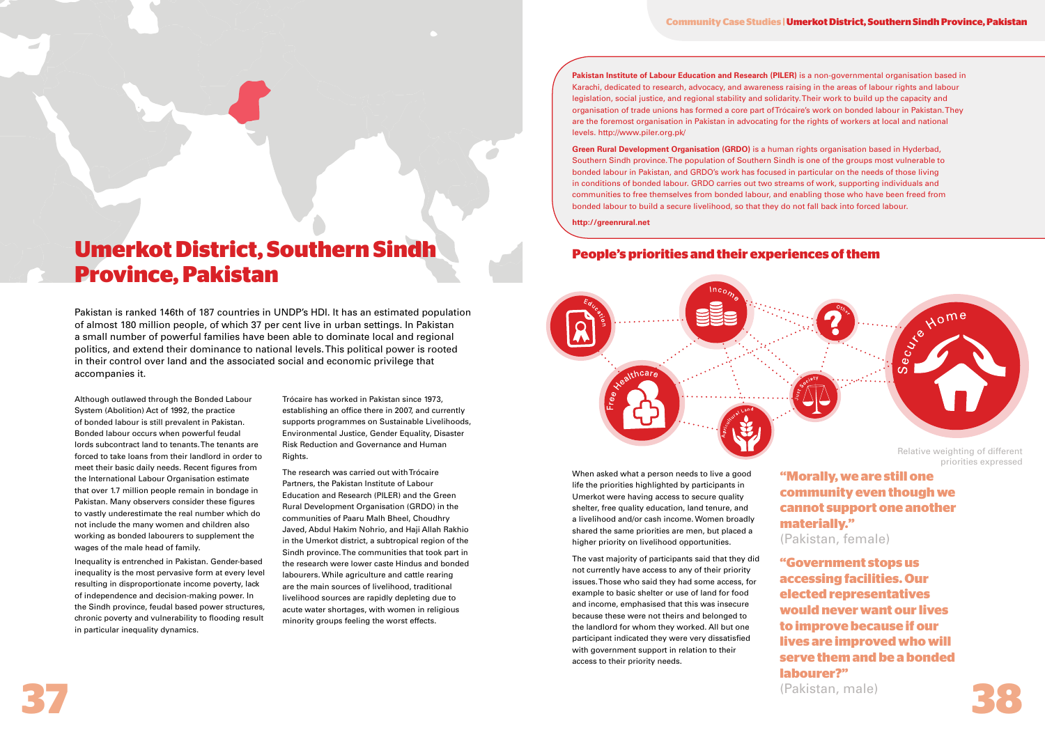# Umerkot District, Southern Sindh Province, Pakistan

Pakistan is ranked 146th of 187 countries in UNDP's HDI. It has an estimated population of almost 180 million people, of which 37 per cent live in urban settings. In Pakistan a small number of powerful families have been able to dominate local and regional politics, and extend their dominance to national levels. This political power is rooted in their control over land and the associated social and economic privilege that accompanies it.

Although outlawed through the Bonded Labour System (Abolition) Act of 1992, the practice of bonded labour is still prevalent in Pakistan. Bonded labour occurs when powerful feudal lords subcontract land to tenants. The tenants are forced to take loans from their landlord in order to meet their basic daily needs. Recent figures from the International Labour Organisation estimate that over 1.7 million people remain in bondage in Pakistan. Many observers consider these figures to vastly underestimate the real number which do not include the many women and children also working as bonded labourers to supplement the wages of the male head of family.

Inequality is entrenched in Pakistan. Gender-based inequality is the most pervasive form at every level resulting in disproportionate income poverty, lack of independence and decision-making power. In the Sindh province, feudal based power structures, chronic poverty and vulnerability to flooding result in particular inequality dynamics.

Trócaire has worked in Pakistan since 1973, establishing an office there in 2007, and currently supports programmes on Sustainable Livelihoods, Environmental Justice, Gender Equality, Disaster Risk Reduction and Governance and Human Rights.

The research was carried out with Trócaire Partners, the Pakistan Institute of Labour Education and Research (PILER) and the Green Rural Development Organisation (GRDO) in the communities of Paaru Malh Bheel, Choudhry Javed, Abdul Hakim Nohrio, and Haji Allah Rakhio in the Umerkot district, a subtropical region of the Sindh province. The communities that took part in the research were lower caste Hindus and bonded labourers. While agriculture and cattle rearing are the main sources of livelihood, traditional livelihood sources are rapidly depleting due to acute water shortages, with women in religious minority groups feeling the worst effects.

**Pakistan Institute of Labour Education and Research (PILER)** is a non-governmental organisation based in Karachi, dedicated to research, advocacy, and awareness raising in the areas of labour rights and labour legislation, social justice, and regional stability and solidarity. Their work to build up the capacity and organisation of trade unions has formed a core part of Trócaire's work on bonded labour in Pakistan. They are the foremost organisation in Pakistan in advocating for the rights of workers at local and national levels. http://www.piler.org.pk/

**Green Rural Development Organisation (GRDO)** is a human rights organisation based in Hyderbad, Southern Sindh province. The population of Southern Sindh is one of the groups most vulnerable to bonded labour in Pakistan, and GRDO's work has focused in particular on the needs of those living in conditions of bonded labour. GRDO carries out two streams of work, supporting individuals and communities to free themselves from bonded labour, and enabling those who have been freed from bonded labour to build a secure livelihood, so that they do not fall back into forced labour.

**http://greenrural.net**

## People's priorities and their experiences of them

Education · Income · Other · Secure Home · Free Healthcare · Just Society · Agricultural Land

Relative weighting of different priorities expressed

When asked what a person needs to live a good life the priorities highlighted by participants in Umerkot were having access to secure quality shelter, free quality education, land tenure, and a livelihood and/or cash income. Women broadly shared the same priorities are men, but placed a higher priority on livelihood opportunities.

The vast majority of participants said that they did not currently have access to any of their priority issues. Those who said they had some access, for example to basic shelter or use of land for food and income, emphasised that this was insecure because these were not theirs and belonged to the landlord for whom they worked. All but one participant indicated they were very dissatisfied with government support in relation to their access to their priority needs.

> **"Morally, we are still one community even though we cannot support one another materially."**
> (Pakistan, female)

> **"Government stops us accessing facilities. Our elected representatives would never want our lives to improve because if our lives are improved who will serve them and be a bonded labourer?"**
> (Pakistan, male)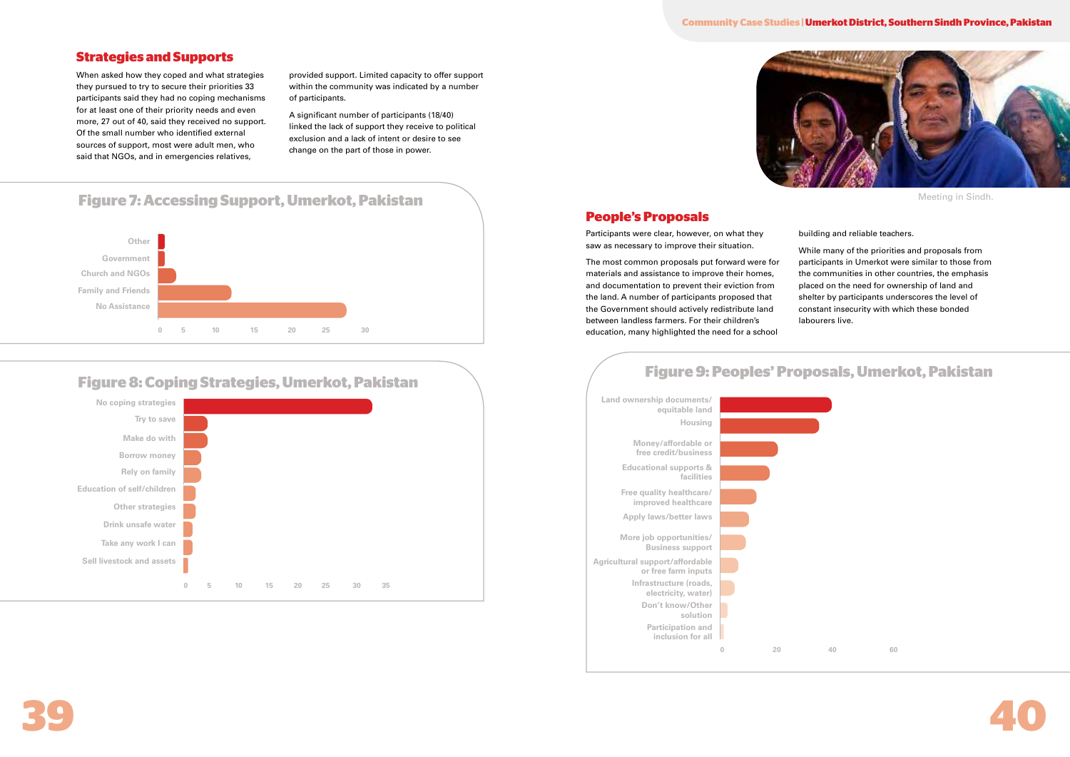## Strategies and Supports

When asked how they coped and what strategies they pursued to try to secure their priorities 33 participants said they had no coping mechanisms for at least one of their priority needs and even more, 27 out of 40, said they received no support. Of the small number who identified external sources of support, most were adult men, who said that NGOs, and in emergencies relatives, provided support. Limited capacity to offer support within the community was indicated by a number of participants.

A significant number of participants (18/40) linked the lack of support they receive to political exclusion and a lack of intent or desire to see change on the part of those in power.

### Figure 7: Accessing Support, Umerkot, Pakistan

Other
Government
Church and NGOs
Family and Friends
No Assistance

0 5 10 15 20 25 30

### Figure 8: Coping Strategies, Umerkot, Pakistan

No coping strategies
Try to save
Make do with
Borrow money
Rely on family
Education of self/children
Other strategies
Drink unsafe water
Take any work I can
Sell livestock and assets

0 5 10 15 20 25 30 35

Meeting in Sindh.

## People's Proposals

Participants were clear, however, on what they saw as necessary to improve their situation.

The most common proposals put forward were for materials and assistance to improve their homes, and documentation to prevent their eviction from the land. A number of participants proposed that the Government should actively redistribute land between landless farmers. For their children's education, many highlighted the need for a school building and reliable teachers.

While many of the priorities and proposals from participants in Umerkot were similar to those from the communities in other countries, the emphasis placed on the need for ownership of land and shelter by participants underscores the level of constant insecurity with which these bonded labourers live.

### Figure 9: Peoples' Proposals, Umerkot, Pakistan

Land ownership documents/ equitable land
Housing
Money/affordable or free credit/business
Educational supports & facilities
Free quality healthcare/ improved healthcare
Apply laws/better laws
More job opportunities/ Business support
Agricultural support/affordable or free farm inputs
Infrastructure (roads, electricity, water)
Don't know/Other solution
Participation and inclusion for all

0 20 40 60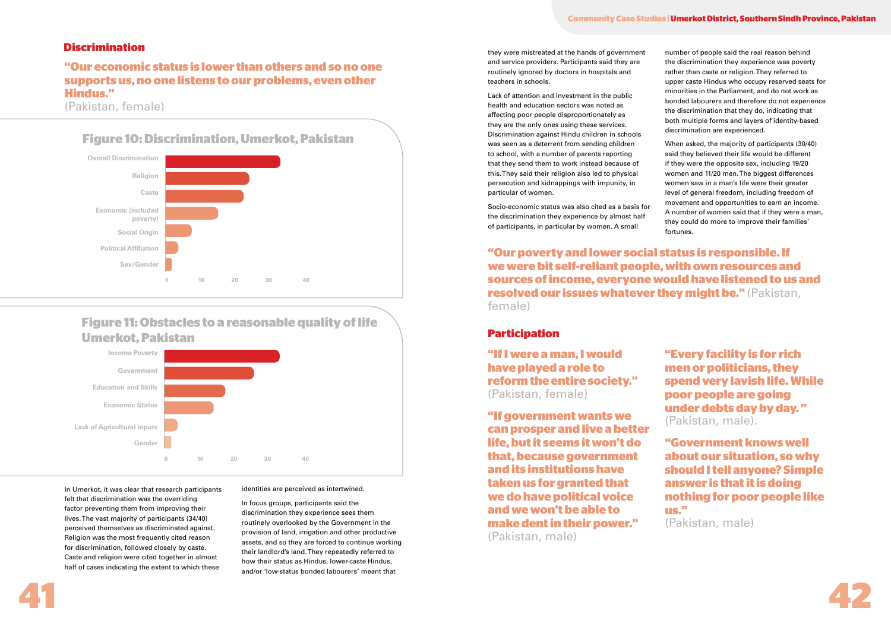## Discrimination

**"Our economic status is lower than others and so no one supports us, no one listens to our problems, even other Hindus."**
(Pakistan, female)

### Figure 10: Discrimination, Umerkot, Pakistan

Overall Discrimination
Religion
Caste
Economic (included poverty)
Social Origin
Political Affiliation
Sex/Gender

0 10 20 30 40

### Figure 11: Obstacles to a reasonable quality of life Umerkot, Pakistan

Income Poverty
Government
Education and Skills
Economic Status
Lack of Agricultural inputs
Gender

0 10 20 30 40

In Umerkot, it was clear that research participants felt that discrimination was the overriding factor preventing them from improving their lives. The vast majority of participants (34/40) perceived themselves as discriminated against. Religion was the most frequently cited reason for discrimination, followed closely by caste. Caste and religion were cited together in almost half of cases indicating the extent to which these identities are perceived as intertwined.

In focus groups, participants said the discrimination they experience sees them routinely overlooked by the Government in the provision of land, irrigation and other productive assets, and so they are forced to continue working their landlord's land. They repeatedly referred to how their status as Hindus, lower-caste Hindus, and/or 'low-status bonded labourers' meant that they were mistreated at the hands of government and service providers. Participants said they are routinely ignored by doctors in hospitals and teachers in schools.

Lack of attention and investment in the public health and education sectors was noted as affecting poor people disproportionately as they are the only ones using these services. Discrimination against Hindu children in schools was seen as a deterrent from sending children to school, with a number of parents reporting that they send them to work instead because of this. They said their religion also led to physical persecution and kidnappings with impunity, in particular of women.

Socio-economic status was also cited as a basis for the discrimination they experience by almost half of participants, in particular by women. A small number of people said the real reason behind the discrimination they experience was poverty rather than caste or religion. They referred to upper caste Hindus who occupy reserved seats for minorities in the Parliament, and do not work as bonded labourers and therefore do not experience the discrimination that they do, indicating that both multiple forms and layers of identity-based discrimination are experienced.

When asked, the majority of participants (30/40) said they believed that their life would be different if they were the opposite sex, including 19/20 women and 11/20 men. The biggest differences women saw in a man's life were their greater level of general freedom, including freedom of movement and opportunities to earn an income. A number of women said that if they were a man, they could do more to improve their families' fortunes.

**"Our poverty and lower social status is responsible. If we were bit self-reliant people, with own resources and sources of income, everyone would have listened to us and resolved our issues whatever they might be."** (Pakistan, female)

## Participation

**"If I were a man, I would have played a role to reform the entire society."**
(Pakistan, female)

**"If government wants we can prosper and live a better life, but it seems it won't do that, because government and its institutions have taken us for granted that we do have political voice and we won't be able to make dent in their power."**
(Pakistan, male)

**"Every facility is for rich men or politicians, they spend very lavish life. While poor people are going under debts day by day. "**
(Pakistan, male).

**"Government knows well about our situation, so why should I tell anyone? Simple answer is that it is doing nothing for poor people like us."**
(Pakistan, male)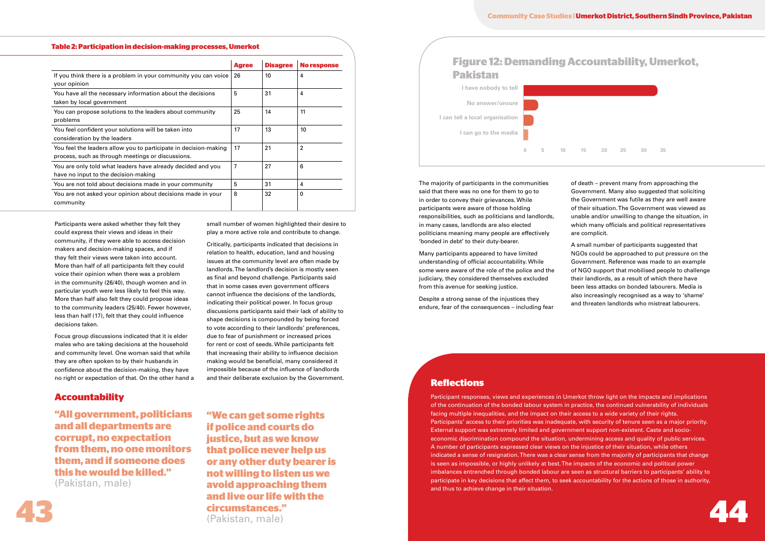**Table 2: Participation in decision-making processes, Umerkot**

| | Agree | Disagree | No response |
|---|---|---|---|
| If you think there is a problem in your community you can voice your opinion | 26 | 10 | 4 |
| You have all the necessary information about the decisions taken by local government | 5 | 31 | 4 |
| You can propose solutions to the leaders about community problems | 25 | 14 | 11 |
| You feel confident your solutions will be taken into consideration by the leaders | 17 | 13 | 10 |
| You feel the leaders allow you to participate in decision-making process, such as through meetings or discussions. | 17 | 21 | 2 |
| You are only told what leaders have already decided and you have no input to the decision-making | 7 | 27 | 6 |
| You are not told about decisions made in your community | 5 | 31 | 4 |
| You are not asked your opinion about decisions made in your community | 8 | 32 | 0 |

Participants were asked whether they felt they could express their views and ideas in their community, if they were able to access decision makers and decision-making spaces, and if they felt their views were taken into account. More than half of all participants felt they could voice their opinion when there was a problem in the community (26/40), though women and in particular youth were less likely to feel this way. More than half also felt they could propose ideas to the community leaders (25/40). Fewer however, less than half (17), felt that they could influence decisions taken.

Focus group discussions indicated that it is elder males who are taking decisions at the household and community level. One woman said that while they are often spoken to by their husbands in confidence about the decision-making, they have no right or expectation of that. On the other hand a small number of women highlighted their desire to play a more active role and contribute to change.

Critically, participants indicated that decisions in relation to health, education, land and housing issues at the community level are often made by landlords. The landlord's decision is mostly seen as final and beyond challenge. Participants said that in some cases even government officers cannot influence the decisions of the landlords, indicating their political power. In focus group discussions participants said their lack of ability to shape decisions is compounded by being forced to vote according to their landlords' preferences, due to fear of punishment or increased prices for rent or cost of seeds. While participants felt that increasing their ability to influence decision making would be beneficial, many considered it impossible because of the influence of landlords and their deliberate exclusion by the Government.

## Accountability

**"All government, politicians and all departments are corrupt, no expectation from them, no one monitors them, and if someone does this he would be killed."**
(Pakistan, male)

**"We can get some rights if police and courts do justice, but as we know that police never help us or any other duty bearer is not willing to listen us we avoid approaching them and live our life with the circumstances."**
(Pakistan, male)

## Figure 12: Demanding Accountability, Umerkot, Pakistan

| Response | Approximate count |
|---|---|
| I have nobody to tell | ~33 |
| No answer/unsure | ~3 |
| I can tell a local organisation | ~2 |
| I can go to the media | ~1 |

The majority of participants in the communities said that there was no one for them to go to in order to convey their grievances. While participants were aware of those holding responsibilities, such as politicians and landlords, in many cases, landlords are also elected politicians meaning many people are effectively 'bonded in debt' to their duty-bearer.

Many participants appeared to have limited understanding of official accountability. While some were aware of the role of the police and the judiciary, they considered themselves excluded from this avenue for seeking justice.

Despite a strong sense of the injustices they endure, fear of the consequences – including fear of death – prevent many from approaching the Government. Many also suggested that soliciting the Government was futile as they are well aware of their situation. The Government was viewed as unable and/or unwilling to change the situation, in which many officials and political representatives are complicit.

A small number of participants suggested that NGOs could be approached to put pressure on the Government. Reference was made to an example of NGO support that mobilised people to challenge their landlords, as a result of which there have been less attacks on bonded labourers. Media is also increasingly recognised as a way to 'shame' and threaten landlords who mistreat labourers.

## Reflections

Participant responses, views and experiences in Umerkot throw light on the impacts and implications of the continuation of the bonded labour system in practice, the continued vulnerability of individuals facing multiple inequalities, and the impact on their access to a wide variety of their rights. Participants' access to their priorities was inadequate, with security of tenure seen as a major priority. External support was extremely limited and government support non-existent. Caste and socio-economic discrimination compound the situation, undermining access and quality of public services. A number of participants expressed clear views on the injustice of their situation, while others indicated a sense of resignation. There was a clear sense from the majority of participants that change is seen as impossible, or highly unlikely at best. The impacts of the economic and political power imbalances entrenched through bonded labour are seen as structural barriers to participants' ability to participate in key decisions that affect them, to seek accountability for the actions of those in authority, and thus to achieve change in their situation.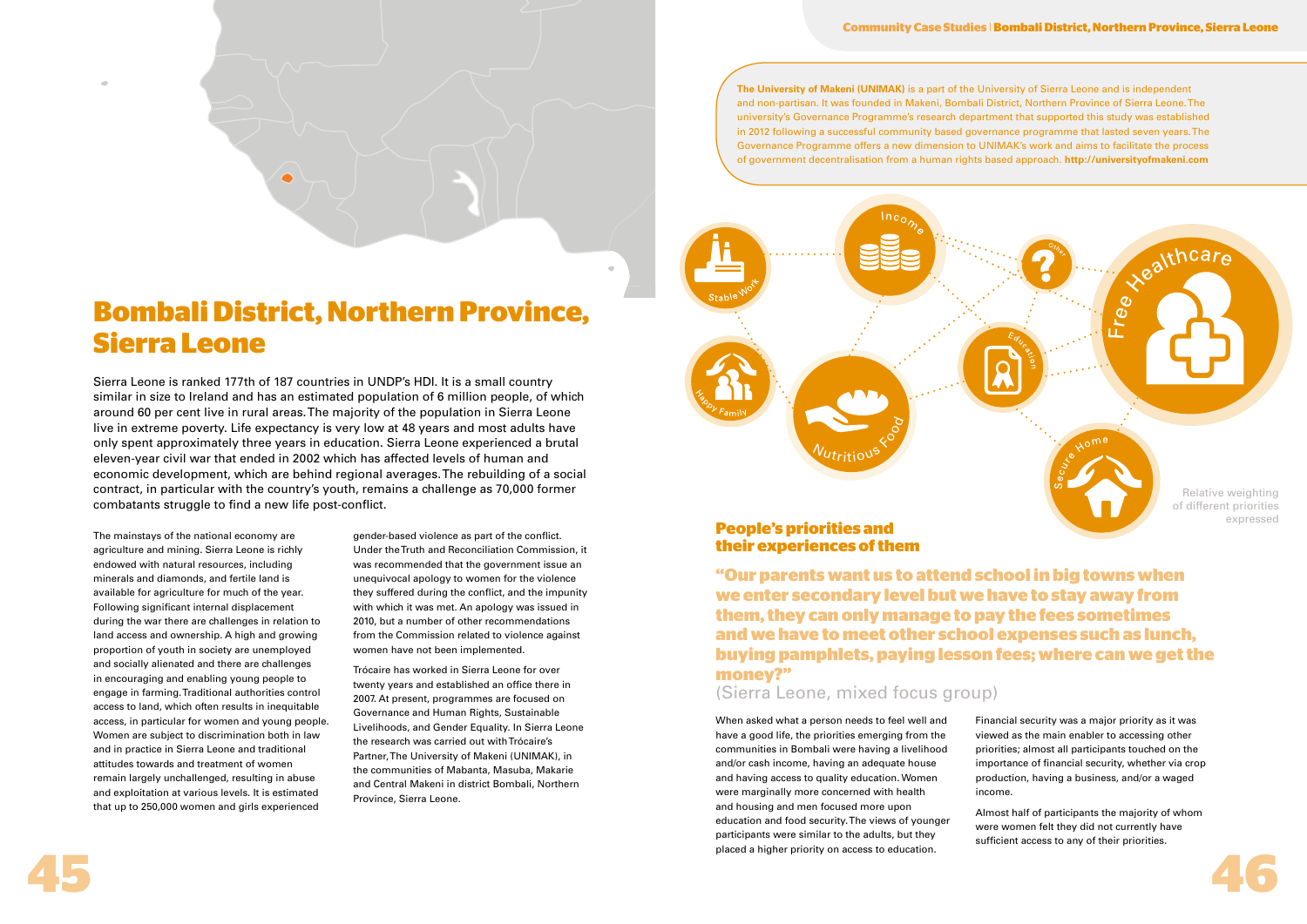# Bombali District, Northern Province, Sierra Leone

Sierra Leone is ranked 177th of 187 countries in UNDP's HDI. It is a small country similar in size to Ireland and has an estimated population of 6 million people, of which around 60 per cent live in rural areas. The majority of the population in Sierra Leone live in extreme poverty. Life expectancy is very low at 48 years and most adults have only spent approximately three years in education. Sierra Leone experienced a brutal eleven-year civil war that ended in 2002 which has affected levels of human and economic development, which are behind regional averages. The rebuilding of a social contract, in particular with the country's youth, remains a challenge as 70,000 former combatants struggle to find a new life post-conflict.

The mainstays of the national economy are agriculture and mining. Sierra Leone is richly endowed with natural resources, including minerals and diamonds, and fertile land is available for agriculture for much of the year. Following significant internal displacement during the war there are challenges in relation to land access and ownership. A high and growing proportion of youth in society are unemployed and socially alienated and there are challenges in encouraging and enabling young people to engage in farming. Traditional authorities control access to land, which often results in inequitable access, in particular for women and young people. Women are subject to discrimination both in law and in practice in Sierra Leone and traditional attitudes towards and treatment of women remain largely unchallenged, resulting in abuse and exploitation at various levels. It is estimated that up to 250,000 women and girls experienced gender-based violence as part of the conflict. Under the Truth and Reconciliation Commission, it was recommended that the government issue an unequivocal apology to women for the violence they suffered during the conflict, and the impunity with which it was met. An apology was issued in 2010, but a number of other recommendations from the Commission related to violence against women have not been implemented.

Trócaire has worked in Sierra Leone for over twenty years and established an office there in 2007. At present, programmes are focused on Governance and Human Rights, Sustainable Livelihoods, and Gender Equality. In Sierra Leone the research was carried out with Trócaire's Partner, The University of Makeni (UNIMAK), in the communities of Mabanta, Masuba, Makarie and Central Makeni in district Bombali, Northern Province, Sierra Leone.

**The University of Makeni (UNIMAK)** is a part of the University of Sierra Leone and is independent and non-partisan. It was founded in Makeni, Bombali District, Northern Province of Sierra Leone. The university's Governance Programme's research department that supported this study was established in 2012 following a successful community based governance programme that lasted seven years. The Governance Programme offers a new dimension to UNIMAK's work and aims to facilitate the process of government decentralisation from a human rights based approach. **http://universityofmakeni.com**

Stable Work, Income, Other, Free Healthcare, Happy Family, Nutritious Food, Education, Secure Home

Relative weighting of different priorities expressed

## People's priorities and their experiences of them

**"Our parents want us to attend school in big towns when we enter secondary level but we have to stay away from them, they can only manage to pay the fees sometimes and we have to meet other school expenses such as lunch, buying pamphlets, paying lesson fees; where can we get the money?"**
(Sierra Leone, mixed focus group)

When asked what a person needs to feel well and have a good life, the priorities emerging from the communities in Bombali were having a livelihood and/or cash income, having an adequate house and having access to quality education. Women were marginally more concerned with health and housing and men focused more upon education and food security. The views of younger participants were similar to the adults, but they placed a higher priority on access to education.

Financial security was a major priority as it was viewed as the main enabler to accessing other priorities; almost all participants touched on the importance of financial security, whether via crop production, having a business, and/or a waged income.

Almost half of participants the majority of whom were women felt they did not currently have sufficient access to any of their priorities.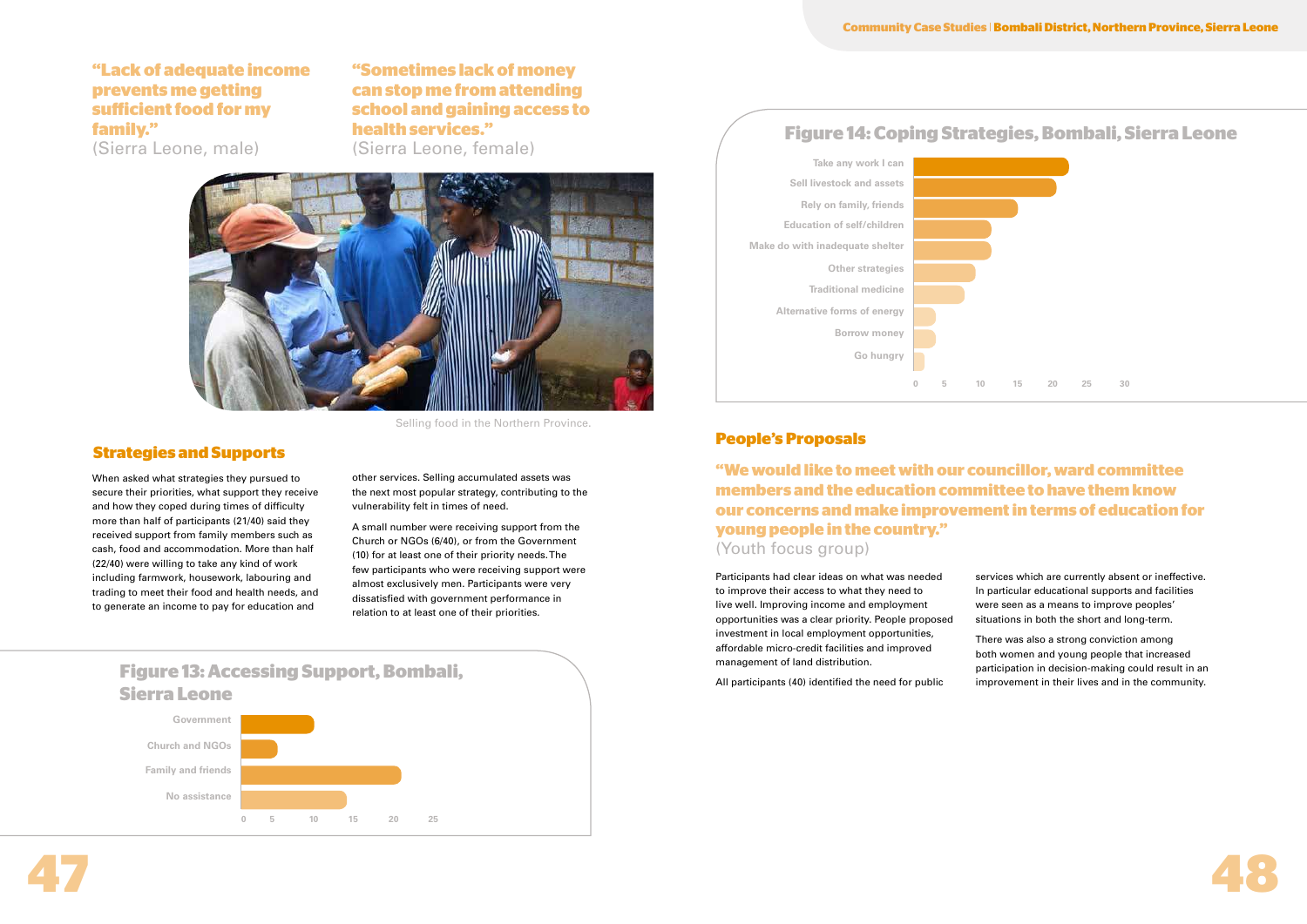**"Lack of adequate income prevents me getting sufficient food for my family."**
(Sierra Leone, male)

**"Sometimes lack of money can stop me from attending school and gaining access to health services."**
(Sierra Leone, female)

Selling food in the Northern Province.

## Strategies and Supports

When asked what strategies they pursued to secure their priorities, what support they receive and how they coped during times of difficulty more than half of participants (21/40) said they received support from family members such as cash, food and accommodation. More than half (22/40) were willing to take any kind of work including farmwork, housework, labouring and trading to meet their food and health needs, and to generate an income to pay for education and other services. Selling accumulated assets was the next most popular strategy, contributing to the vulnerability felt in times of need.

A small number were receiving support from the Church or NGOs (6/40), or from the Government (10) for at least one of their priority needs. The few participants who were receiving support were almost exclusively men. Participants were very dissatisfied with government performance in relation to at least one of their priorities.

### Figure 13: Accessing Support, Bombali, Sierra Leone

| Support | Value |
|---|---|
| Government | 10 |
| Church and NGOs | 5 |
| Family and friends | 21 |
| No assistance | 14 |

### Figure 14: Coping Strategies, Bombali, Sierra Leone

| Strategy | Value |
|---|---|
| Take any work I can | 22 |
| Sell livestock and assets | 20 |
| Rely on family, friends | 15 |
| Education of self/children | 11 |
| Make do with inadequate shelter | 11 |
| Other strategies | 9 |
| Traditional medicine | 7 |
| Alternative forms of energy | 3 |
| Borrow money | 3 |
| Go hungry | 1 |

## People's Proposals

**"We would like to meet with our councillor, ward committee members and the education committee to have them know our concerns and make improvement in terms of education for young people in the country."**
(Youth focus group)

Participants had clear ideas on what was needed to improve their access to what they need to live well. Improving income and employment opportunities was a clear priority. People proposed investment in local employment opportunities, affordable micro-credit facilities and improved management of land distribution.

All participants (40) identified the need for public services which are currently absent or ineffective. In particular educational supports and facilities were seen as a means to improve peoples' situations in both the short and long-term.

There was also a strong conviction among both women and young people that increased participation in decision-making could result in an improvement in their lives and in the community.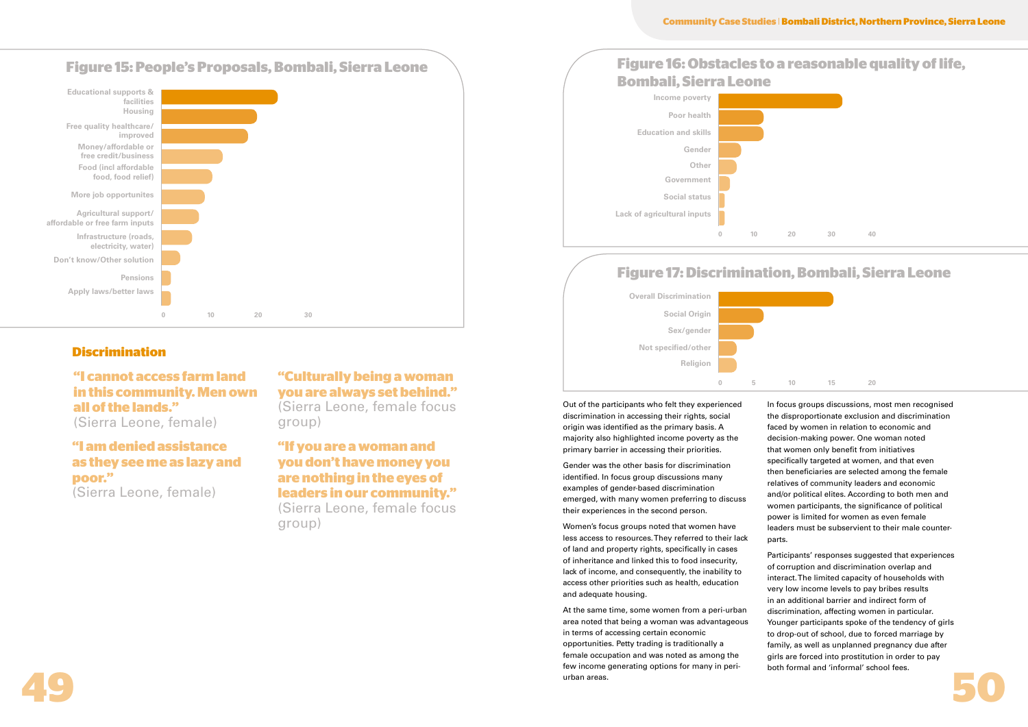## Figure 15: People's Proposals, Bombali, Sierra Leone

- Educational supports & facilities
- Housing
- Free quality healthcare/improved
- Money/affordable or free credit/business
- Food (incl affordable food, food relief)
- More job opportunites
- Agricultural support/affordable or free farm inputs
- Infrastructure (roads, electricity, water)
- Don't know/Other solution
- Pensions
- Apply laws/better laws

0 10 20 30

## Discrimination

**"I cannot access farm land in this community. Men own all of the lands."**
(Sierra Leone, female)

**"I am denied assistance as they see me as lazy and poor."**
(Sierra Leone, female)

**"Culturally being a woman you are always set behind."**
(Sierra Leone, female focus group)

**"If you are a woman and you don't have money you are nothing in the eyes of leaders in our community."**
(Sierra Leone, female focus group)

## Figure 16: Obstacles to a reasonable quality of life, Bombali, Sierra Leone

- Income poverty
- Poor health
- Education and skills
- Gender
- Other
- Government
- Social status
- Lack of agricultural inputs

0 10 20 30 40

## Figure 17: Discrimination, Bombali, Sierra Leone

- Overall Discrimination
- Social Origin
- Sex/gender
- Not specified/other
- Religion

0 5 10 15 20

Out of the participants who felt they experienced discrimination in accessing their rights, social origin was identified as the primary basis. A majority also highlighted income poverty as the primary barrier in accessing their priorities.

Gender was the other basis for discrimination identified. In focus group discussions many examples of gender-based discrimination emerged, with many women preferring to discuss their experiences in the second person.

Women's focus groups noted that women have less access to resources. They referred to their lack of land and property rights, specifically in cases of inheritance and linked this to food insecurity, lack of income, and consequently, the inability to access other priorities such as health, education and adequate housing.

At the same time, some women from a peri-urban area noted that being a woman was advantageous in terms of accessing certain economic opportunities. Petty trading is traditionally a female occupation and was noted as among the few income generating options for many in peri-urban areas.

In focus groups discussions, most men recognised the disproportionate exclusion and discrimination faced by women in relation to economic and decision-making power. One woman noted that women only benefit from initiatives specifically targeted at women, and that even then beneficiaries are selected among the female relatives of community leaders and economic and/or political elites. According to both men and women participants, the significance of political power is limited for women as even female leaders must be subservient to their male counter-parts.

Participants' responses suggested that experiences of corruption and discrimination overlap and interact. The limited capacity of households with very low income levels to pay bribes results in an additional barrier and indirect form of discrimination, affecting women in particular. Younger participants spoke of the tendency of girls to drop-out of school, due to forced marriage by family, as well as unplanned pregnancy due after girls are forced into prostitution in order to pay both formal and 'informal' school fees.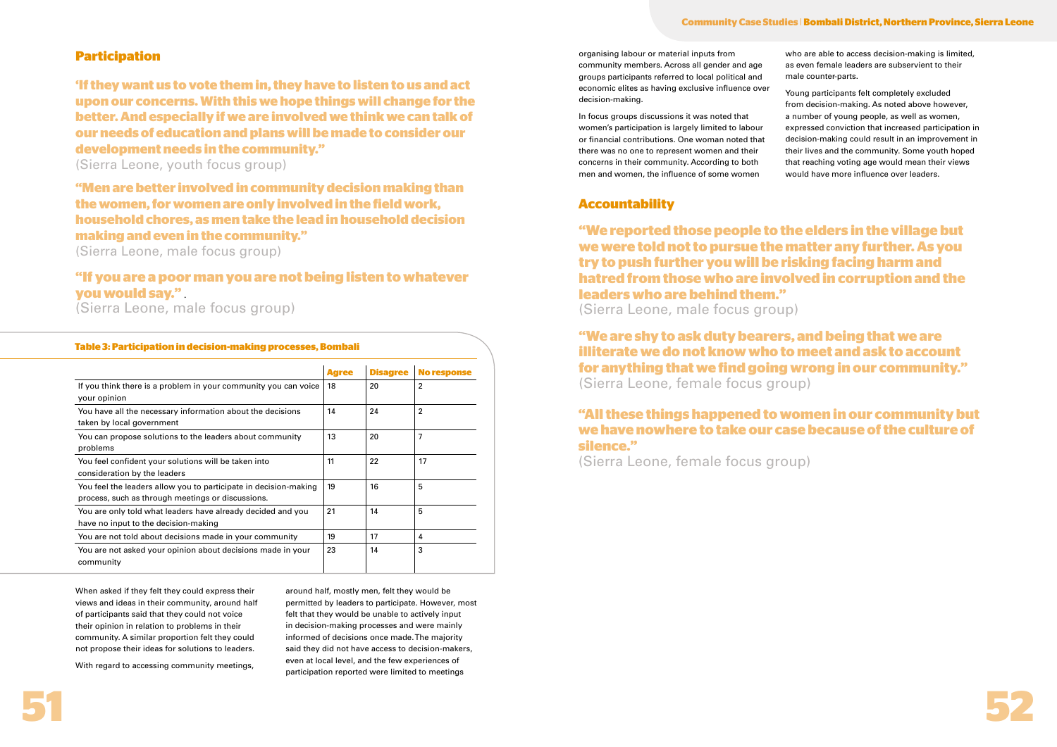## Participation

**'If they want us to vote them in, they have to listen to us and act upon our concerns. With this we hope things will change for the better. And especially if we are involved we think we can talk of our needs of education and plans will be made to consider our development needs in the community."**
(Sierra Leone, youth focus group)

**"Men are better involved in community decision making than the women, for women are only involved in the field work, household chores, as men take the lead in household decision making and even in the community."**
(Sierra Leone, male focus group)

**"If you are a poor man you are not being listen to whatever you would say."** .
(Sierra Leone, male focus group)

**Table 3: Participation in decision-making processes, Bombali**

| | Agree | Disagree | No response |
|---|---|---|---|
| If you think there is a problem in your community you can voice your opinion | 18 | 20 | 2 |
| You have all the necessary information about the decisions taken by local government | 14 | 24 | 2 |
| You can propose solutions to the leaders about community problems | 13 | 20 | 7 |
| You feel confident your solutions will be taken into consideration by the leaders | 11 | 22 | 17 |
| You feel the leaders allow you to participate in decision-making process, such as through meetings or discussions. | 19 | 16 | 5 |
| You are only told what leaders have already decided and you have no input to the decision-making | 21 | 14 | 5 |
| You are not told about decisions made in your community | 19 | 17 | 4 |
| You are not asked your opinion about decisions made in your community | 23 | 14 | 3 |

When asked if they felt they could express their views and ideas in their community, around half of participants said that they could not voice their opinion in relation to problems in their community. A similar proportion felt they could not propose their ideas for solutions to leaders.

With regard to accessing community meetings, around half, mostly men, felt they would be permitted by leaders to participate. However, most felt that they would be unable to actively input in decision-making processes and were mainly informed of decisions once made. The majority said they did not have access to decision-makers, even at local level, and the few experiences of participation reported were limited to meetings organising labour or material inputs from community members. Across all gender and age groups participants referred to local political and economic elites as having exclusive influence over decision-making.

In focus groups discussions it was noted that women's participation is largely limited to labour or financial contributions. One woman noted that there was no one to represent women and their concerns in their community. According to both men and women, the influence of some women who are able to access decision-making is limited, as even female leaders are subservient to their male counter-parts.

Young participants felt completely excluded from decision-making. As noted above however, a number of young people, as well as women, expressed conviction that increased participation in decision-making could result in an improvement in their lives and the community. Some youth hoped that reaching voting age would mean their views would have more influence over leaders.

## Accountability

**"We reported those people to the elders in the village but we were told not to pursue the matter any further. As you try to push further you will be risking facing harm and hatred from those who are involved in corruption and the leaders who are behind them."**
(Sierra Leone, male focus group)

**"We are shy to ask duty bearers, and being that we are illiterate we do not know who to meet and ask to account for anything that we find going wrong in our community."**
(Sierra Leone, female focus group)

**"All these things happened to women in our community but we have nowhere to take our case because of the culture of silence."**
(Sierra Leone, female focus group)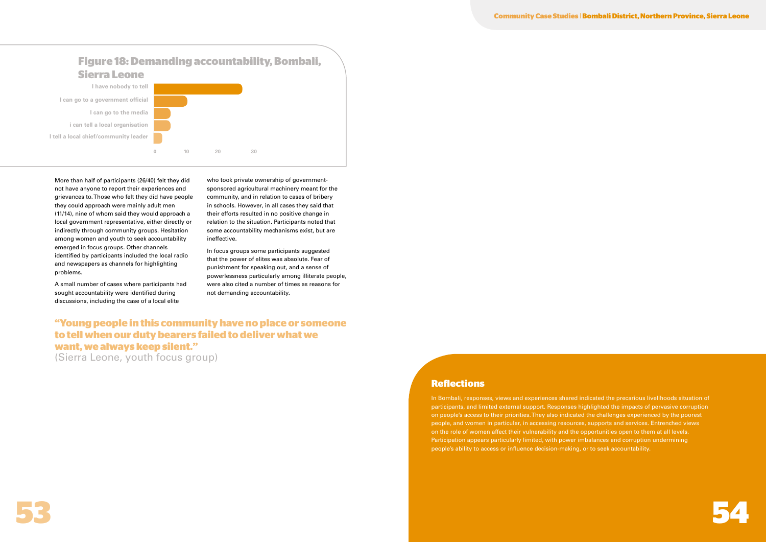## Figure 18: Demanding accountability, Bombali, Sierra Leone

| Response | Approximate value |
|---|---|
| I have nobody to tell | 26 |
| I can go to a government official | 10 |
| I can go to the media | 5 |
| i can tell a local organisation | 5 |
| I tell a local chief/community leader | 2 |

More than half of participants (26/40) felt they did not have anyone to report their experiences and grievances to. Those who felt they did have people they could approach were mainly adult men (11/14), nine of whom said they would approach a local government representative, either directly or indirectly through community groups. Hesitation among women and youth to seek accountability emerged in focus groups. Other channels identified by participants included the local radio and newspapers as channels for highlighting problems.

A small number of cases where participants had sought accountability were identified during discussions, including the case of a local elite who took private ownership of government-sponsored agricultural machinery meant for the community, and in relation to cases of bribery in schools. However, in all cases they said that their efforts resulted in no positive change in relation to the situation. Participants noted that some accountability mechanisms exist, but are ineffective.

In focus groups some participants suggested that the power of elites was absolute. Fear of punishment for speaking out, and a sense of powerlessness particularly among illiterate people, were also cited a number of times as reasons for not demanding accountability.

**"Young people in this community have no place or someone to tell when our duty bearers failed to deliver what we want, we always keep silent."**
(Sierra Leone, youth focus group)

### Reflections

In Bombali, responses, views and experiences shared indicated the precarious livelihoods situation of participants, and limited external support. Responses highlighted the impacts of pervasive corruption on people's access to their priorities. They also indicated the challenges experienced by the poorest people, and women in particular, in accessing resources, supports and services. Entrenched views on the role of women affect their vulnerability and the opportunities open to them at all levels. Participation appears particularly limited, with power imbalances and corruption undermining people's ability to access or influence decision-making, or to seek accountability.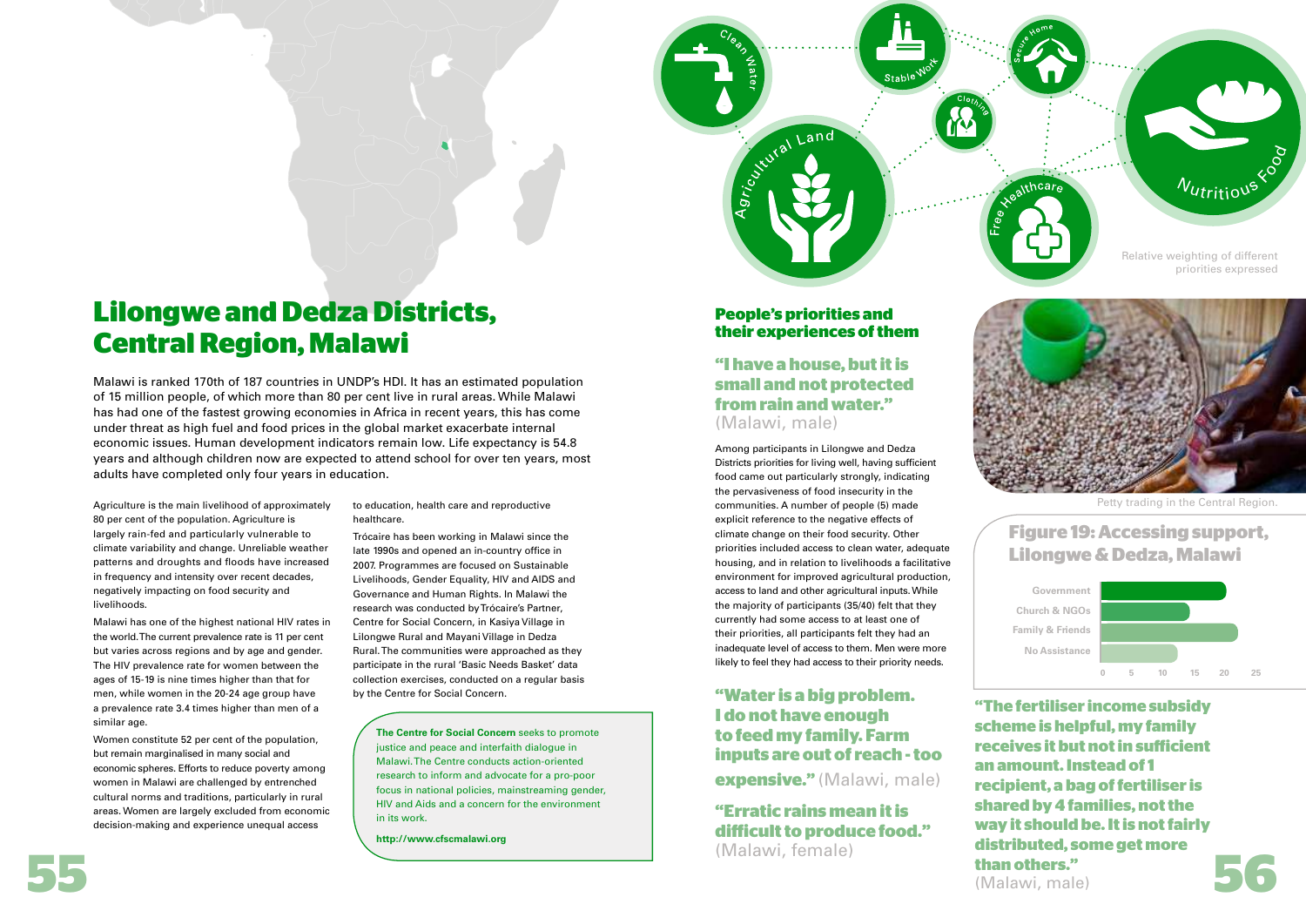# Lilongwe and Dedza Districts, Central Region, Malawi

Malawi is ranked 170th of 187 countries in UNDP's HDI. It has an estimated population of 15 million people, of which more than 80 per cent live in rural areas. While Malawi has had one of the fastest growing economies in Africa in recent years, this has come under threat as high fuel and food prices in the global market exacerbate internal economic issues. Human development indicators remain low. Life expectancy is 54.8 years and although children now are expected to attend school for over ten years, most adults have completed only four years in education.

Agriculture is the main livelihood of approximately 80 per cent of the population. Agriculture is largely rain-fed and particularly vulnerable to climate variability and change. Unreliable weather patterns and droughts and floods have increased in frequency and intensity over recent decades, negatively impacting on food security and livelihoods.

Malawi has one of the highest national HIV rates in the world. The current prevalence rate is 11 per cent but varies across regions and by age and gender. The HIV prevalence rate for women between the ages of 15-19 is nine times higher than that for men, while women in the 20-24 age group have a prevalence rate 3.4 times higher than men of a similar age.

Women constitute 52 per cent of the population, but remain marginalised in many social and economic spheres. Efforts to reduce poverty among women in Malawi are challenged by entrenched cultural norms and traditions, particularly in rural areas. Women are largely excluded from economic decision-making and experience unequal access to education, health care and reproductive healthcare.

Trócaire has been working in Malawi since the late 1990s and opened an in-country office in 2007. Programmes are focused on Sustainable Livelihoods, Gender Equality, HIV and AIDS and Governance and Human Rights. In Malawi the research was conducted by Trócaire's Partner, Centre for Social Concern, in Kasiya Village in Lilongwe Rural and Mayani Village in Dedza Rural. The communities were approached as they participate in the rural 'Basic Needs Basket' data collection exercises, conducted on a regular basis by the Centre for Social Concern.

> **The Centre for Social Concern** seeks to promote justice and peace and interfaith dialogue in Malawi. The Centre conducts action-oriented research to inform and advocate for a pro-poor focus in national policies, mainstreaming gender, HIV and Aids and a concern for the environment in its work.
>
> **http://www.cfscmalawi.org**

Clean Water · Stable Work · Secure Home · Clothing · Agricultural Land · Free Healthcare · Nutritious Food

Relative weighting of different priorities expressed

## People's priorities and their experiences of them

**"I have a house, but it is small and not protected from rain and water."** (Malawi, male)

Among participants in Lilongwe and Dedza Districts priorities for living well, having sufficient food came out particularly strongly, indicating the pervasiveness of food insecurity in the communities. A number of people (5) made explicit reference to the negative effects of climate change on their food security. Other priorities included access to clean water, adequate housing, and in relation to livelihoods a facilitative environment for improved agricultural production, access to land and other agricultural inputs. While the majority of participants (35/40) felt that they currently had some access to at least one of their priorities, all participants felt they had an inadequate level of access to them. Men were more likely to feel they had access to their priority needs.

**"Water is a big problem. I do not have enough to feed my family. Farm inputs are out of reach - too expensive."** (Malawi, male)

**"Erratic rains mean it is difficult to produce food."** (Malawi, female)

Petty trading in the Central Region.

## Figure 19: Accessing support, Lilongwe & Dedza, Malawi

| Source | Approx. value |
|---|---|
| Government | 20 |
| Church & NGOs | 14 |
| Family & Friends | 22 |
| No Assistance | 12 |

Axis: 0, 5, 10, 15, 20, 25

**"The fertiliser income subsidy scheme is helpful, my family receives it but not in sufficient an amount. Instead of 1 recipient, a bag of fertiliser is shared by 4 families, not the way it should be. It is not fairly distributed, some get more than others."** (Malawi, male)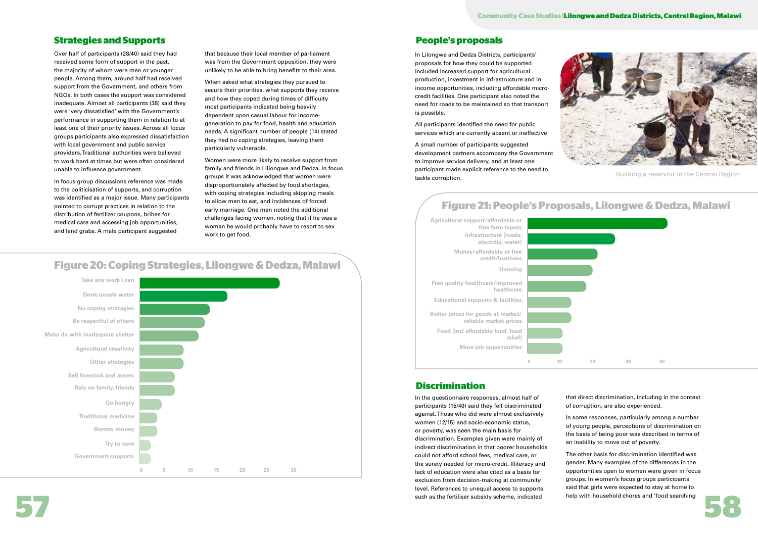## Strategies and Supports

Over half of participants (28/40) said they had received some form of support in the past, the majority of whom were men or younger people. Among them, around half had received support from the Government, and others from NGOs. In both cases the support was considered inadequate. Almost all participants (38) said they were 'very dissatisfied' with the Government's performance in supporting them in relation to at least one of their priority issues. Across all focus groups participants also expressed dissatisfaction with local government and public service providers. Traditional authorities were believed to work hard at times but were often considered unable to influence government.

In focus group discussions reference was made to the politicisation of supports, and corruption was identified as a major issue. Many participants pointed to corrupt practices in relation to the distribution of fertilizer coupons, bribes for medical care and accessing job opportunities, and land grabs. A male participant suggested that because their local member of parliament was from the Government opposition, they were unlikely to be able to bring benefits to their area.

When asked what strategies they pursued to secure their priorities, what supports they receive and how they coped during times of difficulty most participants indicated being heavily dependent upon casual labour for income-generation to pay for food, health and education needs. A significant number of people (14) stated they had no coping strategies, leaving them particularly vulnerable.

Women were more likely to receive support from family and friends in Liliongwe and Dedza. In focus groups it was acknowledged that women were disproportionately affected by food shortages, with coping strategies including skipping meals to allow men to eat, and incidences of forced early marriage. One man noted the additional challenges facing women, noting that if he was a woman he would probably have to resort to sex work to get food.

## Figure 20: Coping Strategies, Lilongwe & Dedza, Malawi

| Coping strategy | Approx. value |
|---|---|
| Take any work I can | 27 |
| Drink unsafe water | 17 |
| No coping stratagies | 13.5 |
| Be respectful of others | 12.5 |
| Make do with inadequate shelter | 11.5 |
| Agricultural creativity | 8.5 |
| Other strategies | 8.5 |
| Sell livestock and assets | 7 |
| Rely on family, friends | 7 |
| Go hungry | 4 |
| Traditional medicine | 3.5 |
| Borrow money | 3.5 |
| Try to save | 2 |
| Government supports | 2 |

## People's proposals

In Lilongwe and Dedza Districts, participants' proposals for how they could be supported included increased support for agricultural production, investment in infrastructure and in income opportunities, including affordable micro-credit facilities. One participant also noted the need for roads to be maintained so that transport is possible.

All participants identified the need for public services which are currently absent or ineffective

A small number of participants suggested development partners accompany the Government to improve service delivery, and at least one participant made explicit reference to the need to tackle corruption.

Building a reservoir in the Central Region.

## Figure 21: People's Proposals, Lilongwe & Dedza, Malawi

| Proposal | Approx. value |
|---|---|
| Agricultural support/affordable or free farm inputs | 40 |
| Infrastructure (roads, electritiy, water) | 25 |
| Money/affordable or free credit/business | 20 |
| Housing | 19 |
| Free quality healthcare/improved healthcare | 17 |
| Educational supports & facilities | 13 |
| Better prices for goods at market/ reliable market prices | 13 |
| Food (Incl affordable food, food relief) | 10 |
| More job oppertunities | 10 |

## Discrimination

In the questionnaire responses, almost half of participants (15/40) said they felt discriminated against. Those who did were almost exclusively women (12/15) and socio-economic status, or poverty, was seen the main basis for discrimination. Examples given were mainly of indirect discrimination in that poorer households could not afford school fees, medical care, or the surety needed for micro-credit. Illiteracy and lack of education were also cited as a basis for exclusion from decision-making at community level. References to unequal access to supports such as the fertiliser subsidy scheme, indicated that direct discrimination, including in the context of corruption, are also experienced.

In some responses, particularly among a number of young people, perceptions of discrimination on the basis of being poor was described in terms of an inability to move out of poverty.

The other basis for discrimination identified was gender. Many examples of the differences in the opportunities open to women were given in focus groups. In women's focus groups participants said that girls were expected to stay at home to help with household chores and 'food searching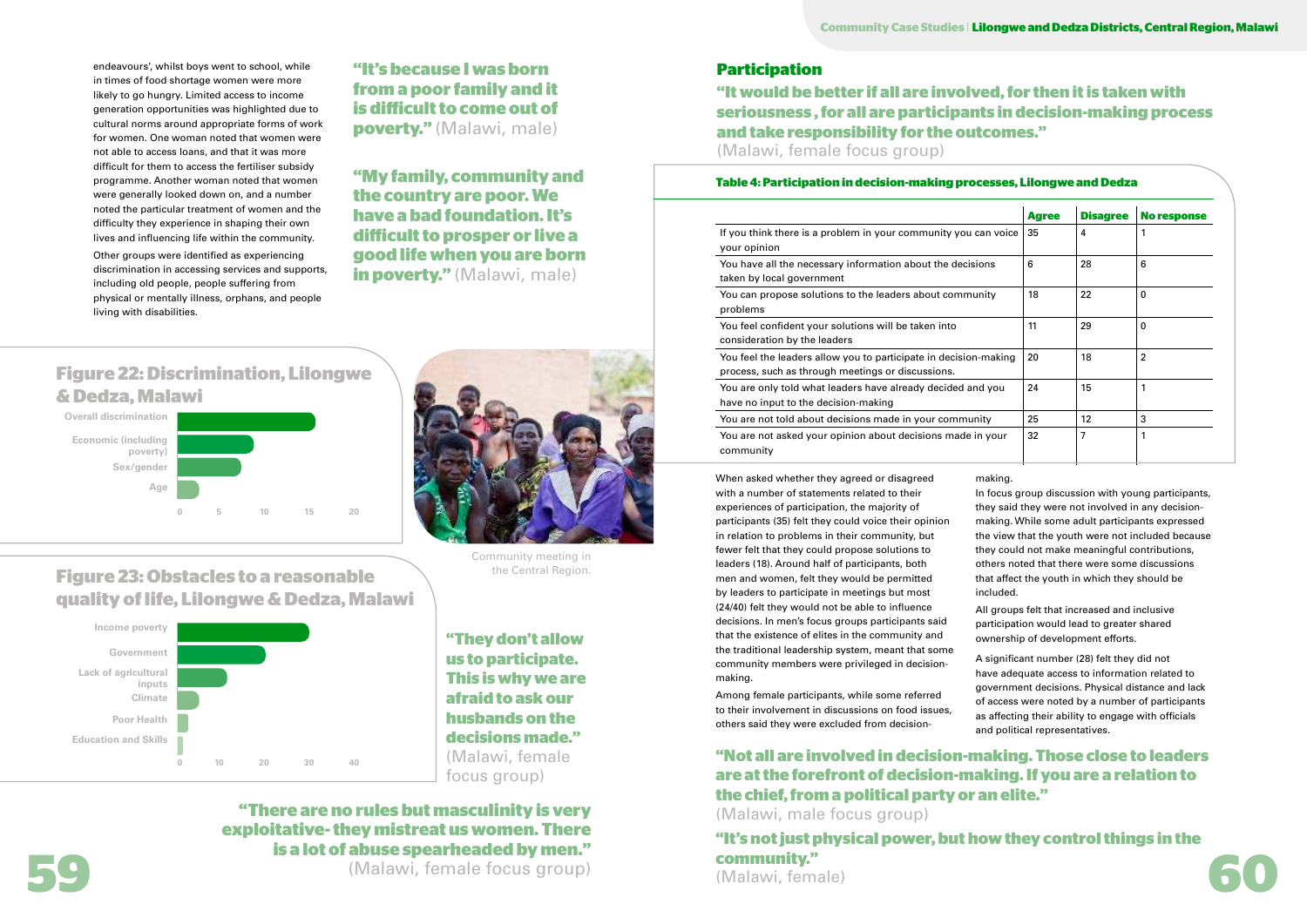endeavours', whilst boys went to school, while in times of food shortage women were more likely to go hungry. Limited access to income generation opportunities was highlighted due to cultural norms around appropriate forms of work for women. One woman noted that women were not able to access loans, and that it was more difficult for them to access the fertiliser subsidy programme. Another woman noted that women were generally looked down on, and a number noted the particular treatment of women and the difficulty they experience in shaping their own lives and influencing life within the community.

Other groups were identified as experiencing discrimination in accessing services and supports, including old people, people suffering from physical or mentally illness, orphans, and people living with disabilities.

**"It's because I was born from a poor family and it is difficult to come out of poverty."** (Malawi, male)

**"My family, community and the country are poor. We have a bad foundation. It's difficult to prosper or live a good life when you are born in poverty."** (Malawi, male)

## Figure 22: Discrimination, Lilongwe & Dedza, Malawi

Overall discrimination; Economic (including poverty); Sex/gender; Age

0 5 10 15 20

Community meeting in the Central Region.

## Figure 23: Obstacles to a reasonable quality of life, Lilongwe & Dedza, Malawi

Income poverty; Government; Lack of agricultural inputs; Climate; Poor Health; Education and Skills

0 10 20 30 40

**"They don't allow us to participate. This is why we are afraid to ask our husbands on the decisions made."** (Malawi, female focus group)

**"There are no rules but masculinity is very exploitative- they mistreat us women. There is a lot of abuse spearheaded by men."** (Malawi, female focus group)

## Participation

**"It would be better if all are involved, for then it is taken with seriousness , for all are participants in decision-making process and take responsibility for the outcomes."** (Malawi, female focus group)

**Table 4: Participation in decision-making processes, Lilongwe and Dedza**

| | Agree | Disagree | No response |
|---|---|---|---|
| If you think there is a problem in your community you can voice your opinion | 35 | 4 | 1 |
| You have all the necessary information about the decisions taken by local government | 6 | 28 | 6 |
| You can propose solutions to the leaders about community problems | 18 | 22 | 0 |
| You feel confident your solutions will be taken into consideration by the leaders | 11 | 29 | 0 |
| You feel the leaders allow you to participate in decision-making process, such as through meetings or discussions. | 20 | 18 | 2 |
| You are only told what leaders have already decided and you have no input to the decision-making | 24 | 15 | 1 |
| You are not told about decisions made in your community | 25 | 12 | 3 |
| You are not asked your opinion about decisions made in your community | 32 | 7 | 1 |

When asked whether they agreed or disagreed with a number of statements related to their experiences of participation, the majority of participants (35) felt they could voice their opinion in relation to problems in their community, but fewer felt that they could propose solutions to leaders (18). Around half of participants, both men and women, felt they would be permitted by leaders to participate in meetings but most (24/40) felt they would not be able to influence decisions. In men's focus groups participants said that the existence of elites in the community and the traditional leadership system, meant that some community members were privileged in decision-making.

Among female participants, while some referred to their involvement in discussions on food issues, others said they were excluded from decision-making.

In focus group discussion with young participants, they said they were not involved in any decision-making. While some adult participants expressed the view that the youth were not included because they could not make meaningful contributions, others noted that there were some discussions that affect the youth in which they should be included.

All groups felt that increased and inclusive participation would lead to greater shared ownership of development efforts.

A significant number (28) felt they did not have adequate access to information related to government decisions. Physical distance and lack of access were noted by a number of participants as affecting their ability to engage with officials and political representatives.

**"Not all are involved in decision-making. Those close to leaders are at the forefront of decision-making. If you are a relation to the chief, from a political party or an elite."** (Malawi, male focus group)

**"It's not just physical power, but how they control things in the community."** (Malawi, female)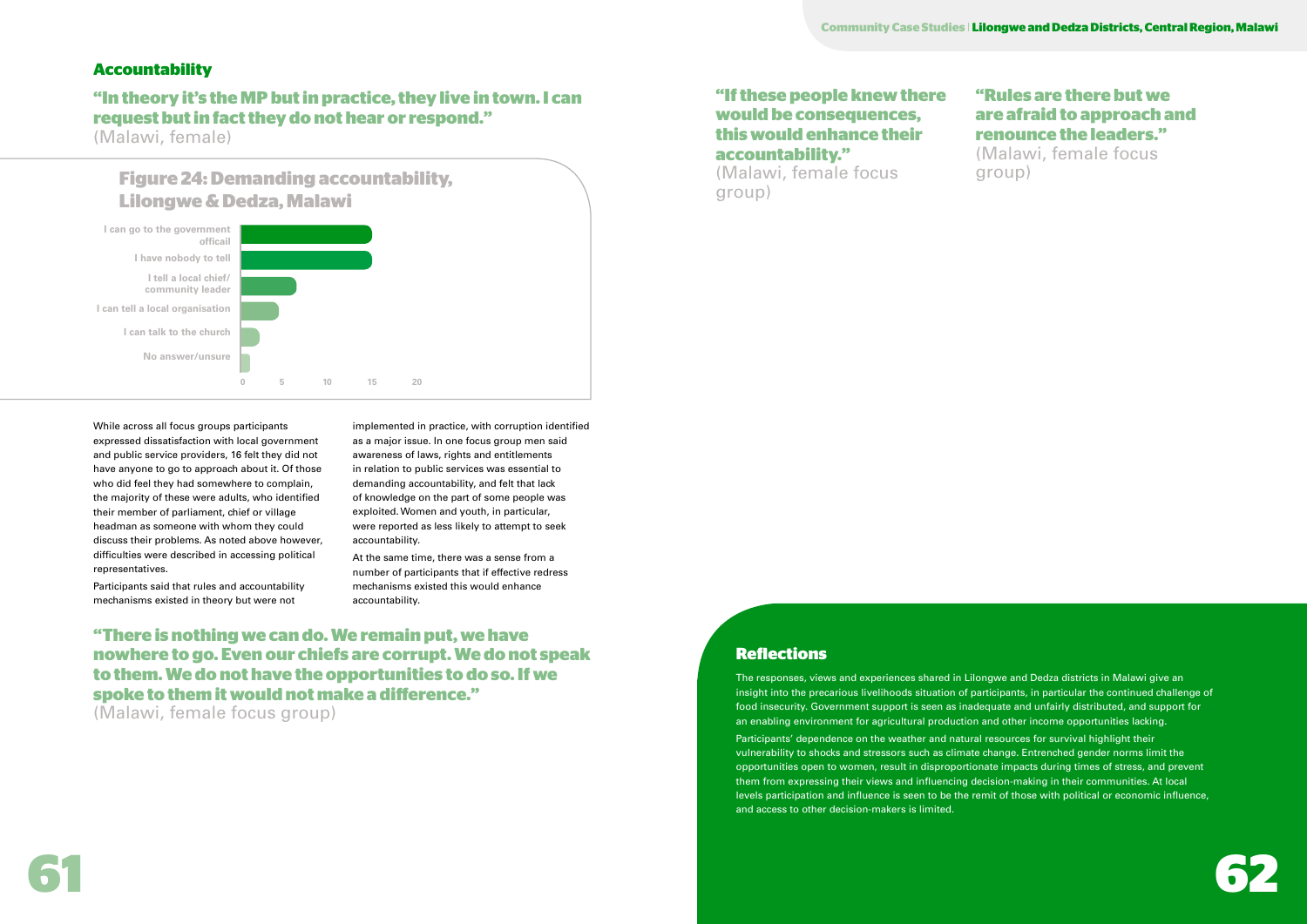## Accountability

**"In theory it's the MP but in practice, they live in town. I can request but in fact they do not hear or respond."**
(Malawi, female)

### Figure 24: Demanding accountability, Lilongwe & Dedza, Malawi

| Response | Value |
|---|---|
| I can go to the government officail | 15 |
| I have nobody to tell | 15 |
| I tell a local chief/ community leader | 6 |
| I can tell a local organisation | 4 |
| I can talk to the church | 2 |
| No answer/unsure | 1 |

While across all focus groups participants expressed dissatisfaction with local government and public service providers, 16 felt they did not have anyone to go to approach about it. Of those who did feel they had somewhere to complain, the majority of these were adults, who identified their member of parliament, chief or village headman as someone with whom they could discuss their problems. As noted above however, difficulties were described in accessing political representatives.

Participants said that rules and accountability mechanisms existed in theory but were not implemented in practice, with corruption identified as a major issue. In one focus group men said awareness of laws, rights and entitlements in relation to public services was essential to demanding accountability, and felt that lack of knowledge on the part of some people was exploited. Women and youth, in particular, were reported as less likely to attempt to seek accountability.

At the same time, there was a sense from a number of participants that if effective redress mechanisms existed this would enhance accountability.

**"There is nothing we can do. We remain put, we have nowhere to go. Even our chiefs are corrupt. We do not speak to them. We do not have the opportunities to do so. If we spoke to them it would not make a difference."**
(Malawi, female focus group)

**"If these people knew there would be consequences, this would enhance their accountability."**
(Malawi, female focus group)

**"Rules are there but we are afraid to approach and renounce the leaders."**
(Malawi, female focus group)

## Reflections

The responses, views and experiences shared in Lilongwe and Dedza districts in Malawi give an insight into the precarious livelihoods situation of participants, in particular the continued challenge of food insecurity. Government support is seen as inadequate and unfairly distributed, and support for an enabling environment for agricultural production and other income opportunities lacking.

Participants' dependence on the weather and natural resources for survival highlight their vulnerability to shocks and stressors such as climate change. Entrenched gender norms limit the opportunities open to women, result in disproportionate impacts during times of stress, and prevent them from expressing their views and influencing decision-making in their communities. At local levels participation and influence is seen to be the remit of those with political or economic influence, and access to other decision-makers is limited.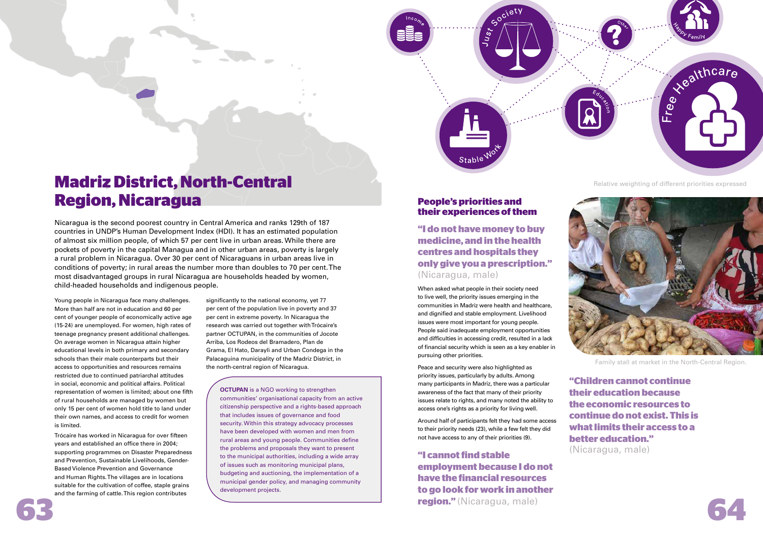# Madriz District, North-Central Region, Nicaragua

Nicaragua is the second poorest country in Central America and ranks 129th of 187 countries in UNDP's Human Development Index (HDI). It has an estimated population of almost six million people, of which 57 per cent live in urban areas. While there are pockets of poverty in the capital Managua and in other urban areas, poverty is largely a rural problem in Nicaragua. Over 30 per cent of Nicaraguans in urban areas live in conditions of poverty; in rural areas the number more than doubles to 70 per cent. The most disadvantaged groups in rural Nicaragua are households headed by women, child-headed households and indigenous people.

Young people in Nicaragua face many challenges. More than half are not in education and 60 per cent of younger people of economically active age (15-24) are unemployed. For women, high rates of teenage pregnancy present additional challenges. On average women in Nicaragua attain higher educational levels in both primary and secondary schools than their male counterparts but their access to opportunities and resources remains restricted due to continued patriarchal attitudes in social, economic and political affairs. Political representation of women is limited; about one fifth of rural households are managed by women but only 15 per cent of women hold title to land under their own names, and access to credit for women is limited.

Trócaire has worked in Nicaragua for over fifteen years and established an office there in 2004; supporting programmes on Disaster Preparedness and Prevention, Sustainable Livelihoods, Gender-Based Violence Prevention and Governance and Human Rights. The villages are in locations suitable for the cultivation of coffee, staple grains and the farming of cattle. This region contributes significantly to the national economy, yet 77 per cent of the population live in poverty and 37 per cent in extreme poverty. In Nicaragua the research was carried out together with Trócaire's partner OCTUPAN, in the communities of Jocote Arriba, Los Rodeos del Bramadero, Plan de Grama, El Hato, Darayli and Urban Condega in the Palacaguina municipality of the Madriz District, in the north-central region of Nicaragua.

**OCTUPAN** is a NGO working to strengthen communities' organisational capacity from an active citizenship perspective and a rights-based approach that includes issues of governance and food security. Within this strategy advocacy processes have been developed with women and men from rural areas and young people. Communities define the problems and proposals they want to present to the municipal authorities, including a wide array of issues such as monitoring municipal plans, budgeting and auctioning, the implementation of a municipal gender policy, and managing community development projects.

Relative weighting of different priorities expressed

## People's priorities and their experiences of them

**"I do not have money to buy medicine, and in the health centres and hospitals they only give you a prescription."** (Nicaragua, male)

When asked what people in their society need to live well, the priority issues emerging in the communities in Madriz were health and healthcare, and dignified and stable employment. Livelihood issues were most important for young people. People said inadequate employment opportunities and difficulties in accessing credit, resulted in a lack of financial security which is seen as a key enabler in pursuing other priorities.

Peace and security were also highlighted as priority issues, particularly by adults. Among many participants in Madriz, there was a particular awareness of the fact that many of their priority issues relate to rights, and many noted the ability to access one's rights as a priority for living well.

Around half of participants felt they had some access to their priority needs (23), while a few felt they did not have access to any of their priorities (9).

**"I cannot find stable employment because I do not have the financial resources to go look for work in another region."** (Nicaragua, male)

Family stall at market in the North-Central Region.

**"Children cannot continue their education because the economic resources to continue do not exist. This is what limits their access to a better education."** (Nicaragua, male)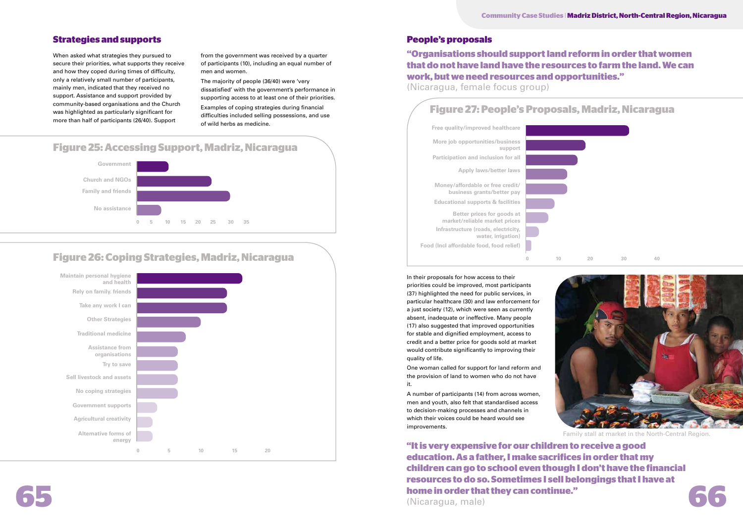## Strategies and supports

When asked what strategies they pursued to secure their priorities, what supports they receive and how they coped during times of difficulty, only a relatively small number of participants, mainly men, indicated that they received no support. Assistance and support provided by community-based organisations and the Church was highlighted as particularly significant for more than half of participants (26/40). Support from the government was received by a quarter of participants (10), including an equal number of men and women.

The majority of people (36/40) were 'very dissatisfied' with the government's performance in supporting access to at least one of their priorities.

Examples of coping strategies during financial difficulties included selling possessions, and use of wild herbs as medicine.

## Figure 25: Accessing Support, Madriz, Nicaragua

- Government
- Church and NGOs
- Family and friends
- No assistance

(Axis: 0, 5, 10, 15, 20, 25, 30, 35)

## Figure 26: Coping Strategies, Madriz, Nicaragua

- Maintain personal hygiene and health
- Rely on family. friends
- Take any work I can
- Other Strategies
- Traditional medicine
- Assistance from organisations
- Try to save
- Sell livestock and assets
- No coping strategies
- Government supports
- Agricultural creativity
- Alternative forms of energy

(Axis: 0, 5, 10, 15, 20)

## People's proposals

**"Organisations should support land reform in order that women that do not have land have the resources to farm the land. We can work, but we need resources and opportunities."**
(Nicaragua, female focus group)

## Figure 27: People's Proposals, Madriz, Nicaragua

- Free quality/improved healthcare
- More job opportunities/business support
- Participation and inclusion for all
- Apply laws/better laws
- Money/affordable or free credit/ business grants/better pay
- Educational supports & facilities
- Better prices for goods at market/reliable market prices
- Infrastructure (roads, electricity, water, irrigation)
- Food (Incl affordable food, food relief)

(Axis: 0, 10, 20, 30, 40)

In their proposals for how access to their priorities could be improved, most participants (37) highlighted the need for public services, in particular healthcare (30) and law enforcement for a just society (12), which were seen as currently absent, inadequate or ineffective. Many people (17) also suggested that improved opportunities for stable and dignified employment, access to credit and a better price for goods sold at market would contribute significantly to improving their quality of life.

One woman called for support for land reform and the provision of land to women who do not have it.

A number of participants (14) from across women, men and youth, also felt that standardised access to decision-making processes and channels in which their voices could be heard would see improvements.

Family stall at market in the North-Central Region.

**"It is very expensive for our children to receive a good education. As a father, I make sacrifices in order that my children can go to school even though I don't have the financial resources to do so. Sometimes I sell belongings that I have at home in order that they can continue."**
(Nicaragua, male)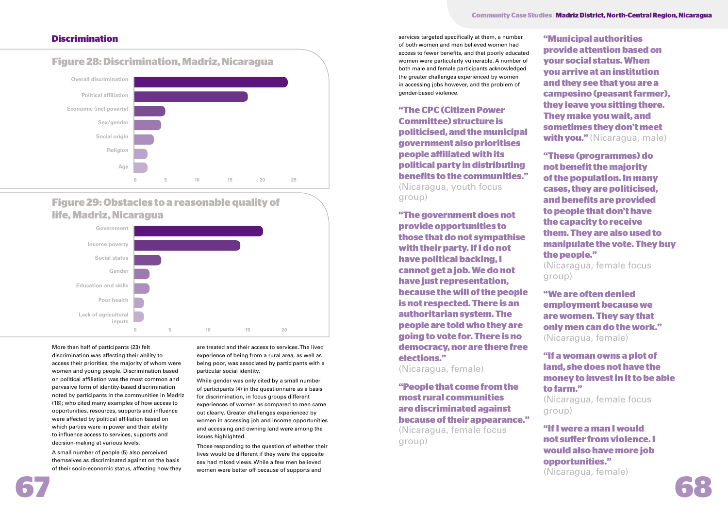## Discrimination

### Figure 28: Discrimination, Madriz, Nicaragua

| Category | Value |
|---|---|
| Overall discrimination | 23 |
| Political affiliation | 17 |
| Economic (incl poverty) | 5 |
| Sex/gender | 4 |
| Social origin | 3 |
| Religion | 2 |
| Age | 2 |

### Figure 29: Obstacles to a reasonable quality of life, Madriz, Nicaragua

| Category | Value |
|---|---|
| Government | 17 |
| Income poverty | 14 |
| Social status | 3.5 |
| Gender | 2 |
| Education and skills | 2 |
| Poor health | 1 |
| Lack of agricultural inputs | 1 |

More than half of participants (23) felt discrimination was affecting their ability to access their priorities, the majority of whom were women and young people. Discrimination based on political affiliation was the most common and pervasive form of identity-based discrimination noted by participants in the communities in Madriz (18); who cited many examples of how access to opportunities, resources, supports and influence were affected by political affiliation based on which parties were in power and their ability to influence access to services, supports and decision-making at various levels.

A small number of people (5) also perceived themselves as discriminated against on the basis of their socio-economic status, affecting how they are treated and their access to services. The lived experience of being from a rural area, as well as being poor, was associated by participants with a particular social identity.

While gender was only cited by a small number of participants (4) in the questionnaire as a basis for discrimination, in focus groups different experiences of women as compared to men came out clearly. Greater challenges experienced by women in accessing job and income opportunities and accessing and owning land were among the issues highlighted.

Those responding to the question of whether their lives would be different if they were the opposite sex had mixed views. While a few men believed women were better off because of supports and services targeted specifically at them, a number of both women and men believed women had access to fewer benefits, and that poorly educated women were particularly vulnerable. A number of both male and female participants acknowledged the greater challenges experienced by women in accessing jobs however, and the problem of gender-based violence.

**"The CPC (Citizen Power Committee) structure is politicised, and the municipal government also prioritises people affiliated with its political party in distributing benefits to the communities."** (Nicaragua, youth focus group)

**"The government does not provide opportunities to those that do not sympathise with their party. If I do not have political backing, I cannot get a job. We do not have just representation, because the will of the people is not respected. There is an authoritarian system. The people are told who they are going to vote for. There is no democracy, nor are there free elections."** (Nicaragua, female)

**"People that come from the most rural communities are discriminated against because of their appearance."** (Nicaragua, female focus group)

**"Municipal authorities provide attention based on your social status. When you arrive at an institution and they see that you are a campesino (peasant farmer), they leave you sitting there. They make you wait, and sometimes they don't meet with you."** (Nicaragua, male)

**"These (programmes) do not benefit the majority of the population. In many cases, they are politicised, and benefits are provided to people that don't have the capacity to receive them. They are also used to manipulate the vote. They buy the people."** (Nicaragua, female focus group)

**"We are often denied employment because we are women. They say that only men can do the work."** (Nicaragua, female)

**"If a woman owns a plot of land, she does not have the money to invest in it to be able to farm."** (Nicaragua, female focus group)

**"If I were a man I would not suffer from violence. I would also have more job opportunities."** (Nicaragua, female)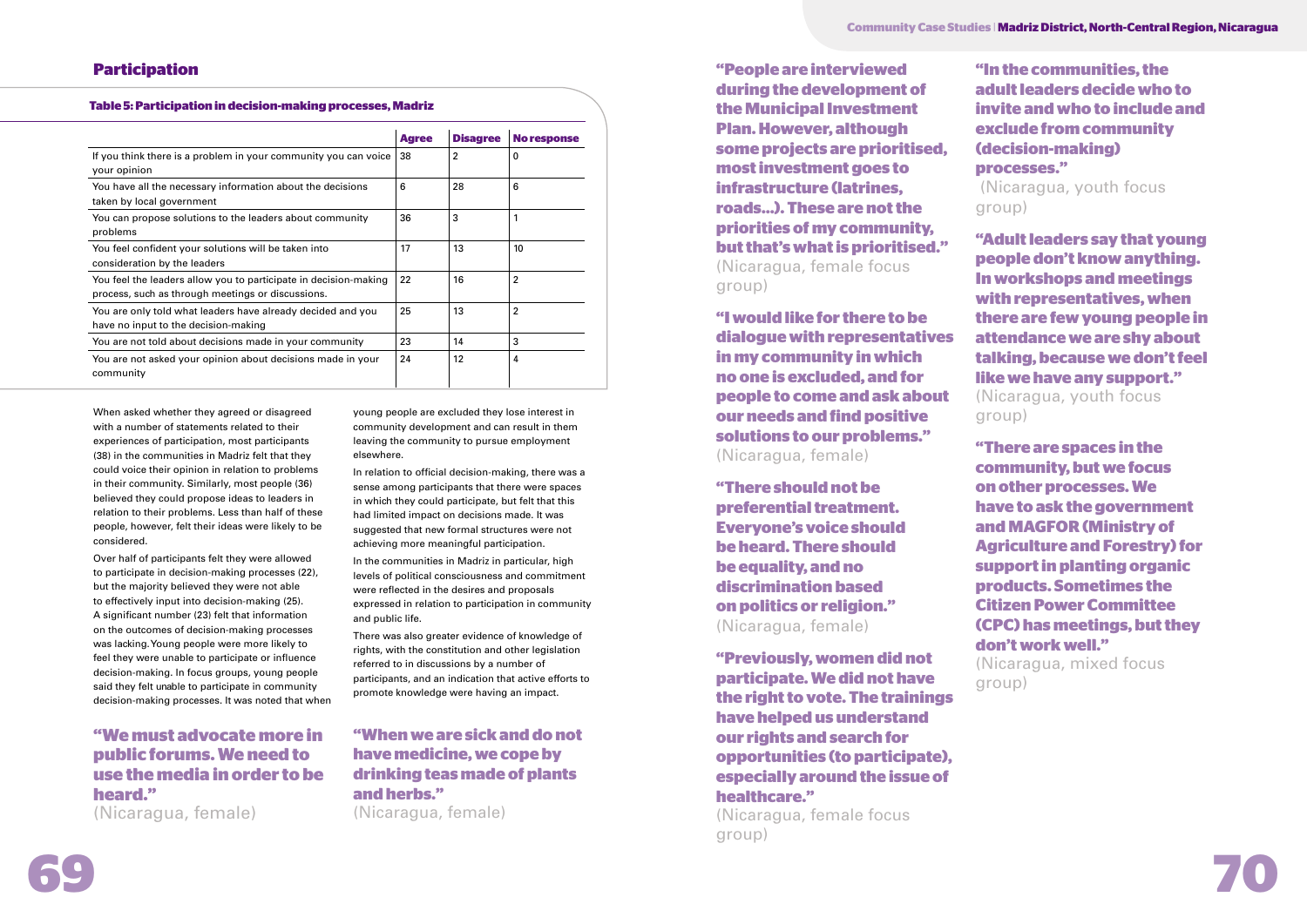## Participation

**Table 5: Participation in decision-making processes, Madriz**

| | Agree | Disagree | No response |
|---|---|---|---|
| If you think there is a problem in your community you can voice your opinion | 38 | 2 | 0 |
| You have all the necessary information about the decisions taken by local government | 6 | 28 | 6 |
| You can propose solutions to the leaders about community problems | 36 | 3 | 1 |
| You feel confident your solutions will be taken into consideration by the leaders | 17 | 13 | 10 |
| You feel the leaders allow you to participate in decision-making process, such as through meetings or discussions. | 22 | 16 | 2 |
| You are only told what leaders have already decided and you have no input to the decision-making | 25 | 13 | 2 |
| You are not told about decisions made in your community | 23 | 14 | 3 |
| You are not asked your opinion about decisions made in your community | 24 | 12 | 4 |

When asked whether they agreed or disagreed with a number of statements related to their experiences of participation, most participants (38) in the communities in Madriz felt that they could voice their opinion in relation to problems in their community. Similarly, most people (36) believed they could propose ideas to leaders in relation to their problems. Less than half of these people, however, felt their ideas were likely to be considered.

Over half of participants felt they were allowed to participate in decision-making processes (22), but the majority believed they were not able to effectively input into decision-making (25). A significant number (23) felt that information on the outcomes of decision-making processes was lacking. Young people were more likely to feel they were unable to participate or influence decision-making. In focus groups, young people said they felt unable to participate in community decision-making processes. It was noted that when young people are excluded they lose interest in community development and can result in them leaving the community to pursue employment elsewhere.

In relation to official decision-making, there was a sense among participants that there were spaces in which they could participate, but felt that this had limited impact on decisions made. It was suggested that new formal structures were not achieving more meaningful participation.

In the communities in Madriz in particular, high levels of political consciousness and commitment were reflected in the desires and proposals expressed in relation to participation in community and public life.

There was also greater evidence of knowledge of rights, with the constitution and other legislation referred to in discussions by a number of participants, and an indication that active efforts to promote knowledge were having an impact.

**"We must advocate more in public forums. We need to use the media in order to be heard."**
(Nicaragua, female)

**"When we are sick and do not have medicine, we cope by drinking teas made of plants and herbs."**
(Nicaragua, female)

**"People are interviewed during the development of the Municipal Investment Plan. However, although some projects are prioritised, most investment goes to infrastructure (latrines, roads…). These are not the priorities of my community, but that's what is prioritised."**
(Nicaragua, female focus group)

**"I would like for there to be dialogue with representatives in my community in which no one is excluded, and for people to come and ask about our needs and find positive solutions to our problems."**
(Nicaragua, female)

**"There should not be preferential treatment. Everyone's voice should be heard. There should be equality, and no discrimination based on politics or religion."**
(Nicaragua, female)

**"Previously, women did not participate. We did not have the right to vote. The trainings have helped us understand our rights and search for opportunities (to participate), especially around the issue of healthcare."**
(Nicaragua, female focus group)

**"In the communities, the adult leaders decide who to invite and who to include and exclude from community (decision-making) processes."**
(Nicaragua, youth focus group)

**"Adult leaders say that young people don't know anything. In workshops and meetings with representatives, when there are few young people in attendance we are shy about talking, because we don't feel like we have any support."**
(Nicaragua, youth focus group)

**"There are spaces in the community, but we focus on other processes. We have to ask the government and MAGFOR (Ministry of Agriculture and Forestry) for support in planting organic products. Sometimes the Citizen Power Committee (CPC) has meetings, but they don't work well."**
(Nicaragua, mixed focus group)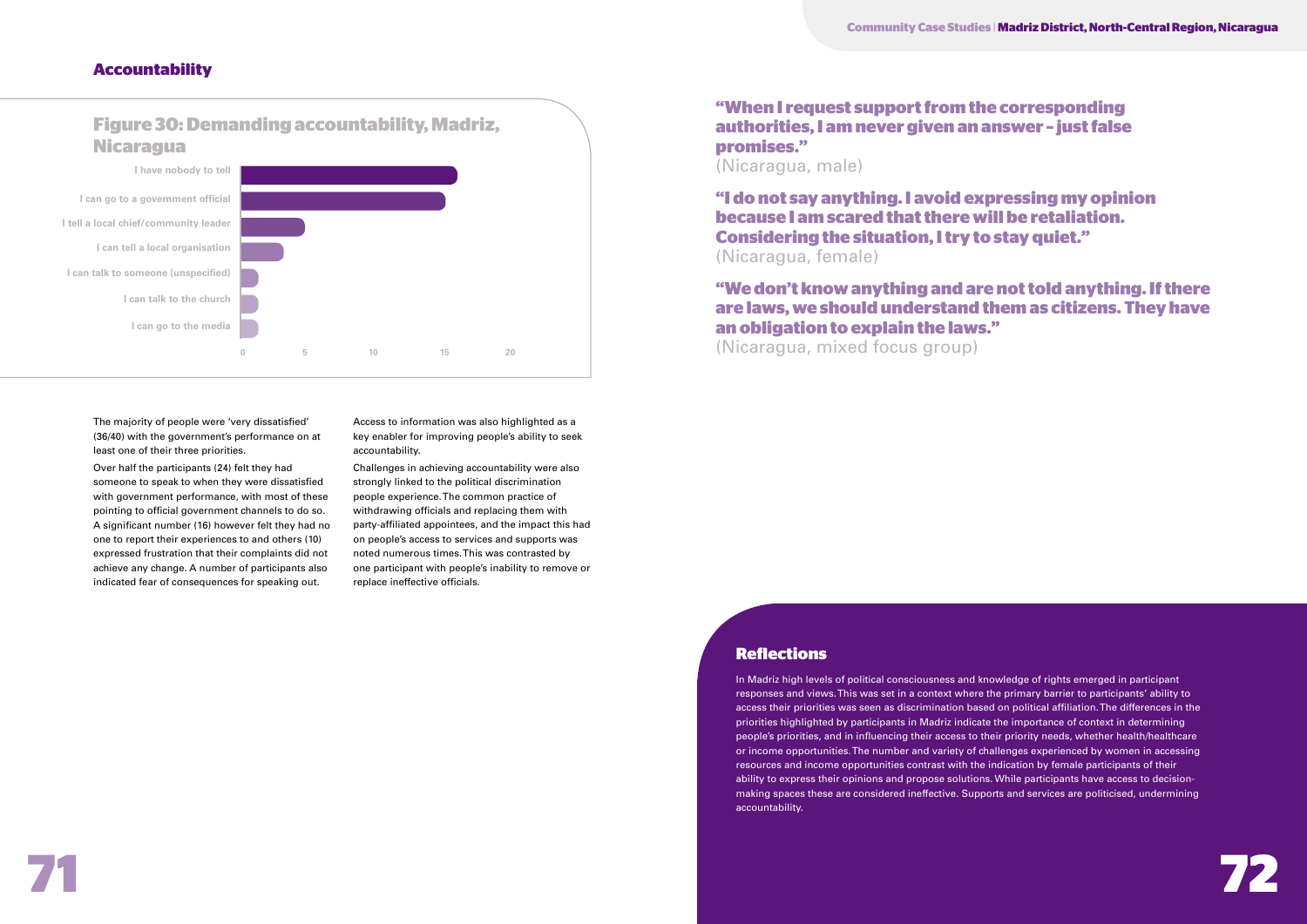## Accountability

### Figure 30: Demanding accountability, Madriz, Nicaragua

| Response | Value |
| --- | --- |
| I have nobody to tell | 16 |
| I can go to a government official | 15 |
| I tell a local chief/community leader | 5 |
| I can tell a local organisation | 3 |
| I can talk to someone (unspecified) | 1 |
| I can talk to the church | 1 |
| I can go to the media | 1 |

The majority of people were 'very dissatisfied' (36/40) with the government's performance on at least one of their three priorities.

Over half the participants (24) felt they had someone to speak to when they were dissatisfied with government performance, with most of these pointing to official government channels to do so. A significant number (16) however felt they had no one to report their experiences to and others (10) expressed frustration that their complaints did not achieve any change. A number of participants also indicated fear of consequences for speaking out.

Access to information was also highlighted as a key enabler for improving people's ability to seek accountability.

Challenges in achieving accountability were also strongly linked to the political discrimination people experience. The common practice of withdrawing officials and replacing them with party-affiliated appointees, and the impact this had on people's access to services and supports was noted numerous times. This was contrasted by one participant with people's inability to remove or replace ineffective officials.

**"When I request support from the corresponding authorities, I am never given an answer – just false promises."**
(Nicaragua, male)

**"I do not say anything. I avoid expressing my opinion because I am scared that there will be retaliation. Considering the situation, I try to stay quiet."**
(Nicaragua, female)

**"We don't know anything and are not told anything. If there are laws, we should understand them as citizens. They have an obligation to explain the laws."**
(Nicaragua, mixed focus group)

## Reflections

In Madriz high levels of political consciousness and knowledge of rights emerged in participant responses and views. This was set in a context where the primary barrier to participants' ability to access their priorities was seen as discrimination based on political affiliation. The differences in the priorities highlighted by participants in Madriz indicate the importance of context in determining people's priorities, and in influencing their access to their priority needs, whether health/healthcare or income opportunities. The number and variety of challenges experienced by women in accessing resources and income opportunities contrast with the indication by female participants of their ability to express their opinions and propose solutions. While participants have access to decision-making spaces these are considered ineffective. Supports and services are politicised, undermining accountability.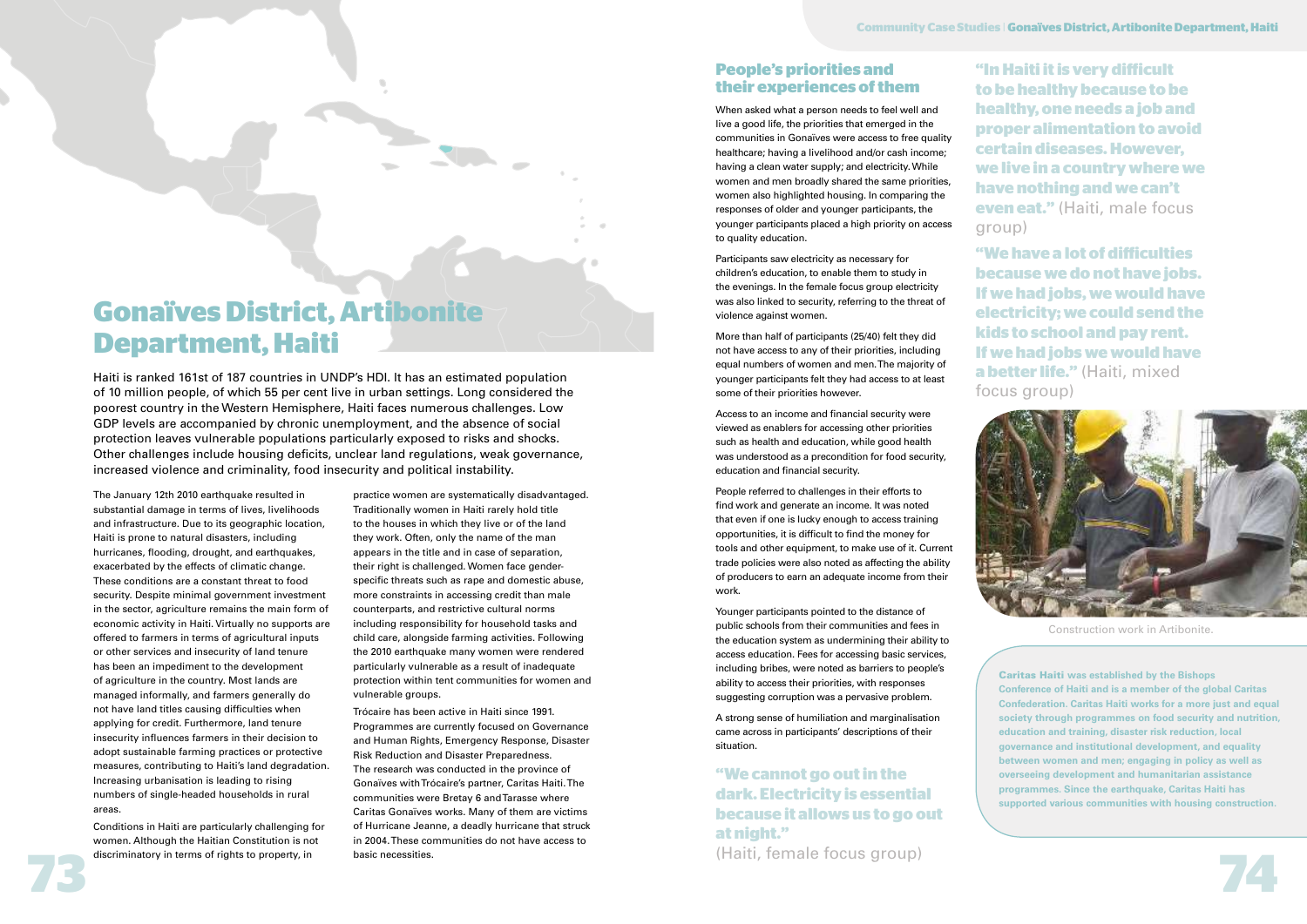# Gonaïves District, Artibonite Department, Haiti

Haiti is ranked 161st of 187 countries in UNDP's HDI. It has an estimated population of 10 million people, of which 55 per cent live in urban settings. Long considered the poorest country in the Western Hemisphere, Haiti faces numerous challenges. Low GDP levels are accompanied by chronic unemployment, and the absence of social protection leaves vulnerable populations particularly exposed to risks and shocks. Other challenges include housing deficits, unclear land regulations, weak governance, increased violence and criminality, food insecurity and political instability.

The January 12th 2010 earthquake resulted in substantial damage in terms of lives, livelihoods and infrastructure. Due to its geographic location, Haiti is prone to natural disasters, including hurricanes, flooding, drought, and earthquakes, exacerbated by the effects of climatic change. These conditions are a constant threat to food security. Despite minimal government investment in the sector, agriculture remains the main form of economic activity in Haiti. Virtually no supports are offered to farmers in terms of agricultural inputs or other services and insecurity of land tenure has been an impediment to the development of agriculture in the country. Most lands are managed informally, and farmers generally do not have land titles causing difficulties when applying for credit. Furthermore, land tenure insecurity influences farmers in their decision to adopt sustainable farming practices or protective measures, contributing to Haiti's land degradation. Increasing urbanisation is leading to rising numbers of single-headed households in rural areas.

Conditions in Haiti are particularly challenging for women. Although the Haitian Constitution is not discriminatory in terms of rights to property, in practice women are systematically disadvantaged. Traditionally women in Haiti rarely hold title to the houses in which they live or of the land they work. Often, only the name of the man appears in the title and in case of separation, their right is challenged. Women face gender-specific threats such as rape and domestic abuse, more constraints in accessing credit than male counterparts, and restrictive cultural norms including responsibility for household tasks and child care, alongside farming activities. Following the 2010 earthquake many women were rendered particularly vulnerable as a result of inadequate protection within tent communities for women and vulnerable groups.

Trócaire has been active in Haiti since 1991. Programmes are currently focused on Governance and Human Rights, Emergency Response, Disaster Risk Reduction and Disaster Preparedness. The research was conducted in the province of Gonaïves with Trócaire's partner, Caritas Haiti. The communities were Bretay 6 and Tarasse where Caritas Gonaïves works. Many of them are victims of Hurricane Jeanne, a deadly hurricane that struck in 2004. These communities do not have access to basic necessities.

## People's priorities and their experiences of them

When asked what a person needs to feel well and live a good life, the priorities that emerged in the communities in Gonaïves were access to free quality healthcare; having a livelihood and/or cash income; having a clean water supply; and electricity. While women and men broadly shared the same priorities, women also highlighted housing. In comparing the responses of older and younger participants, the younger participants placed a high priority on access to quality education.

Participants saw electricity as necessary for children's education, to enable them to study in the evenings. In the female focus group electricity was also linked to security, referring to the threat of violence against women.

More than half of participants (25/40) felt they did not have access to any of their priorities, including equal numbers of women and men. The majority of younger participants felt they had access to at least some of their priorities however.

Access to an income and financial security were viewed as enablers for accessing other priorities such as health and education, while good health was understood as a precondition for food security, education and financial security.

People referred to challenges in their efforts to find work and generate an income. It was noted that even if one is lucky enough to access training opportunities, it is difficult to find the money for tools and other equipment, to make use of it. Current trade policies were also noted as affecting the ability of producers to earn an adequate income from their work.

Younger participants pointed to the distance of public schools from their communities and fees in the education system as undermining their ability to access education. Fees for accessing basic services, including bribes, were noted as barriers to people's ability to access their priorities, with responses suggesting corruption was a pervasive problem.

A strong sense of humiliation and marginalisation came across in participants' descriptions of their situation.

**"We cannot go out in the dark. Electricity is essential because it allows us to go out at night."** (Haiti, female focus group)

**"In Haiti it is very difficult to be healthy because to be healthy, one needs a job and proper alimentation to avoid certain diseases. However, we live in a country where we have nothing and we can't even eat."** (Haiti, male focus group)

**"We have a lot of difficulties because we do not have jobs. If we had jobs, we would have electricity; we could send the kids to school and pay rent. If we had jobs we would have a better life."** (Haiti, mixed focus group)

Construction work in Artibonite.

**Caritas Haiti** was established by the Bishops Conference of Haiti and is a member of the global Caritas Confederation. Caritas Haiti works for a more just and equal society through programmes on food security and nutrition, education and training, disaster risk reduction, local governance and institutional development, and equality between women and men; engaging in policy as well as overseeing development and humanitarian assistance programmes. Since the earthquake, Caritas Haiti has supported various communities with housing construction.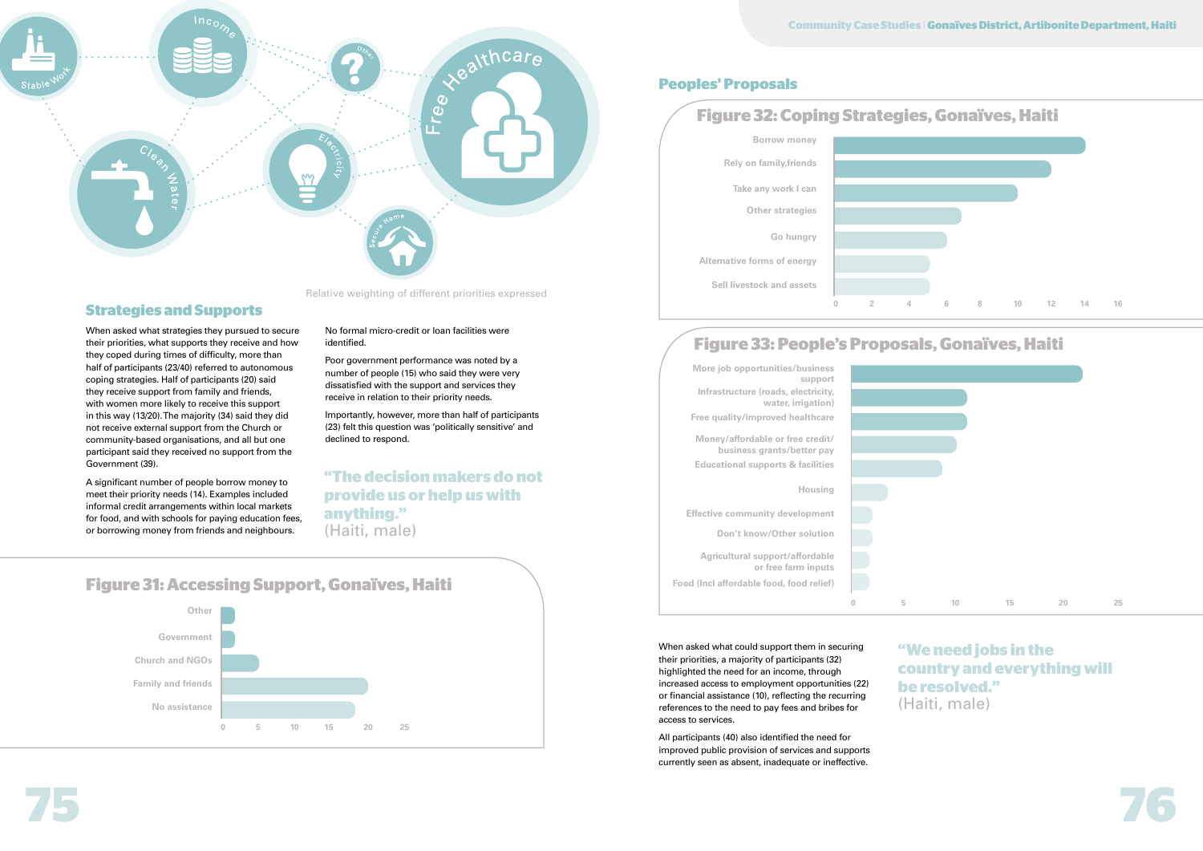Relative weighting of different priorities expressed

## Strategies and Supports

When asked what strategies they pursued to secure their priorities, what supports they receive and how they coped during times of difficulty, more than half of participants (23/40) referred to autonomous coping strategies. Half of participants (20) said they receive support from family and friends, with women more likely to receive this support in this way (13/20). The majority (34) said they did not receive external support from the Church or community-based organisations, and all but one participant said they received no support from the Government (39).

A significant number of people borrow money to meet their priority needs (14). Examples included informal credit arrangements within local markets for food, and with schools for paying education fees, or borrowing money from friends and neighbours.

No formal micro-credit or loan facilities were identified.

Poor government performance was noted by a number of people (15) who said they were very dissatisfied with the support and services they receive in relation to their priority needs.

Importantly, however, more than half of participants (23) felt this question was 'politically sensitive' and declined to respond.

**"The decision makers do not provide us or help us with anything."**
(Haiti, male)

### Figure 31: Accessing Support, Gonaïves, Haiti

| Category | Value (approx.) |
|---|---|
| Other | 1 |
| Government | 1 |
| Church and NGOs | 3 |
| Family and friends | 20 |
| No assistance | 18 |

## Peoples' Proposals

### Figure 32: Coping Strategies, Gonaïves, Haiti

| Strategy | Value (approx.) |
|---|---|
| Borrow money | 14 |
| Rely on family,friends | 12 |
| Take any work I can | 10 |
| Other strategies | 7 |
| Go hungry | 6 |
| Alternative forms of energy | 5 |
| Sell livestock and assets | 5 |

### Figure 33: People's Proposals, Gonaïves, Haiti

| Proposal | Value (approx.) |
|---|---|
| More job opportunities/business support | 22 |
| Infrastructure (roads, electricity, water, irrigation) | 11 |
| Free quality/improved healthcare | 11 |
| Money/affordable or free credit/business grants/better pay | 10 |
| Educational supports & facilities | 9 |
| Housing | 3 |
| Effective community development | 2 |
| Don't know/Other solution | 2 |
| Agricultural support/affordable or free farm inputs | 2 |
| Food (Incl affordable food, food relief) | 2 |

When asked what could support them in securing their priorities, a majority of participants (32) highlighted the need for an income, through increased access to employment opportunities (22) or financial assistance (10), reflecting the recurring references to the need to pay fees and bribes for access to services.

All participants (40) also identified the need for improved public provision of services and supports currently seen as absent, inadequate or ineffective.

**"We need jobs in the country and everything will be resolved."**
(Haiti, male)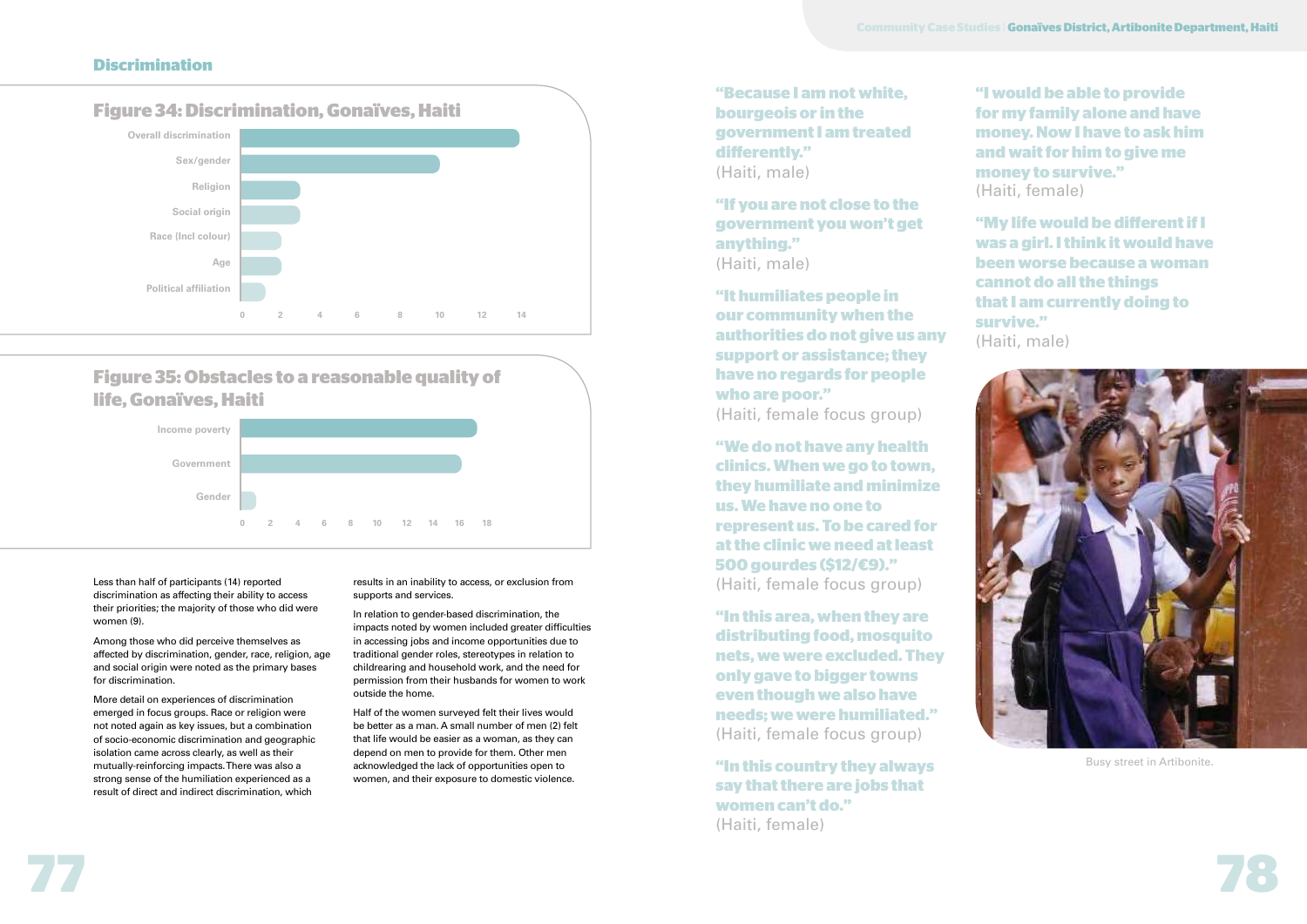## Discrimination

### Figure 34: Discrimination, Gonaïves, Haiti

| Category | Value |
|---|---|
| Overall discrimination | 14 |
| Sex/gender | 10 |
| Religion | 3 |
| Social origin | 3 |
| Race (Incl colour) | 2 |
| Age | 2 |
| Political affiliation | 1 |

### Figure 35: Obstacles to a reasonable quality of life, Gonaïves, Haiti

| Category | Value |
|---|---|
| Income poverty | 18 |
| Government | 17 |
| Gender | 1 |

Less than half of participants (14) reported discrimination as affecting their ability to access their priorities; the majority of those who did were women (9).

Among those who did perceive themselves as affected by discrimination, gender, race, religion, age and social origin were noted as the primary bases for discrimination.

More detail on experiences of discrimination emerged in focus groups. Race or religion were not noted again as key issues, but a combination of socio-economic discrimination and geographic isolation came across clearly, as well as their mutually-reinforcing impacts. There was also a strong sense of the humiliation experienced as a result of direct and indirect discrimination, which results in an inability to access, or exclusion from supports and services.

In relation to gender-based discrimination, the impacts noted by women included greater difficulties in accessing jobs and income opportunities due to traditional gender roles, stereotypes in relation to childrearing and household work, and the need for permission from their husbands for women to work outside the home.

Half of the women surveyed felt their lives would be better as a man. A small number of men (2) felt that life would be easier as a woman, as they can depend on men to provide for them. Other men acknowledged the lack of opportunities open to women, and their exposure to domestic violence.

**"Because I am not white, bourgeois or in the government I am treated differently."**
(Haiti, male)

**"If you are not close to the government you won't get anything."**
(Haiti, male)

**"It humiliates people in our community when the authorities do not give us any support or assistance; they have no regards for people who are poor."**
(Haiti, female focus group)

**"We do not have any health clinics. When we go to town, they humiliate and minimize us. We have no one to represent us. To be cared for at the clinic we need at least 500 gourdes ($12/€9)."**
(Haiti, female focus group)

**"In this area, when they are distributing food, mosquito nets, we were excluded. They only gave to bigger towns even though we also have needs; we were humiliated."**
(Haiti, female focus group)

**"In this country they always say that there are jobs that women can't do."**
(Haiti, female)

**"I would be able to provide for my family alone and have money. Now I have to ask him and wait for him to give me money to survive."**
(Haiti, female)

**"My life would be different if I was a girl. I think it would have been worse because a woman cannot do all the things that I am currently doing to survive."**
(Haiti, male)

Busy street in Artibonite.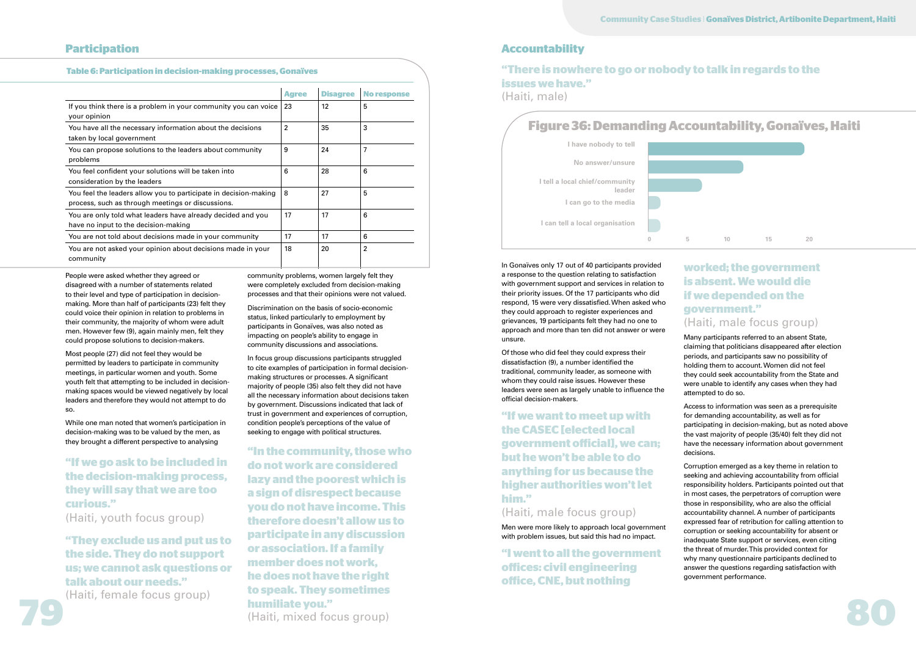## Participation

**Table 6: Participation in decision-making processes, Gonaïves**

| | Agree | Disagree | No response |
|---|---|---|---|
| If you think there is a problem in your community you can voice your opinion | 23 | 12 | 5 |
| You have all the necessary information about the decisions taken by local government | 2 | 35 | 3 |
| You can propose solutions to the leaders about community problems | 9 | 24 | 7 |
| You feel confident your solutions will be taken into consideration by the leaders | 6 | 28 | 6 |
| You feel the leaders allow you to participate in decision-making process, such as through meetings or discussions. | 8 | 27 | 5 |
| You are only told what leaders have already decided and you have no input to the decision-making | 17 | 17 | 6 |
| You are not told about decisions made in your community | 17 | 17 | 6 |
| You are not asked your opinion about decisions made in your community | 18 | 20 | 2 |

People were asked whether they agreed or disagreed with a number of statements related to their level and type of participation in decision-making. More than half of participants (23) felt they could voice their opinion in relation to problems in their community, the majority of whom were adult men. However few (9), again mainly men, felt they could propose solutions to decision-makers.

Most people (27) did not feel they would be permitted by leaders to participate in community meetings, in particular women and youth. Some youth felt that attempting to be included in decision-making spaces would be viewed negatively by local leaders and therefore they would not attempt to do so.

While one man noted that women's participation in decision-making was to be valued by the men, as they brought a different perspective to analysing community problems, women largely felt they were completely excluded from decision-making processes and that their opinions were not valued.

Discrimination on the basis of socio-economic status, linked particularly to employment by participants in Gonaïves, was also noted as impacting on people's ability to engage in community discussions and associations.

In focus group discussions participants struggled to cite examples of participation in formal decision-making structures or processes. A significant majority of people (35) also felt they did not have all the necessary information about decisions taken by government. Discussions indicated that lack of trust in government and experiences of corruption, condition people's perceptions of the value of seeking to engage with political structures.

**"If we go ask to be included in the decision-making process, they will say that we are too curious."**
(Haiti, youth focus group)

**"They exclude us and put us to the side. They do not support us; we cannot ask questions or talk about our needs."**
(Haiti, female focus group)

**"In the community, those who do not work are considered lazy and the poorest which is a sign of disrespect because you do not have income. This therefore doesn't allow us to participate in any discussion or association. If a family member does not work, he does not have the right to speak. They sometimes humiliate you."**
(Haiti, mixed focus group)

## Accountability

**"There is nowhere to go or nobody to talk in regards to the issues we have."**
(Haiti, male)

**Figure 36: Demanding Accountability, Gonaïves, Haiti**

| Response | Value (approx.) |
|---|---|
| I have nobody to tell | 19 |
| No answer/unsure | 12 |
| I tell a local chief/community leader | 7 |
| I can go to the media | 1 |
| I can tell a local organisation | 1 |

In Gonaïves only 17 out of 40 participants provided a response to the question relating to satisfaction with government support and services in relation to their priority issues. Of the 17 participants who did respond, 15 were very dissatisfied. When asked who they could approach to register experiences and grievances, 19 participants felt they had no one to approach and more than ten did not answer or were unsure.

Of those who did feel they could express their dissatisfaction (9), a number identified the traditional, community leader, as someone with whom they could raise issues. However these leaders were seen as largely unable to influence the official decision-makers.

**"If we want to meet up with the CASEC [elected local government official], we can; but he won't be able to do anything for us because the higher authorities won't let him."**
(Haiti, male focus group)

Men were more likely to approach local government with problem issues, but said this had no impact.

**"I went to all the government offices: civil engineering office, CNE, but nothing worked; the government is absent. We would die if we depended on the government."**
(Haiti, male focus group)

Many participants referred to an absent State, claiming that politicians disappeared after election periods, and participants saw no possibility of holding them to account. Women did not feel they could seek accountability from the State and were unable to identify any cases when they had attempted to do so.

Access to information was seen as a prerequisite for demanding accountability, as well as for participating in decision-making, but as noted above the vast majority of people (35/40) felt they did not have the necessary information about government decisions.

Corruption emerged as a key theme in relation to seeking and achieving accountability from official responsibility holders. Participants pointed out that in most cases, the perpetrators of corruption were those in responsibility, who are also the official accountability channel. A number of participants expressed fear of retribution for calling attention to corruption or seeking accountability for absent or inadequate State support or services, even citing the threat of murder. This provided context for why many questionnaire participants declined to answer the questions regarding satisfaction with government performance.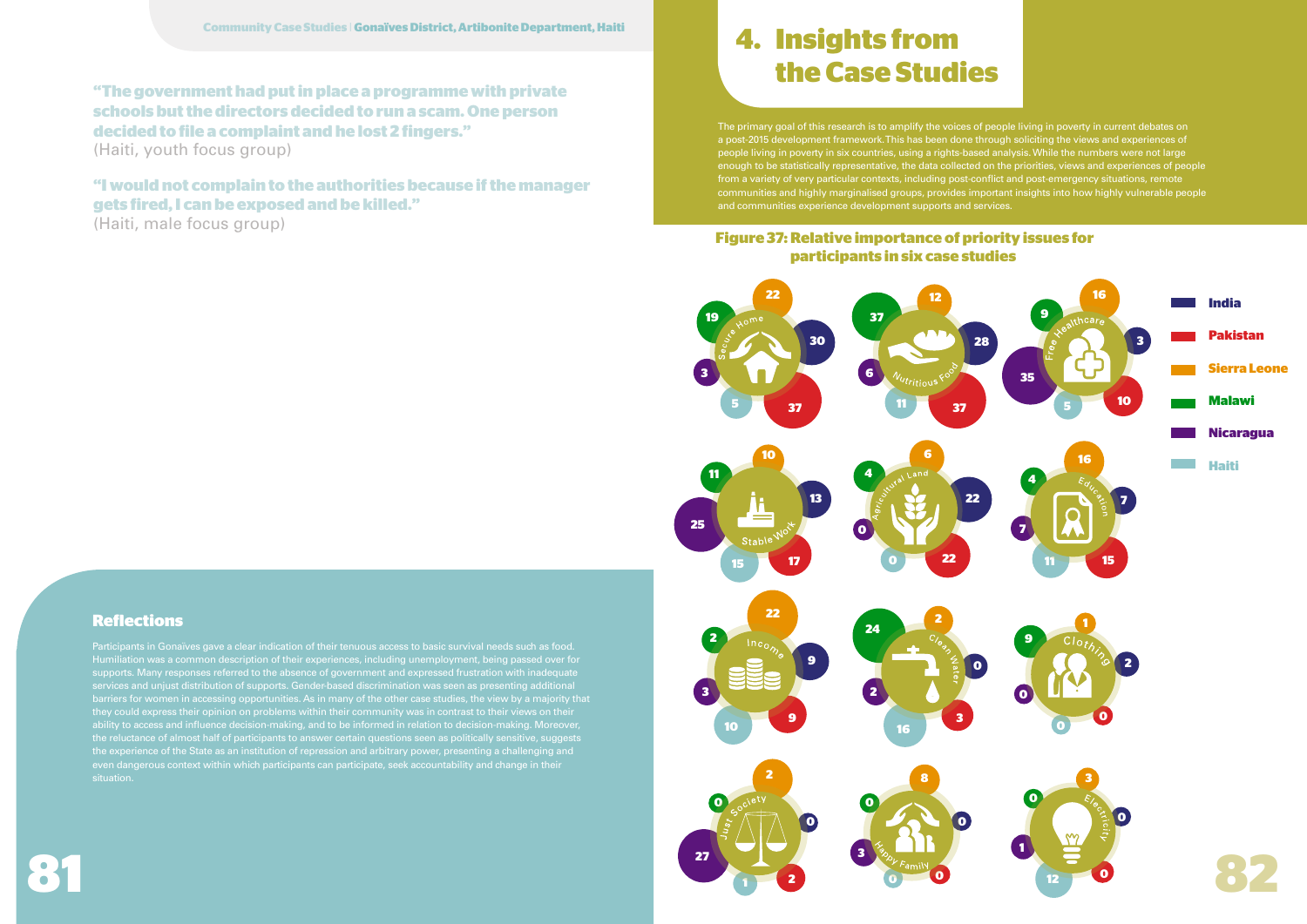> **"The government had put in place a programme with private schools but the directors decided to run a scam. One person decided to file a complaint and he lost 2 fingers."**
> (Haiti, youth focus group)

> **"I would not complain to the authorities because if the manager gets fired, I can be exposed and be killed."**
> (Haiti, male focus group)

## Reflections

Participants in Gonaïves gave a clear indication of their tenuous access to basic survival needs such as food. Humiliation was a common description of their experiences, including unemployment, being passed over for supports. Many responses referred to the absence of government and expressed frustration with inadequate services and unjust distribution of supports. Gender-based discrimination was seen as presenting additional barriers for women in accessing opportunities. As in many of the other case studies, the view by a majority that they could express their opinion on problems within their community was in contrast to their views on their ability to access and influence decision-making, and to be informed in relation to decision-making. Moreover, the reluctance of almost half of participants to answer certain questions seen as politically sensitive, suggests the experience of the State as an institution of repression and arbitrary power, presenting a challenging and even dangerous context within which participants can participate, seek accountability and change in their situation.

# 4. Insights from the Case Studies

The primary goal of this research is to amplify the voices of people living in poverty in current debates on a post-2015 development framework. This has been done through soliciting the views and experiences of people living in poverty in six countries, using a rights-based analysis. While the numbers were not large enough to be statistically representative, the data collected on the priorities, views and experiences of people from a variety of very particular contexts, including post-conflict and post-emergency situations, remote communities and highly marginalised groups, provides important insights into how highly vulnerable people and communities experience development supports and services.

**Figure 37: Relative importance of priority issues for participants in six case studies**

| Priority issue | India | Pakistan | Sierra Leone | Malawi | Nicaragua | Haiti |
|---|---|---|---|---|---|---|
| Secure Home | 30 | 37 | 22 | 19 | 3 | 5 |
| Nutritious Food | 28 | 37 | 12 | 37 | 6 | 11 |
| Free Healthcare | 3 | 10 | 16 | 9 | 35 | 5 |
| Stable Work | 13 | 17 | 10 | 11 | 25 | 15 |
| Agricultural Land | 22 | 22 | 6 | 4 | 0 | 0 |
| Education | 7 | 15 | 16 | 4 | 7 | 11 |
| Income | 9 | 9 | 22 | 2 | 3 | 10 |
| Clean Water | 0 | 3 | 2 | 24 | 2 | 16 |
| Clothing | 2 | 0 | 1 | 9 | 0 | 0 |
| Just Society | 0 | 2 | 2 | 0 | 27 | 1 |
| Happy Family | 0 | 0 | 8 | 0 | 3 | 0 |
| Electricity | 0 | 0 | 3 | 0 | 1 | 12 |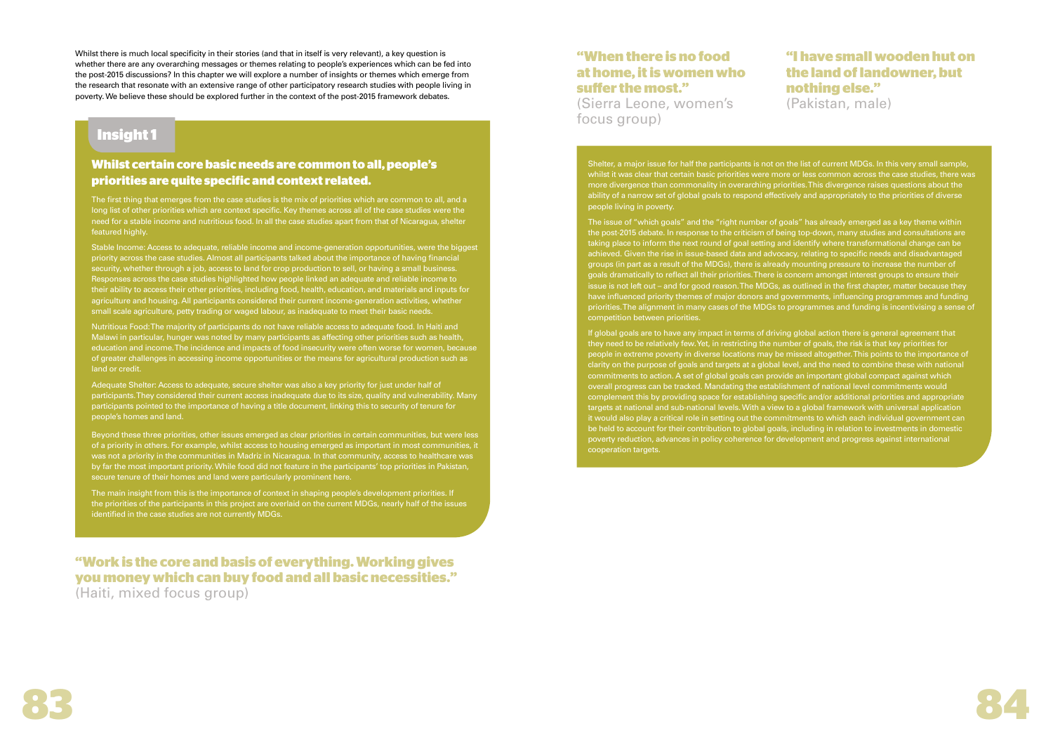Whilst there is much local specificity in their stories (and that in itself is very relevant), a key question is whether there are any overarching messages or themes relating to people's experiences which can be fed into the post-2015 discussions? In this chapter we will explore a number of insights or themes which emerge from the research that resonate with an extensive range of other participatory research studies with people living in poverty. We believe these should be explored further in the context of the post-2015 framework debates.

## Insight 1

### Whilst certain core basic needs are common to all, people's priorities are quite specific and context related.

The first thing that emerges from the case studies is the mix of priorities which are common to all, and a long list of other priorities which are context specific. Key themes across all of the case studies were the need for a stable income and nutritious food. In all the case studies apart from that of Nicaragua, shelter featured highly.

Stable Income: Access to adequate, reliable income and income-generation opportunities, were the biggest priority across the case studies. Almost all participants talked about the importance of having financial security, whether through a job, access to land for crop production to sell, or having a small business. Responses across the case studies highlighted how people linked an adequate and reliable income to their ability to access their other priorities, including food, health, education, and materials and inputs for agriculture and housing. All participants considered their current income-generation activities, whether small scale agriculture, petty trading or waged labour, as inadequate to meet their basic needs.

Nutritious Food: The majority of participants do not have reliable access to adequate food. In Haiti and Malawi in particular, hunger was noted by many participants as affecting other priorities such as health, education and income. The incidence and impacts of food insecurity were often worse for women, because of greater challenges in accessing income opportunities or the means for agricultural production such as land or credit.

Adequate Shelter: Access to adequate, secure shelter was also a key priority for just under half of participants. They considered their current access inadequate due to its size, quality and vulnerability. Many participants pointed to the importance of having a title document, linking this to security of tenure for people's homes and land.

Beyond these three priorities, other issues emerged as clear priorities in certain communities, but were less of a priority in others. For example, whilst access to housing emerged as important in most communities, it was not a priority in the communities in Madriz in Nicaragua. In that community, access to healthcare was by far the most important priority. While food did not feature in the participants' top priorities in Pakistan, secure tenure of their homes and land were particularly prominent here.

The main insight from this is the importance of context in shaping people's development priorities. If the priorities of the participants in this project are overlaid on the current MDGs, nearly half of the issues identified in the case studies are not currently MDGs.

**"Work is the core and basis of everything. Working gives you money which can buy food and all basic necessities."**
(Haiti, mixed focus group)

**"When there is no food at home, it is women who suffer the most."**
(Sierra Leone, women's focus group)

**"I have small wooden hut on the land of landowner, but nothing else."**
(Pakistan, male)

Shelter, a major issue for half the participants is not on the list of current MDGs. In this very small sample, whilst it was clear that certain basic priorities were more or less common across the case studies, there was more divergence than commonality in overarching priorities. This divergence raises questions about the ability of a narrow set of global goals to respond effectively and appropriately to the priorities of diverse people living in poverty.

The issue of "which goals" and the "right number of goals" has already emerged as a key theme within the post-2015 debate. In response to the criticism of being top-down, many studies and consultations are taking place to inform the next round of goal setting and identify where transformational change can be achieved. Given the rise in issue-based data and advocacy, relating to specific needs and disadvantaged groups (in part as a result of the MDGs), there is already mounting pressure to increase the number of goals dramatically to reflect all their priorities. There is concern amongst interest groups to ensure their issue is not left out – and for good reason. The MDGs, as outlined in the first chapter, matter because they have influenced priority themes of major donors and governments, influencing programmes and funding priorities. The alignment in many cases of the MDGs to programmes and funding is incentivising a sense of competition between priorities.

If global goals are to have any impact in terms of driving global action there is general agreement that they need to be relatively few. Yet, in restricting the number of goals, the risk is that key priorities for people in extreme poverty in diverse locations may be missed altogether. This points to the importance of clarity on the purpose of goals and targets at a global level, and the need to combine these with national commitments to action. A set of global goals can provide an important global compact against which overall progress can be tracked. Mandating the establishment of national level commitments would complement this by providing space for establishing specific and/or additional priorities and appropriate targets at national and sub-national levels. With a view to a global framework with universal application it would also play a critical role in setting out the commitments to which each individual government can be held to account for their contribution to global goals, including in relation to investments in domestic poverty reduction, advances in policy coherence for development and progress against international cooperation targets.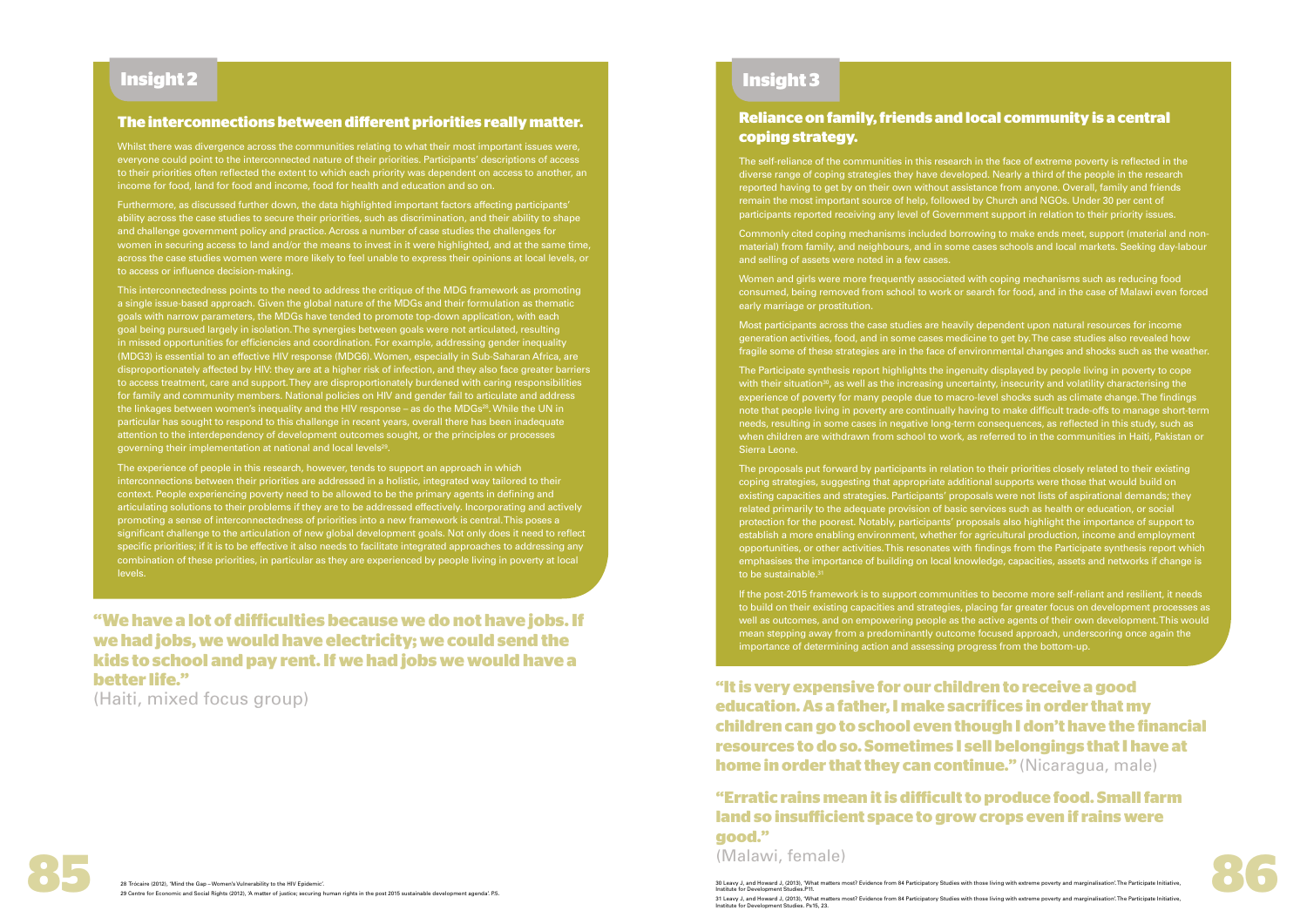## Insight 2

### The interconnections between different priorities really matter.

Whilst there was divergence across the communities relating to what their most important issues were, everyone could point to the interconnected nature of their priorities. Participants' descriptions of access to their priorities often reflected the extent to which each priority was dependent on access to another, an income for food, land for food and income, food for health and education and so on.

Furthermore, as discussed further down, the data highlighted important factors affecting participants' ability across the case studies to secure their priorities, such as discrimination, and their ability to shape and challenge government policy and practice. Across a number of case studies the challenges for women in securing access to land and/or the means to invest in it were highlighted, and at the same time, across the case studies women were more likely to feel unable to express their opinions at local levels, or to access or influence decision-making.

This interconnectedness points to the need to address the critique of the MDG framework as promoting a single issue-based approach. Given the global nature of the MDGs and their formulation as thematic goals with narrow parameters, the MDGs have tended to promote top-down application, with each goal being pursued largely in isolation. The synergies between goals were not articulated, resulting in missed opportunities for efficiencies and coordination. For example, addressing gender inequality (MDG3) is essential to an effective HIV response (MDG6). Women, especially in Sub-Saharan Africa, are disproportionately affected by HIV: they are at a higher risk of infection, and they also face greater barriers to access treatment, care and support. They are disproportionately burdened with caring responsibilities for family and community members. National policies on HIV and gender fail to articulate and address the linkages between women's inequality and the HIV response – as do the MDGs[28]. While the UN in particular has sought to respond to this challenge in recent years, overall there has been inadequate attention to the interdependency of development outcomes sought, or the principles or processes governing their implementation at national and local levels[29].

The experience of people in this research, however, tends to support an approach in which interconnections between their priorities are addressed in a holistic, integrated way tailored to their context. People experiencing poverty need to be allowed to be the primary agents in defining and articulating solutions to their problems if they are to be addressed effectively. Incorporating and actively promoting a sense of interconnectedness of priorities into a new framework is central. This poses a significant challenge to the articulation of new global development goals. Not only does it need to reflect specific priorities; if it is to be effective it also needs to facilitate integrated approaches to addressing any combination of these priorities, in particular as they are experienced by people living in poverty at local levels.

**"We have a lot of difficulties because we do not have jobs. If we had jobs, we would have electricity; we could send the kids to school and pay rent. If we had jobs we would have a better life."**
(Haiti, mixed focus group)

28 Trócaire (2012), 'Mind the Gap – Women's Vulnerability to the HIV Epidemic'.
29 Centre for Economic and Social Rights (2012), 'A matter of justice; securing human rights in the post 2015 sustainable development agenda'. P.5.

## Insight 3

### Reliance on family, friends and local community is a central coping strategy.

The self-reliance of the communities in this research in the face of extreme poverty is reflected in the diverse range of coping strategies they have developed. Nearly a third of the people in the research reported having to get by on their own without assistance from anyone. Overall, family and friends remain the most important source of help, followed by Church and NGOs. Under 30 per cent of participants reported receiving any level of Government support in relation to their priority issues.

Commonly cited coping mechanisms included borrowing to make ends meet, support (material and non-material) from family, and neighbours, and in some cases schools and local markets. Seeking day-labour and selling of assets were noted in a few cases.

Women and girls were more frequently associated with coping mechanisms such as reducing food consumed, being removed from school to work or search for food, and in the case of Malawi even forced early marriage or prostitution.

Most participants across the case studies are heavily dependent upon natural resources for income generation activities, food, and in some cases medicine to get by. The case studies also revealed how fragile some of these strategies are in the face of environmental changes and shocks such as the weather.

The Participate synthesis report highlights the ingenuity displayed by people living in poverty to cope with their situation[30], as well as the increasing uncertainty, insecurity and volatility characterising the experience of poverty for many people due to macro-level shocks such as climate change. The findings note that people living in poverty are continually having to make difficult trade-offs to manage short-term needs, resulting in some cases in negative long-term consequences, as reflected in this study, such as when children are withdrawn from school to work, as referred to in the communities in Haiti, Pakistan or Sierra Leone.

The proposals put forward by participants in relation to their priorities closely related to their existing coping strategies, suggesting that appropriate additional supports were those that would build on existing capacities and strategies. Participants' proposals were not lists of aspirational demands; they related primarily to the adequate provision of basic services such as health or education, or social protection for the poorest. Notably, participants' proposals also highlight the importance of support to establish a more enabling environment, whether for agricultural production, income and employment opportunities, or other activities. This resonates with findings from the Participate synthesis report which emphasises the importance of building on local knowledge, capacities, assets and networks if change is to be sustainable.[31]

If the post-2015 framework is to support communities to become more self-reliant and resilient, it needs to build on their existing capacities and strategies, placing far greater focus on development processes as well as outcomes, and on empowering people as the active agents of their own development. This would mean stepping away from a predominantly outcome focused approach, underscoring once again the importance of determining action and assessing progress from the bottom-up.

**"It is very expensive for our children to receive a good education. As a father, I make sacrifices in order that my children can go to school even though I don't have the financial resources to do so. Sometimes I sell belongings that I have at home in order that they can continue."** (Nicaragua, male)

**"Erratic rains mean it is difficult to produce food. Small farm land so insufficient space to grow crops even if rains were good."**
(Malawi, female)

30 Leavy J, and Howard J, (2013), 'What matters most? Evidence from 84 Participatory Studies with those living with extreme poverty and marginalisation'. The Participate Initiative, Institute for Development Studies.P.11.
31 Leavy J, and Howard J, (2013), 'What matters most? Evidence from 84 Participatory Studies with those living with extreme poverty and marginalisation'. The Participate Initiative, Institute for Development Studies. Ps15, 23.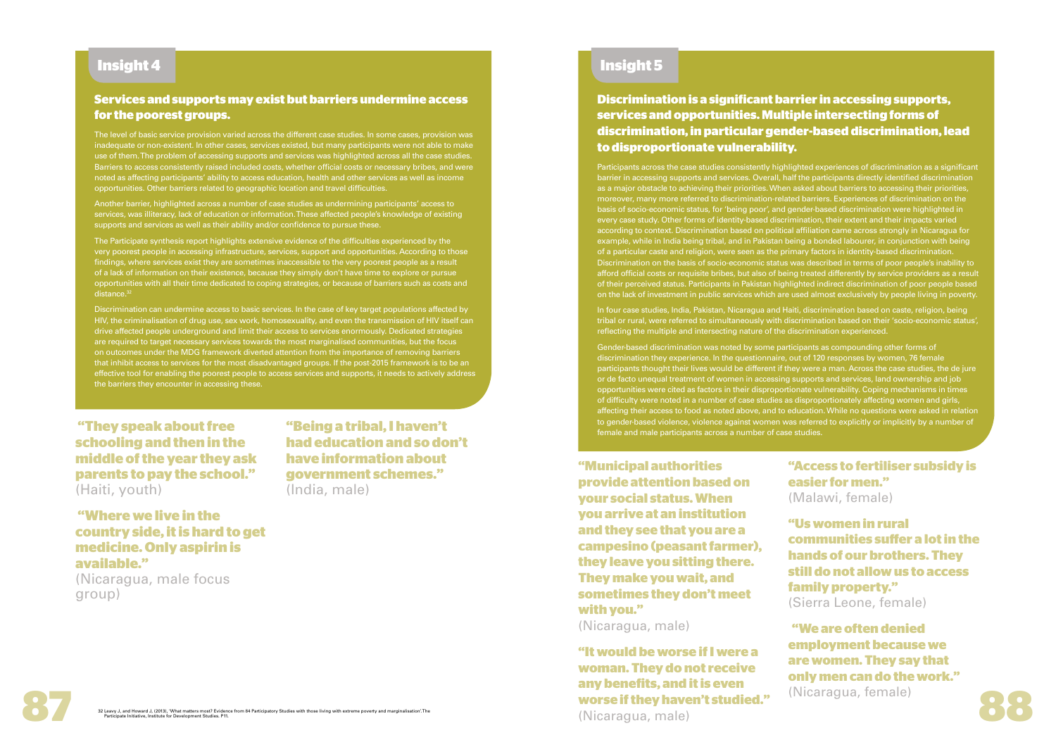## Insight 4

### Services and supports may exist but barriers undermine access for the poorest groups.

The level of basic service provision varied across the different case studies. In some cases, provision was inadequate or non-existent. In other cases, services existed, but many participants were not able to make use of them. The problem of accessing supports and services was highlighted across all the case studies. Barriers to access consistently raised included costs, whether official costs or necessary bribes, and were noted as affecting participants' ability to access education, health and other services as well as income opportunities. Other barriers related to geographic location and travel difficulties.

Another barrier, highlighted across a number of case studies as undermining participants' access to services, was illiteracy, lack of education or information. These affected people's knowledge of existing supports and services as well as their ability and/or confidence to pursue these.

The Participate synthesis report highlights extensive evidence of the difficulties experienced by the very poorest people in accessing infrastructure, services, support and opportunities. According to those findings, where services exist they are sometimes inaccessible to the very poorest people as a result of a lack of information on their existence, because they simply don't have time to explore or pursue opportunities with all their time dedicated to coping strategies, or because of barriers such as costs and distance.[32]

Discrimination can undermine access to basic services. In the case of key target populations affected by HIV, the criminalisation of drug use, sex work, homosexuality, and even the transmission of HIV itself can drive affected people underground and limit their access to services enormously. Dedicated strategies are required to target necessary services towards the most marginalised communities, but the focus on outcomes under the MDG framework diverted attention from the importance of removing barriers that inhibit access to services for the most disadvantaged groups. If the post-2015 framework is to be an effective tool for enabling the poorest people to access services and supports, it needs to actively address the barriers they encounter in accessing these.

**"They speak about free schooling and then in the middle of the year they ask parents to pay the school."**
(Haiti, youth)

**"Where we live in the country side, it is hard to get medicine. Only aspirin is available."**
(Nicaragua, male focus group)

**"Being a tribal, I haven't had education and so don't have information about government schemes."**
(India, male)

## Insight 5

### Discrimination is a significant barrier in accessing supports, services and opportunities. Multiple intersecting forms of discrimination, in particular gender-based discrimination, lead to disproportionate vulnerability.

Participants across the case studies consistently highlighted experiences of discrimination as a significant barrier in accessing supports and services. Overall, half the participants directly identified discrimination as a major obstacle to achieving their priorities. When asked about barriers to accessing their priorities, moreover, many more referred to discrimination-related barriers. Experiences of discrimination on the basis of socio-economic status, for 'being poor', and gender-based discrimination were highlighted in every case study. Other forms of identity-based discrimination, their extent and their impacts varied according to context. Discrimination based on political affiliation came across strongly in Nicaragua for example, while in India being tribal, and in Pakistan being a bonded labourer, in conjunction with being of a particular caste and religion, were seen as the primary factors in identity-based discrimination. Discrimination on the basis of socio-economic status was described in terms of poor people's inability to afford official costs or requisite bribes, but also of being treated differently by service providers as a result of their perceived status. Participants in Pakistan highlighted indirect discrimination of poor people based on the lack of investment in public services which are used almost exclusively by people living in poverty.

In four case studies, India, Pakistan, Nicaragua and Haiti, discrimination based on caste, religion, being tribal or rural, were referred to simultaneously with discrimination based on their 'socio-economic status', reflecting the multiple and intersecting nature of the discrimination experienced.

Gender-based discrimination was noted by some participants as compounding other forms of discrimination they experience. In the questionnaire, out of 120 responses by women, 76 female participants thought their lives would be different if they were a man. Across the case studies, the de jure or de facto unequal treatment of women in accessing supports and services, land ownership and job opportunities were cited as factors in their disproportionate vulnerability. Coping mechanisms in times of difficulty were noted in a number of case studies as disproportionately affecting women and girls, affecting their access to food as noted above, and to education. While no questions were asked in relation to gender-based violence, violence against women was referred to explicitly or implicitly by a number of female and male participants across a number of case studies.

**"Municipal authorities provide attention based on your social status. When you arrive at an institution and they see that you are a campesino (peasant farmer), they leave you sitting there. They make you wait, and sometimes they don't meet with you."**
(Nicaragua, male)

**"It would be worse if I were a woman. They do not receive any benefits, and it is even worse if they haven't studied."**
(Nicaragua, male)

**"Access to fertiliser subsidy is easier for men."**
(Malawi, female)

**"Us women in rural communities suffer a lot in the hands of our brothers. They still do not allow us to access family property."**
(Sierra Leone, female)

**"We are often denied employment because we are women. They say that only men can do the work."**
(Nicaragua, female)

32 Leavy J, and Howard J, (2013), 'What matters most? Evidence from 84 Participatory Studies with those living with extreme poverty and marginalisation'. The Participate Initiative, Institute for Development Studies. P11.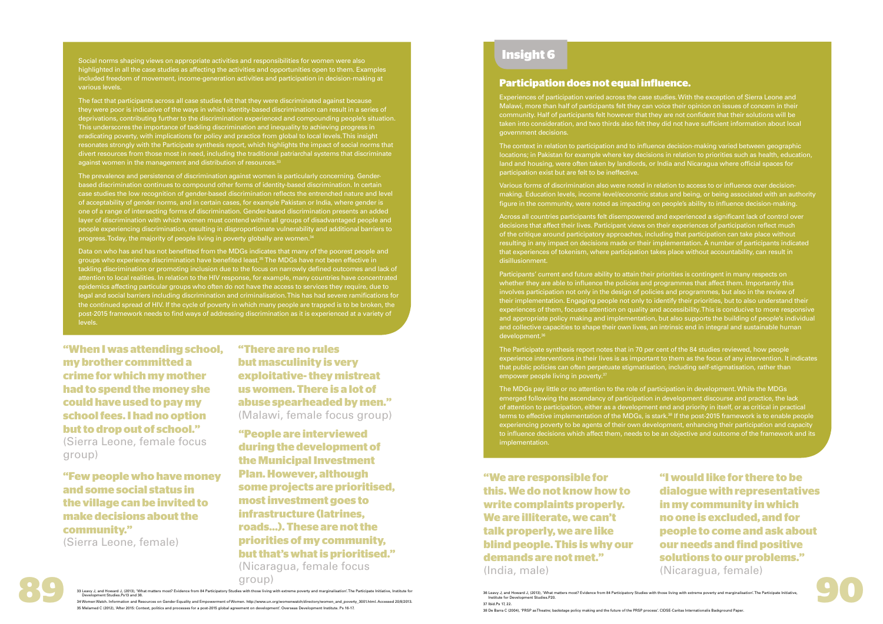Social norms shaping views on appropriate activities and responsibilities for women were also highlighted in all the case studies as affecting the activities and opportunities open to them. Examples included freedom of movement, income-generation activities and participation in decision-making at various levels.

The fact that participants across all case studies felt that they were discriminated against because they were poor is indicative of the ways in which identity-based discrimination can result in a series of deprivations, contributing further to the discrimination experienced and compounding people's situation. This underscores the importance of tackling discrimination and inequality to achieving progress in eradicating poverty, with implications for policy and practice from global to local levels. This insight resonates strongly with the Participate synthesis report, which highlights the impact of social norms that divert resources from those most in need, including the traditional patriarchal systems that discriminate against women in the management and distribution of resources.[33]

The prevalence and persistence of discrimination against women is particularly concerning. Gender-based discrimination continues to compound other forms of identity-based discrimination. In certain case studies the low recognition of gender-based discrimination reflects the entrenched nature and level of acceptability of gender norms, and in certain cases, for example Pakistan or India, where gender is one of a range of intersecting forms of discrimination. Gender-based discrimination presents an added layer of discrimination with which women must contend within all groups of disadvantaged people and people experiencing discrimination, resulting in disproportionate vulnerability and additional barriers to progress. Today, the majority of people living in poverty globally are women.[34]

Data on who has and has not benefitted from the MDGs indicates that many of the poorest people and groups who experience discrimination have benefited least.[35] The MDGs have not been effective in tackling discrimination or promoting inclusion due to the focus on narrowly defined outcomes and lack of attention to local realities. In relation to the HIV response, for example, many countries have concentrated epidemics affecting particular groups who often do not have the access to services they require, due to legal and social barriers including discrimination and criminalisation. This has had severe ramifications for the continued spread of HIV. If the cycle of poverty in which many people are trapped is to be broken, the post-2015 framework needs to find ways of addressing discrimination as it is experienced at a variety of levels.

**"When I was attending school, my brother committed a crime for which my mother had to spend the money she could have used to pay my school fees. I had no option but to drop out of school."**
(Sierra Leone, female focus group)

**"Few people who have money and some social status in the village can be invited to make decisions about the community."**
(Sierra Leone, female)

**"There are no rules but masculinity is very exploitative- they mistreat us women. There is a lot of abuse spearheaded by men."**
(Malawi, female focus group)

**"People are interviewed during the development of the Municipal Investment Plan. However, although some projects are prioritised, most investment goes to infrastructure (latrines, roads…). These are not the priorities of my community, but that's what is prioritised."**
(Nicaragua, female focus group)

## Insight 6

### Participation does not equal influence.

Experiences of participation varied across the case studies. With the exception of Sierra Leone and Malawi, more than half of participants felt they can voice their opinion on issues of concern in their community. Half of participants felt however that they are not confident that their solutions will be taken into consideration, and two thirds also felt they did not have sufficient information about local government decisions.

The context in relation to participation and to influence decision-making varied between geographic locations; in Pakistan for example where key decisions in relation to priorities such as health, education, land and housing, were often taken by landlords, or India and Nicaragua where official spaces for participation exist but are felt to be ineffective.

Various forms of discrimination also were noted in relation to access to or influence over decision-making. Education levels, income level/economic status and being, or being associated with an authority figure in the community, were noted as impacting on people's ability to influence decision-making.

Across all countries participants felt disempowered and experienced a significant lack of control over decisions that affect their lives. Participant views on their experiences of participation reflect much of the critique around participatory approaches, including that participation can take place without resulting in any impact on decisions made or their implementation. A number of participants indicated that experiences of tokenism, where participation takes place without accountability, can result in disillusionment.

Participants' current and future ability to attain their priorities is contingent in many respects on whether they are able to influence the policies and programmes that affect them. Importantly this involves participation not only in the design of policies and programmes, but also in the review of their implementation. Engaging people not only to identify their priorities, but to also understand their experiences of them, focuses attention on quality and accessibility. This is conducive to more responsive and appropriate policy making and implementation, but also supports the building of people's individual and collective capacities to shape their own lives, an intrinsic end in integral and sustainable human development.[36]

The Participate synthesis report notes that in 70 per cent of the 84 studies reviewed, how people experience interventions in their lives is as important to them as the focus of any intervention. It indicates that public policies can often perpetuate stigmatisation, including self-stigmatisation, rather than empower people living in poverty.[37]

The MDGs pay little or no attention to the role of participation in development. While the MDGs emerged following the ascendancy of participation in development discourse and practice, the lack of attention to participation, either as a development end and priority in itself, or as critical in practical terms to effective implementation of the MDGs, is stark.[38] If the post-2015 framework is to enable people experiencing poverty to be agents of their own development, enhancing their participation and capacity to influence decisions which affect them, needs to be an objective and outcome of the framework and its implementation.

**"We are responsible for this. We do not know how to write complaints properly. We are illiterate, we can't talk properly, we are like blind people. This is why our demands are not met."**
(India, male)

**"I would like for there to be dialogue with representatives in my community in which no one is excluded, and for people to come and ask about our needs and find positive solutions to our problems."**
(Nicaragua, female)

33 Leavy J, and Howard J, (2013), 'What matters most? Evidence from 84 Participatory Studies with those living with extreme poverty and marginalisation'. The Participate Initiative, Institute for Development Studies.Ps13 and 38.

34 Women Watch. Information and Resources on Gender Equality and Empowerment of Women. http://www.un.org/womenwatch/directory/women_and_poverty_3001.html. Accessed 20/8/2013.

35 Melamed C (2012), 'After 2015: Context, politics and processes for a post-2015 global agreement on development'. Overseas Development Institute. Ps 16-17.

36 Leavy J, and Howard J, (2013), 'What matters most? Evidence from 84 Participatory Studies with those living with extreme poverty and marginalisation'. The Participate Initiative, Institute for Development Studies.P20.

37 Ibid.Ps 17, 22.

38 De Barra C (2004), 'PRSP as Theatre; backstage policy making and the future of the PRSP process'. CIDSE-Caritas Internationalis Background Paper.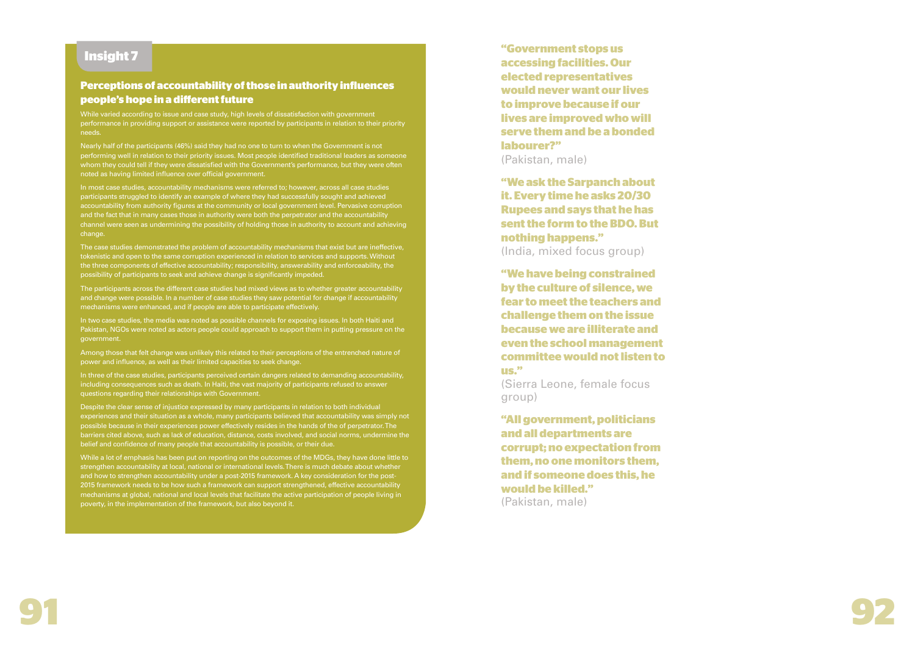## Insight 7

### Perceptions of accountability of those in authority influences people's hope in a different future

While varied according to issue and case study, high levels of dissatisfaction with government performance in providing support or assistance were reported by participants in relation to their priority needs.

Nearly half of the participants (46%) said they had no one to turn to when the Government is not performing well in relation to their priority issues. Most people identified traditional leaders as someone whom they could tell if they were dissatisfied with the Government's performance, but they were often noted as having limited influence over official government.

In most case studies, accountability mechanisms were referred to; however, across all case studies participants struggled to identify an example of where they had successfully sought and achieved accountability from authority figures at the community or local government level. Pervasive corruption and the fact that in many cases those in authority were both the perpetrator and the accountability channel were seen as undermining the possibility of holding those in authority to account and achieving change.

The case studies demonstrated the problem of accountability mechanisms that exist but are ineffective, tokenistic and open to the same corruption experienced in relation to services and supports. Without the three components of effective accountability; responsibility, answerability and enforceability, the possibility of participants to seek and achieve change is significantly impeded.

The participants across the different case studies had mixed views as to whether greater accountability and change were possible. In a number of case studies they saw potential for change if accountability mechanisms were enhanced, and if people are able to participate effectively.

In two case studies, the media was noted as possible channels for exposing issues. In both Haiti and Pakistan, NGOs were noted as actors people could approach to support them in putting pressure on the government.

Among those that felt change was unlikely this related to their perceptions of the entrenched nature of power and influence, as well as their limited capacities to seek change.

In three of the case studies, participants perceived certain dangers related to demanding accountability, including consequences such as death. In Haiti, the vast majority of participants refused to answer questions regarding their relationships with Government.

Despite the clear sense of injustice expressed by many participants in relation to both individual experiences and their situation as a whole, many participants believed that accountability was simply not possible because in their experiences power effectively resides in the hands of the of perpetrator. The barriers cited above, such as lack of education, distance, costs involved, and social norms, undermine the belief and confidence of many people that accountability is possible, or their due.

While a lot of emphasis has been put on reporting on the outcomes of the MDGs, they have done little to strengthen accountability at local, national or international levels. There is much debate about whether and how to strengthen accountability under a post-2015 framework. A key consideration for the post-2015 framework needs to be how such a framework can support strengthened, effective accountability mechanisms at global, national and local levels that facilitate the active participation of people living in poverty, in the implementation of the framework, but also beyond it.

**"Government stops us accessing facilities. Our elected representatives would never want our lives to improve because if our lives are improved who will serve them and be a bonded labourer?"**
(Pakistan, male)

**"We ask the Sarpanch about it. Every time he asks 20/30 Rupees and says that he has sent the form to the BDO. But nothing happens."**
(India, mixed focus group)

**"We have being constrained by the culture of silence, we fear to meet the teachers and challenge them on the issue because we are illiterate and even the school management committee would not listen to us."**
(Sierra Leone, female focus group)

**"All government, politicians and all departments are corrupt; no expectation from them, no one monitors them, and if someone does this, he would be killed."**
(Pakistan, male)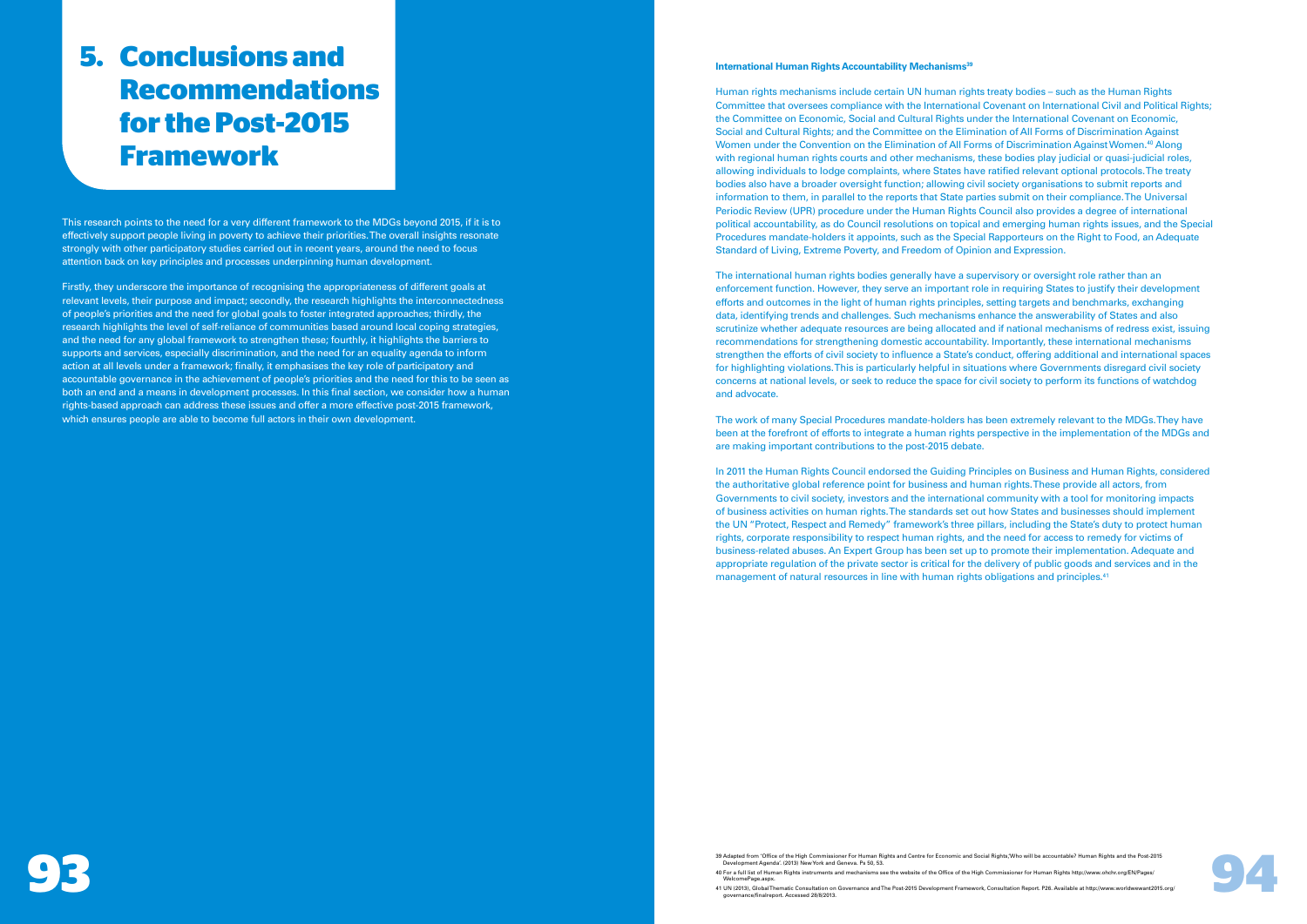# 5. Conclusions and Recommendations for the Post-2015 Framework

This research points to the need for a very different framework to the MDGs beyond 2015, if it is to effectively support people living in poverty to achieve their priorities. The overall insights resonate strongly with other participatory studies carried out in recent years, around the need to focus attention back on key principles and processes underpinning human development.

Firstly, they underscore the importance of recognising the appropriateness of different goals at relevant levels, their purpose and impact; secondly, the research highlights the interconnectedness of people's priorities and the need for global goals to foster integrated approaches; thirdly, the research highlights the level of self-reliance of communities based around local coping strategies, and the need for any global framework to strengthen these; fourthly, it highlights the barriers to supports and services, especially discrimination, and the need for an equality agenda to inform action at all levels under a framework; finally, it emphasises the key role of participatory and accountable governance in the achievement of people's priorities and the need for this to be seen as both an end and a means in development processes. In this final section, we consider how a human rights-based approach can address these issues and offer a more effective post-2015 framework, which ensures people are able to become full actors in their own development.

**International Human Rights Accountability Mechanisms**[39]

Human rights mechanisms include certain UN human rights treaty bodies – such as the Human Rights Committee that oversees compliance with the International Covenant on International Civil and Political Rights; the Committee on Economic, Social and Cultural Rights under the International Covenant on Economic, Social and Cultural Rights; and the Committee on the Elimination of All Forms of Discrimination Against Women under the Convention on the Elimination of All Forms of Discrimination Against Women.[40] Along with regional human rights courts and other mechanisms, these bodies play judicial or quasi-judicial roles, allowing individuals to lodge complaints, where States have ratified relevant optional protocols. The treaty bodies also have a broader oversight function; allowing civil society organisations to submit reports and information to them, in parallel to the reports that State parties submit on their compliance. The Universal Periodic Review (UPR) procedure under the Human Rights Council also provides a degree of international political accountability, as do Council resolutions on topical and emerging human rights issues, and the Special Procedures mandate-holders it appoints, such as the Special Rapporteurs on the Right to Food, an Adequate Standard of Living, Extreme Poverty, and Freedom of Opinion and Expression.

The international human rights bodies generally have a supervisory or oversight role rather than an enforcement function. However, they serve an important role in requiring States to justify their development efforts and outcomes in the light of human rights principles, setting targets and benchmarks, exchanging data, identifying trends and challenges. Such mechanisms enhance the answerability of States and also scrutinize whether adequate resources are being allocated and if national mechanisms of redress exist, issuing recommendations for strengthening domestic accountability. Importantly, these international mechanisms strengthen the efforts of civil society to influence a State's conduct, offering additional and international spaces for highlighting violations. This is particularly helpful in situations where Governments disregard civil society concerns at national levels, or seek to reduce the space for civil society to perform its functions of watchdog and advocate.

The work of many Special Procedures mandate-holders has been extremely relevant to the MDGs. They have been at the forefront of efforts to integrate a human rights perspective in the implementation of the MDGs and are making important contributions to the post-2015 debate.

In 2011 the Human Rights Council endorsed the Guiding Principles on Business and Human Rights, considered the authoritative global reference point for business and human rights. These provide all actors, from Governments to civil society, investors and the international community with a tool for monitoring impacts of business activities on human rights. The standards set out how States and businesses should implement the UN "Protect, Respect and Remedy" framework's three pillars, including the State's duty to protect human rights, corporate responsibility to respect human rights, and the need for access to remedy for victims of business-related abuses. An Expert Group has been set up to promote their implementation. Adequate and appropriate regulation of the private sector is critical for the delivery of public goods and services and in the management of natural resources in line with human rights obligations and principles.[41]

39 Adapted from 'Office of the High Commissioner For Human Rights and Centre for Economic and Social Rights,'Who will be accountable? Human Rights and the Post-2015 Development Agenda'. (2013) New York and Geneva. Ps 50, 53.

40 For a full list of Human Rights instruments and mechanisms see the website of the Office of the High Commissioner for Human Rights http://www.ohchr.org/EN/Pages/WelcomePage.aspx.

41 UN (2013), Global Thematic Consultation on Governance and The Post-2015 Development Framework, Consultation Report. P26. Available at http://www.worldwewant2015.org/governance/finalreport. Accessed 28/8/2013.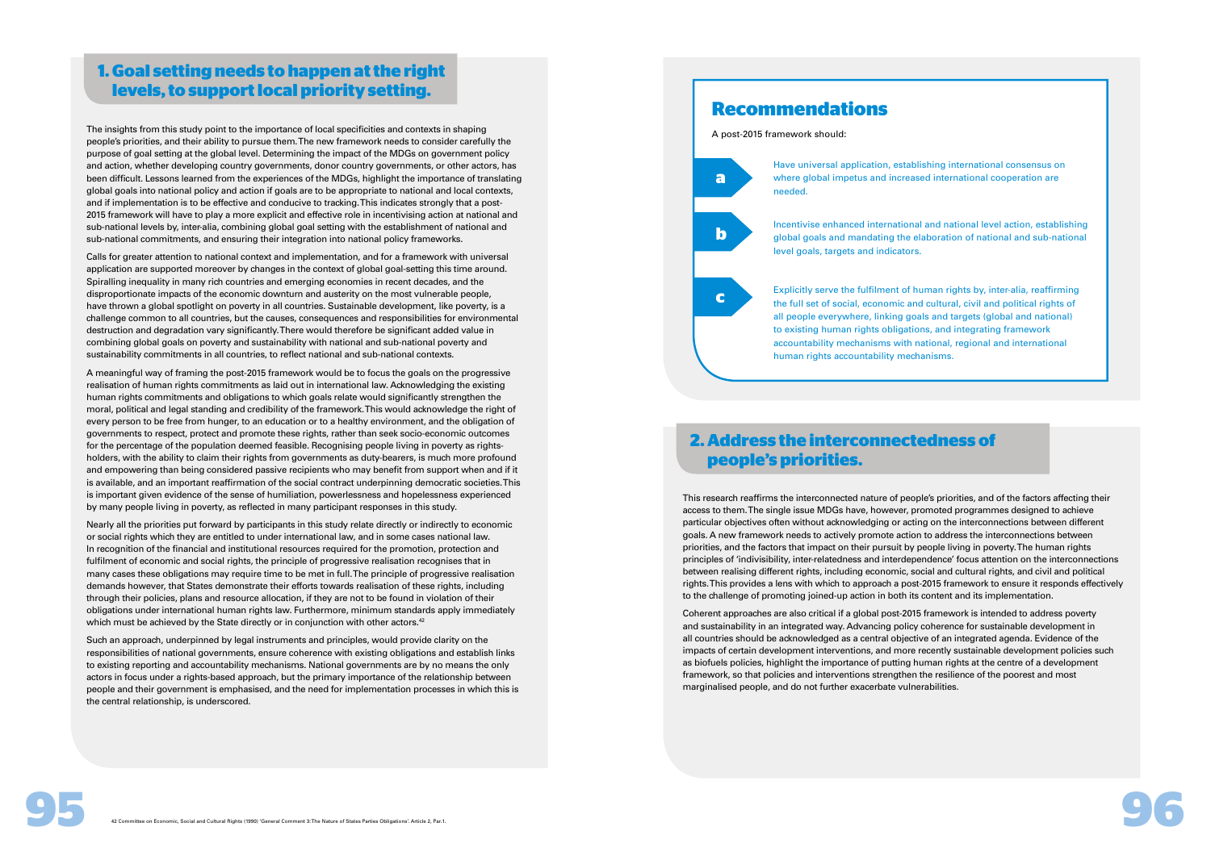## 1. Goal setting needs to happen at the right levels, to support local priority setting.

The insights from this study point to the importance of local specificities and contexts in shaping people's priorities, and their ability to pursue them. The new framework needs to consider carefully the purpose of goal setting at the global level. Determining the impact of the MDGs on government policy and action, whether developing country governments, donor country governments, or other actors, has been difficult. Lessons learned from the experiences of the MDGs, highlight the importance of translating global goals into national policy and action if goals are to be appropriate to national and local contexts, and if implementation is to be effective and conducive to tracking. This indicates strongly that a post-2015 framework will have to play a more explicit and effective role in incentivising action at national and sub-national levels by, inter-alia, combining global goal setting with the establishment of national and sub-national commitments, and ensuring their integration into national policy frameworks.

Calls for greater attention to national context and implementation, and for a framework with universal application are supported moreover by changes in the context of global goal-setting this time around. Spiralling inequality in many rich countries and emerging economies in recent decades, and the disproportionate impacts of the economic downturn and austerity on the most vulnerable people, have thrown a global spotlight on poverty in all countries. Sustainable development, like poverty, is a challenge common to all countries, but the causes, consequences and responsibilities for environmental destruction and degradation vary significantly. There would therefore be significant added value in combining global goals on poverty and sustainability with national and sub-national poverty and sustainability commitments in all countries, to reflect national and sub-national contexts.

A meaningful way of framing the post-2015 framework would be to focus the goals on the progressive realisation of human rights commitments as laid out in international law. Acknowledging the existing human rights commitments and obligations to which goals relate would significantly strengthen the moral, political and legal standing and credibility of the framework. This would acknowledge the right of every person to be free from hunger, to an education or to a healthy environment, and the obligation of governments to respect, protect and promote these rights, rather than seek socio-economic outcomes for the percentage of the population deemed feasible. Recognising people living in poverty as rights-holders, with the ability to claim their rights from governments as duty-bearers, is much more profound and empowering than being considered passive recipients who may benefit from support when and if it is available, and an important reaffirmation of the social contract underpinning democratic societies. This is important given evidence of the sense of humiliation, powerlessness and hopelessness experienced by many people living in poverty, as reflected in many participant responses in this study.

Nearly all the priorities put forward by participants in this study relate directly or indirectly to economic or social rights which they are entitled to under international law, and in some cases national law. In recognition of the financial and institutional resources required for the promotion, protection and fulfilment of economic and social rights, the principle of progressive realisation recognises that in many cases these obligations may require time to be met in full. The principle of progressive realisation demands however, that States demonstrate their efforts towards realisation of these rights, including through their policies, plans and resource allocation, if they are not to be found in violation of their obligations under international human rights law. Furthermore, minimum standards apply immediately which must be achieved by the State directly or in conjunction with other actors.[42]

Such an approach, underpinned by legal instruments and principles, would provide clarity on the responsibilities of national governments, ensure coherence with existing obligations and establish links to existing reporting and accountability mechanisms. National governments are by no means the only actors in focus under a rights-based approach, but the primary importance of the relationship between people and their government is emphasised, and the need for implementation processes in which this is the central relationship, is underscored.

[42] Committee on Economic, Social and Cultural Rights (1990) 'General Comment 3: The Nature of States Parties Obligations'. Article 2, Par.1.

## Recommendations

A post-2015 framework should:

**a** Have universal application, establishing international consensus on where global impetus and increased international cooperation are needed.

**b** Incentivise enhanced international and national level action, establishing global goals and mandating the elaboration of national and sub-national level goals, targets and indicators.

**c** Explicitly serve the fulfilment of human rights by, inter-alia, reaffirming the full set of social, economic and cultural, civil and political rights of all people everywhere, linking goals and targets (global and national) to existing human rights obligations, and integrating framework accountability mechanisms with national, regional and international human rights accountability mechanisms.

## 2. Address the interconnectedness of people's priorities.

This research reaffirms the interconnected nature of people's priorities, and of the factors affecting their access to them. The single issue MDGs have, however, promoted programmes designed to achieve particular objectives often without acknowledging or acting on the interconnections between different goals. A new framework needs to actively promote action to address the interconnections between priorities, and the factors that impact on their pursuit by people living in poverty. The human rights principles of 'indivisibility, inter-relatedness and interdependence' focus attention on the interconnections between realising different rights, including economic, social and cultural rights, and civil and political rights. This provides a lens with which to approach a post-2015 framework to ensure it responds effectively to the challenge of promoting joined-up action in both its content and its implementation.

Coherent approaches are also critical if a global post-2015 framework is intended to address poverty and sustainability in an integrated way. Advancing policy coherence for sustainable development in all countries should be acknowledged as a central objective of an integrated agenda. Evidence of the impacts of certain development interventions, and more recently sustainable development policies such as biofuels policies, highlight the importance of putting human rights at the centre of a development framework, so that policies and interventions strengthen the resilience of the poorest and most marginalised people, and do not further exacerbate vulnerabilities.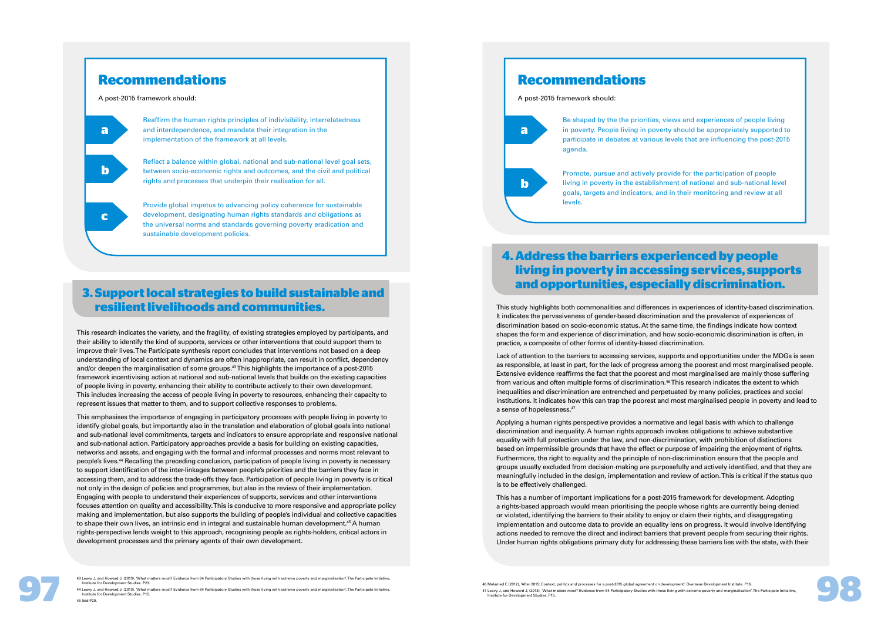## Recommendations

A post-2015 framework should:

**a** Reaffirm the human rights principles of indivisibility, interrelatedness and interdependence, and mandate their integration in the implementation of the framework at all levels.

**b** Reflect a balance within global, national and sub-national level goal sets, between socio-economic rights and outcomes, and the civil and political rights and processes that underpin their realisation for all.

**c** Provide global impetus to advancing policy coherence for sustainable development, designating human rights standards and obligations as the universal norms and standards governing poverty eradication and sustainable development policies.

## 3. Support local strategies to build sustainable and resilient livelihoods and communities.

This research indicates the variety, and the fragility, of existing strategies employed by participants, and their ability to identify the kind of supports, services or other interventions that could support them to improve their lives. The Participate synthesis report concludes that interventions not based on a deep understanding of local context and dynamics are often inappropriate, can result in conflict, dependency and/or deepen the marginalisation of some groups.[43] This highlights the importance of a post-2015 framework incentivising action at national and sub-national levels that builds on the existing capacities of people living in poverty, enhancing their ability to contribute actively to their own development. This includes increasing the access of people living in poverty to resources, enhancing their capacity to represent issues that matter to them, and to support collective responses to problems.

This emphasises the importance of engaging in participatory processes with people living in poverty to identify global goals, but importantly also in the translation and elaboration of global goals into national and sub-national level commitments, targets and indicators to ensure appropriate and responsive national and sub-national action. Participatory approaches provide a basis for building on existing capacities, networks and assets, and engaging with the formal and informal processes and norms most relevant to people's lives.[44] Recalling the preceding conclusion, participation of people living in poverty is necessary to support identification of the inter-linkages between people's priorities and the barriers they face in accessing them, and to address the trade-offs they face. Participation of people living in poverty is critical not only in the design of policies and programmes, but also in the review of their implementation. Engaging with people to understand their experiences of supports, services and other interventions focuses attention on quality and accessibility. This is conducive to more responsive and appropriate policy making and implementation, but also supports the building of people's individual and collective capacities to shape their own lives, an intrinsic end in integral and sustainable human development.[45] A human rights-perspective lends weight to this approach, recognising people as rights-holders, critical actors in development processes and the primary agents of their own development.

43 Leavy J, and Howard J, (2013), 'What matters most? Evidence from 84 Participatory Studies with those living with extreme poverty and marginalisation'. The Participate Initiative, Institute for Development Studies. P23.

44 Leavy J, and Howard J, (2013), 'What matters most? Evidence from 84 Participatory Studies with those living with extreme poverty and marginalisation'. The Participate Initiative, Institute for Development Studies. P15.

45 Ibid P20.

## Recommendations

A post-2015 framework should:

**a** Be shaped by the the priorities, views and experiences of people living in poverty. People living in poverty should be appropriately supported to participate in debates at various levels that are influencing the post-2015 agenda.

**b** Promote, pursue and actively provide for the participation of people living in poverty in the establishment of national and sub-national level goals, targets and indicators, and in their monitoring and review at all levels.

## 4. Address the barriers experienced by people living in poverty in accessing services, supports and opportunities, especially discrimination.

This study highlights both commonalities and differences in experiences of identity-based discrimination. It indicates the pervasiveness of gender-based discrimination and the prevalence of experiences of discrimination based on socio-economic status. At the same time, the findings indicate how context shapes the form and experience of discrimination, and how socio-economic discrimination is often, in practice, a composite of other forms of identity-based discrimination.

Lack of attention to the barriers to accessing services, supports and opportunities under the MDGs is seen as responsible, at least in part, for the lack of progress among the poorest and most marginalised people. Extensive evidence reaffirms the fact that the poorest and most marginalised are mainly those suffering from various and often multiple forms of discrimination.[46] This research indicates the extent to which inequalities and discrimination are entrenched and perpetuated by many policies, practices and social institutions. It indicates how this can trap the poorest and most marginalised people in poverty and lead to a sense of hopelessness.[47]

Applying a human rights perspective provides a normative and legal basis with which to challenge discrimination and inequality. A human rights approach invokes obligations to achieve substantive equality with full protection under the law, and non-discrimination, with prohibition of distinctions based on impermissible grounds that have the effect or purpose of impairing the enjoyment of rights. Furthermore, the right to equality and the principle of non-discrimination ensure that the people and groups usually excluded from decision-making are purposefully and actively identified, and that they are meaningfully included in the design, implementation and review of action. This is critical if the status quo is to be effectively challenged.

This has a number of important implications for a post-2015 framework for development. Adopting a rights-based approach would mean prioritising the people whose rights are currently being denied or violated, identifying the barriers to their ability to enjoy or claim their rights, and disaggregating implementation and outcome data to provide an equality lens on progress. It would involve identifying actions needed to remove the direct and indirect barriers that prevent people from securing their rights. Under human rights obligations primary duty for addressing these barriers lies with the state, with their

46 Melamed C (2012), 'After 2015: Context, politics and processes for a post-2015 global agreement on development'. Overseas Development Institute. P16.

47 Leavy J, and Howard J, (2013), 'What matters most? Evidence from 84 Participatory Studies with those living with extreme poverty and marginalisation'. The Participate Initiative, Institute for Development Studies. P15.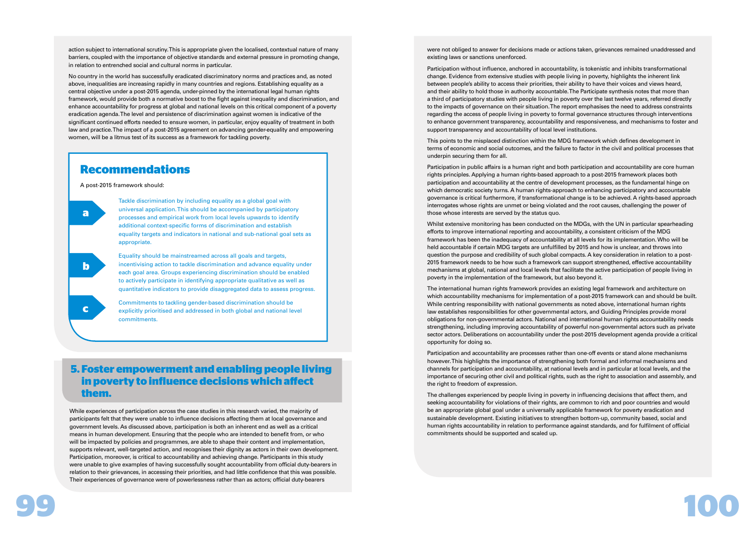action subject to international scrutiny. This is appropriate given the localised, contextual nature of many barriers, coupled with the importance of objective standards and external pressure in promoting change, in relation to entrenched social and cultural norms in particular.

No country in the world has successfully eradicated discriminatory norms and practices and, as noted above, inequalities are increasing rapidly in many countries and regions. Establishing equality as a central objective under a post-2015 agenda, under-pinned by the international legal human rights framework, would provide both a normative boost to the fight against inequality and discrimination, and enhance accountability for progress at global and national levels on this critical component of a poverty eradication agenda. The level and persistence of discrimination against women is indicative of the significant continued efforts needed to ensure women, in particular, enjoy equality of treatment in both law and practice. The impact of a post-2015 agreement on advancing gender-equality and empowering women, will be a litmus test of its success as a framework for tackling poverty.

## Recommendations

A post-2015 framework should:

**a** Tackle discrimination by including equality as a global goal with universal application. This should be accompanied by participatory processes and empirical work from local levels upwards to identify additional context-specific forms of discrimination and establish equality targets and indicators in national and sub-national goal sets as appropriate.

**b** Equality should be mainstreamed across all goals and targets, incentivising action to tackle discrimination and advance equality under each goal area. Groups experiencing discrimination should be enabled to actively participate in identifying appropriate qualitative as well as quantitative indicators to provide disaggregated data to assess progress.

**c** Commitments to tackling gender-based discrimination should be explicitly prioritised and addressed in both global and national level commitments.

## 5. Foster empowerment and enabling people living in poverty to influence decisions which affect them.

While experiences of participation across the case studies in this research varied, the majority of participants felt that they were unable to influence decisions affecting them at local governance and government levels. As discussed above, participation is both an inherent end as well as a critical means in human development. Ensuring that the people who are intended to benefit from, or who will be impacted by policies and programmes, are able to shape their content and implementation, supports relevant, well-targeted action, and recognises their dignity as actors in their own development. Participation, moreover, is critical to accountability and achieving change. Participants in this study were unable to give examples of having successfully sought accountability from official duty-bearers in relation to their grievances, in accessing their priorities, and had little confidence that this was possible. Their experiences of governance were of powerlessness rather than as actors; official duty-bearers were not obliged to answer for decisions made or actions taken, grievances remained unaddressed and existing laws or sanctions unenforced.

Participation without influence, anchored in accountability, is tokenistic and inhibits transformational change. Evidence from extensive studies with people living in poverty, highlights the important link between people's ability to access their priorities, their ability to have their voices and views heard, and their ability to hold those in authority accountable. The Participate synthesis notes that more than a third of participatory studies with people living in poverty over the last twelve years, referred directly to the impacts of governance on their situation. The report emphasises the need to address constraints regarding the access of people living in poverty to formal governance structures through interventions to enhance government transparency, accountability and responsiveness, and mechanisms to foster and support transparency and accountability of local level institutions.

This points to the misplaced distinction within the MDG framework which defines development in terms of economic and social outcomes, and the failure to factor in the civil and political processes that underpin securing them for all.

Participation in public affairs is a human right and both participation and accountability are core human rights principles. Applying a human rights-based approach to a post-2015 framework places both participation and accountability at the centre of development processes, as the fundamental hinge on which democratic society turns. A human rights-approach to enhancing participatory and accountable governance is critical furthermore, if transformational change is to be achieved. A rights-based approach interrogates whose rights are unmet or being violated and the root causes, challenging the power of those whose interests are served by the status quo.

Whilst extensive monitoring has been conducted on the MDGs, with the UN in particular spearheading efforts to improve international reporting and accountability, a consistent criticism of the MDG framework has been the inadequacy of accountability at all levels for its implementation. Who will be held accountable if certain MDG targets are unfulfilled by 2015 and how is unclear, and throws into question the purpose and credibility of such global compacts. A key consideration in relation to a post-2015 framework needs to be how such a framework can support strengthened, effective accountability mechanisms at global, national and local levels that facilitate the active participation of people living in poverty in the implementation of the framework, but also beyond it.

The international human rights framework provides an existing legal framework and architecture on which accountability mechanisms for implementation of a post-2015 framework can and should be built. While centring responsibility with national governments as noted above, international human rights law establishes responsibilities for other governmental actors, and Guiding Principles provide moral obligations for non-governmental actors. National and international human rights accountability needs strengthening, including improving accountability of powerful non-governmental actors such as private sector actors. Deliberations on accountability under the post-2015 development agenda provide a critical opportunity for doing so.

Participation and accountability are processes rather than one-off events or stand alone mechanisms however. This highlights the importance of strengthening both formal and informal mechanisms and channels for participation and accountability, at national levels and in particular at local levels, and the importance of securing other civil and political rights, such as the right to association and assembly, and the right to freedom of expression.

The challenges experienced by people living in poverty in influencing decisions that affect them, and seeking accountability for violations of their rights, are common to rich and poor countries and would be an appropriate global goal under a universally applicable framework for poverty eradication and sustainable development. Existing initiatives to strengthen bottom-up, community based, social and human rights accountability in relation to performance against standards, and for fulfilment of official commitments should be supported and scaled up.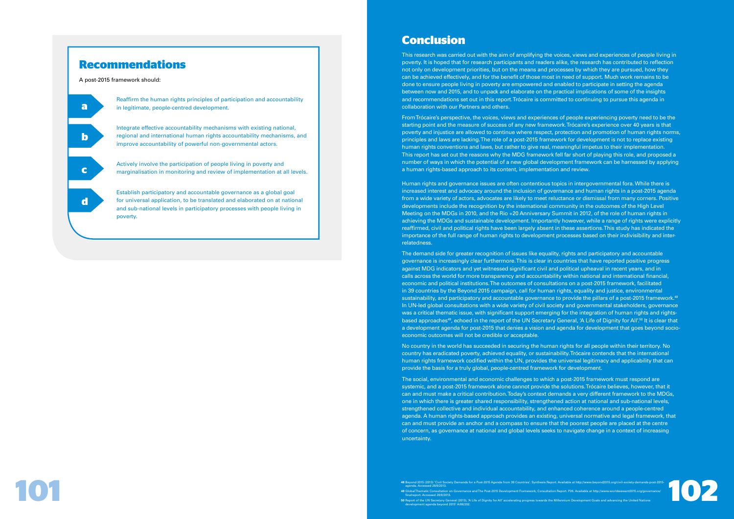## Recommendations

A post-2015 framework should:

**a** Reaffirm the human rights principles of participation and accountability in legitimate, people-centred development.

**b** Integrate effective accountability mechanisms with existing national, regional and international human rights accountability mechanisms, and improve accountability of powerful non-governmental actors.

**c** Actively involve the participation of people living in poverty and marginalisation in monitoring and review of implementation at all levels.

**d** Establish participatory and accountable governance as a global goal for universal application, to be translated and elaborated on at national and sub-national levels in participatory processes with people living in poverty.

## Conclusion

This research was carried out with the aim of amplifying the voices, views and experiences of people living in poverty. It is hoped that for research participants and readers alike, the research has contributed to reflection not only on development priorities, but on the means and processes by which they are pursued, how they can be achieved effectively, and for the benefit of those most in need of support. Much work remains to be done to ensure people living in poverty are empowered and enabled to participate in setting the agenda between now and 2015, and to unpack and elaborate on the practical implications of some of the insights and recommendations set out in this report. Trócaire is committed to continuing to pursue this agenda in collaboration with our Partners and others.

From Trócaire's perspective, the voices, views and experiences of people experiencing poverty need to be the starting point and the measure of success of any new framework. Trócaire's experience over 40 years is that poverty and injustice are allowed to continue where respect, protection and promotion of human rights norms, principles and laws are lacking. The role of a post-2015 framework for development is not to replace existing human rights conventions and laws, but rather to give real, meaningful impetus to their implementation. This report has set out the reasons why the MDG framework fell far short of playing this role, and proposed a number of ways in which the potential of a new global development framework can be harnessed by applying a human rights-based approach to its content, implementation and review.

Human rights and governance issues are often contentious topics in intergovernmental fora. While there is increased interest and advocacy around the inclusion of governance and human rights in a post-2015 agenda from a wide variety of actors, advocates are likely to meet reluctance or dismissal from many corners. Positive developments include the recognition by the international community in the outcomes of the High Level Meeting on the MDGs in 2010, and the Rio +20 Anniversary Summit in 2012, of the role of human rights in achieving the MDGs and sustainable development. Importantly however, while a range of rights were explicitly reaffirmed, civil and political rights have been largely absent in these assertions. This study has indicated the importance of the full range of human rights to development processes based on their indivisibility and inter-relatedness.

The demand side for greater recognition of issues like equality, rights and participatory and accountable governance is increasingly clear furthermore. This is clear in countries that have reported positive progress against MDG indicators and yet witnessed significant civil and political upheaval in recent years, and in calls across the world for more transparency and accountability within national and international financial, economic and political institutions. The outcomes of consultations on a post-2015 framework, facilitated in 39 countries by the Beyond 2015 campaign, call for human rights, equality and justice, environmental sustainability, and participatory and accountable governance to provide the pillars of a post-2015 framework.[48] In UN-led global consultations with a wide variety of civil society and governmental stakeholders, governance was a critical thematic issue, with significant support emerging for the integration of human rights and rights-based approaches[49], echoed in the report of the UN Secretary General, 'A Life of Dignity for All'.[50] It is clear that a development agenda for post-2015 that denies a vision and agenda for development that goes beyond socio-economic outcomes will not be credible or acceptable.

No country in the world has succeeded in securing the human rights for all people within their territory. No country has eradicated poverty, achieved equality, or sustainability. Trócaire contends that the international human rights framework codified within the UN, provides the universal legitimacy and applicability that can provide the basis for a truly global, people-centred framework for development.

The social, environmental and economic challenges to which a post-2015 framework must respond are systemic, and a post-2015 framework alone cannot provide the solutions. Trócaire believes, however, that it can and must make a critical contribution. Today's context demands a very different framework to the MDGs, one in which there is greater shared responsibility, strengthened action at national and sub-national levels, strengthened collective and individual accountability, and enhanced coherence around a people-centred agenda. A human rights-based approach provides an existing, universal normative and legal framework, that can and must provide an anchor and a compass to ensure that the poorest people are placed at the centre of concern, as governance at national and global levels seeks to navigate change in a context of increasing uncertainty.

48 Beyond 2015 (2013) 'Civil Society Demands for a Post-2015 Agenda from 39 Countries'. Synthesis Report. Available at http://www.beyond2015.org/civil-society-demands-post-2015-agenda. Accessed 28/8/2013.

49 Global Thematic Consultation on Governance and The Post-2015 Development Framework, Consultation Report. P26. Available at http://www.worldwewant2015.org/governance/finalreport. Accessed 28/8/2013.

50 Report of the UN Secretary General (2013), 'A Life of Dignity for All' accelerating progress towards the Millennium Development Goals and advancing the United Nations development agenda beyond 2015' A/68/202.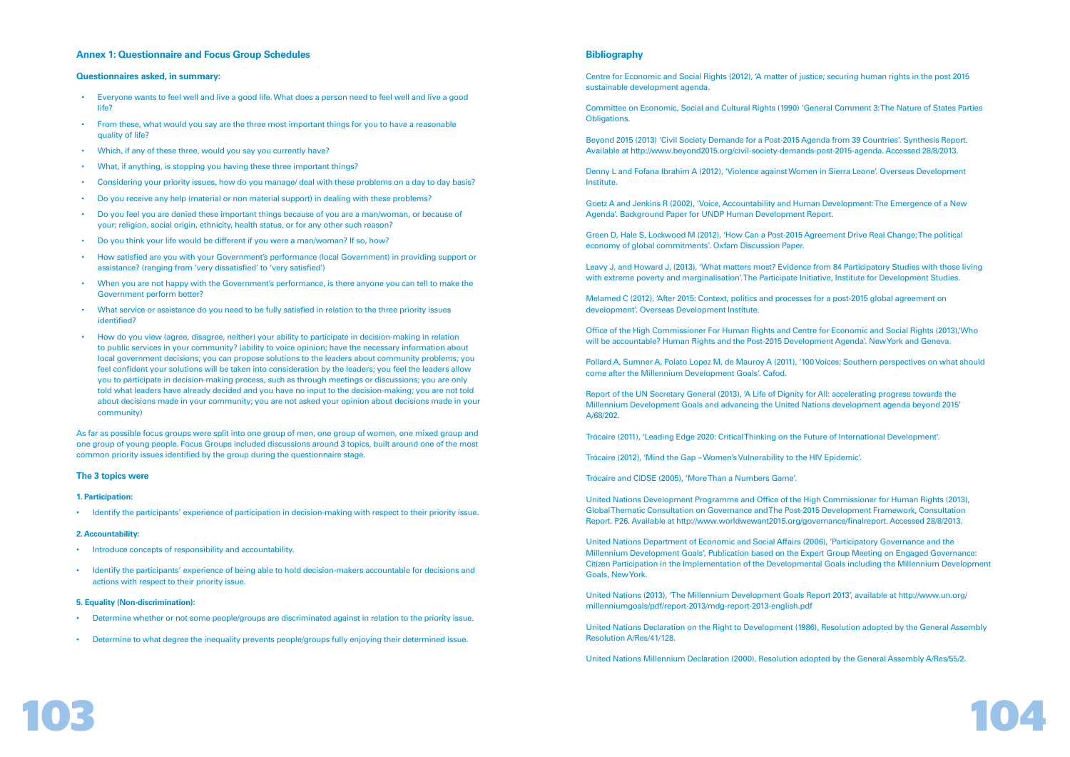## Annex 1: Questionnaire and Focus Group Schedules

**Questionnaires asked, in summary:**

- Everyone wants to feel well and live a good life. What does a person need to feel well and live a good life?
- From these, what would you say are the three most important things for you to have a reasonable quality of life?
- Which, if any of these three, would you say you currently have?
- What, if anything, is stopping you having these three important things?
- Considering your priority issues, how do you manage/ deal with these problems on a day to day basis?
- Do you receive any help (material or non material support) in dealing with these problems?
- Do you feel you are denied these important things because of you are a man/woman, or because of your; religion, social origin, ethnicity, health status, or for any other such reason?
- Do you think your life would be different if you were a man/woman? If so, how?
- How satisfied are you with your Government's performance (local Government) in providing support or assistance? (ranging from 'very dissatisfied' to 'very satisfied')
- When you are not happy with the Government's performance, is there anyone you can tell to make the Government perform better?
- What service or assistance do you need to be fully satisfied in relation to the three priority issues identified?
- How do you view (agree, disagree, neither) your ability to participate in decision-making in relation to public services in your community? (ability to voice opinion; have the necessary information about local government decisions; you can propose solutions to the leaders about community problems; you feel confident your solutions will be taken into consideration by the leaders; you feel the leaders allow you to participate in decision-making process, such as through meetings or discussions; you are only told what leaders have already decided and you have no input to the decision-making; you are not told about decisions made in your community; you are not asked your opinion about decisions made in your community)

As far as possible focus groups were split into one group of men, one group of women, one mixed group and one group of young people. Focus Groups included discussions around 3 topics, built around one of the most common priority issues identified by the group during the questionnaire stage.

### The 3 topics were

**1. Participation:**

- Identify the participants' experience of participation in decision-making with respect to their priority issue.

**2. Accountability:**

- Introduce concepts of responsibility and accountability.
- Identify the participants' experience of being able to hold decision-makers accountable for decisions and actions with respect to their priority issue.

**5. Equality (Non-discrimination):**

- Determine whether or not some people/groups are discriminated against in relation to the priority issue.
- Determine to what degree the inequality prevents people/groups fully enjoying their determined issue.

## Bibliography

Centre for Economic and Social Rights (2012), 'A matter of justice; securing human rights in the post 2015 sustainable development agenda.

Committee on Economic, Social and Cultural Rights (1990) 'General Comment 3: The Nature of States Parties Obligations.

Beyond 2015 (2013) 'Civil Society Demands for a Post-2015 Agenda from 39 Countries'. Synthesis Report. Available at http://www.beyond2015.org/civil-society-demands-post-2015-agenda. Accessed 28/8/2013.

Denny L and Fofana Ibrahim A (2012), 'Violence against Women in Sierra Leone'. Overseas Development Institute.

Goetz A and Jenkins R (2002), 'Voice, Accountability and Human Development: The Emergence of a New Agenda'. Background Paper for UNDP Human Development Report.

Green D, Hale S, Lockwood M (2012), 'How Can a Post-2015 Agreement Drive Real Change; The political economy of global commitments'. Oxfam Discussion Paper.

Leavy J, and Howard J, (2013), 'What matters most? Evidence from 84 Participatory Studies with those living with extreme poverty and marginalisation'. The Participate Initiative, Institute for Development Studies.

Melamed C (2012), 'After 2015: Context, politics and processes for a post-2015 global agreement on development'. Overseas Development Institute.

Office of the High Commissioner For Human Rights and Centre for Economic and Social Rights (2013),'Who will be accountable? Human Rights and the Post-2015 Development Agenda'. New York and Geneva.

Pollard A, Sumner A, Polato Lopez M, de Mauroy A (2011), '100 Voices; Southern perspectives on what should come after the Millennium Development Goals'. Cafod.

Report of the UN Secretary General (2013), 'A Life of Dignity for All: accelerating progress towards the Millennium Development Goals and advancing the United Nations development agenda beyond 2015' A/68/202.

Trócaire (2011), 'Leading Edge 2020: Critical Thinking on the Future of International Development'.

Trócaire (2012), 'Mind the Gap – Women's Vulnerability to the HIV Epidemic'.

Trócaire and CIDSE (2005), 'More Than a Numbers Game'.

United Nations Development Programme and Office of the High Commissioner for Human Rights (2013), Global Thematic Consultation on Governance and The Post-2015 Development Framework, Consultation Report. P26. Available at http://www.worldwewant2015.org/governance/finalreport. Accessed 28/8/2013.

United Nations Department of Economic and Social Affairs (2006), 'Participatory Governance and the Millennium Development Goals', Publication based on the Expert Group Meeting on Engaged Governance: Citizen Participation in the Implementation of the Developmental Goals including the Millennium Development Goals, New York.

United Nations (2013), 'The Millennium Development Goals Report 2013', available at http://www.un.org/millenniumgoals/pdf/report-2013/mdg-report-2013-english.pdf

United Nations Declaration on the Right to Development (1986), Resolution adopted by the General Assembly Resolution A/Res/41/128.

United Nations Millennium Declaration (2000), Resolution adopted by the General Assembly A/Res/55/2.